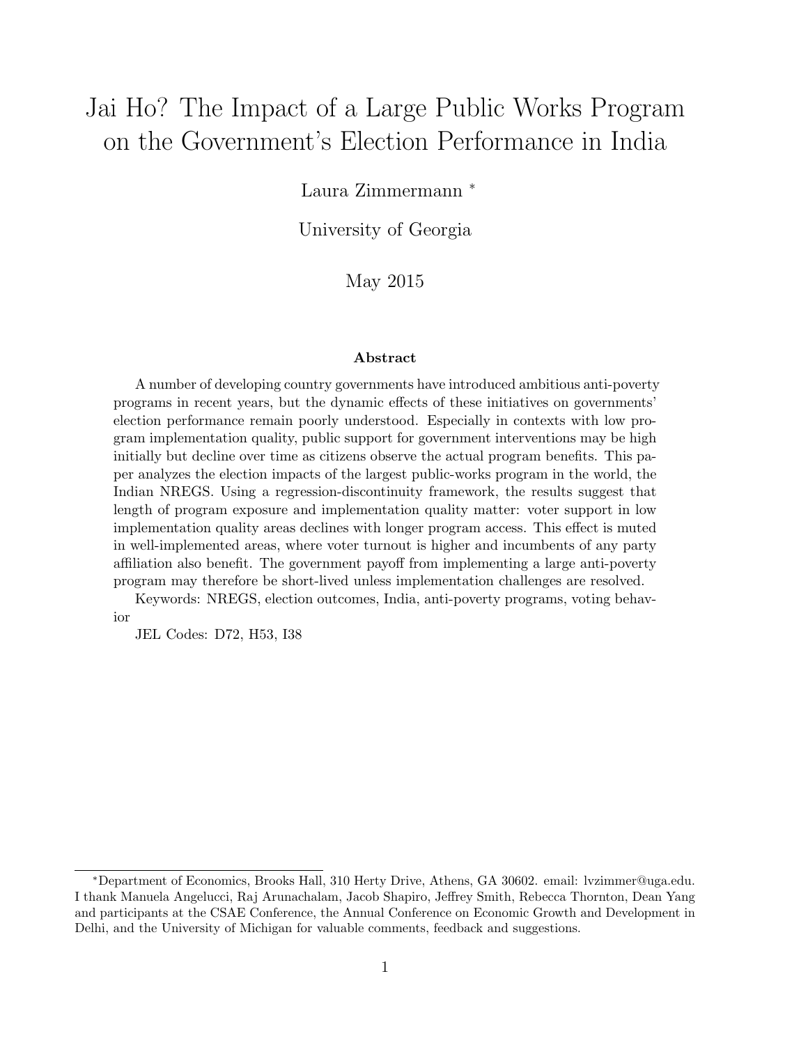# Jai Ho? The Impact of a Large Public Works Program on the Government's Election Performance in India

Laura Zimmermann [*]

University of Georgia

May 2015

### Abstract

A number of developing country governments have introduced ambitious anti-poverty programs in recent years, but the dynamic effects of these initiatives on governments' election performance remain poorly understood. Especially in contexts with low program implementation quality, public support for government interventions may be high initially but decline over time as citizens observe the actual program benefits. This paper analyzes the election impacts of the largest public-works program in the world, the Indian NREGS. Using a regression-discontinuity framework, the results suggest that length of program exposure and implementation quality matter: voter support in low implementation quality areas declines with longer program access. This effect is muted in well-implemented areas, where voter turnout is higher and incumbents of any party affiliation also benefit. The government payoff from implementing a large anti-poverty program may therefore be short-lived unless implementation challenges are resolved.

Keywords: NREGS, election outcomes, India, anti-poverty programs, voting behavior

JEL Codes: D72, H53, I38

---

[*] Department of Economics, Brooks Hall, 310 Herty Drive, Athens, GA 30602. email: lvzimmer@uga.edu. I thank Manuela Angelucci, Raj Arunachalam, Jacob Shapiro, Jeffrey Smith, Rebecca Thornton, Dean Yang and participants at the CSAE Conference, the Annual Conference on Economic Growth and Development in Delhi, and the University of Michigan for valuable comments, feedback and suggestions.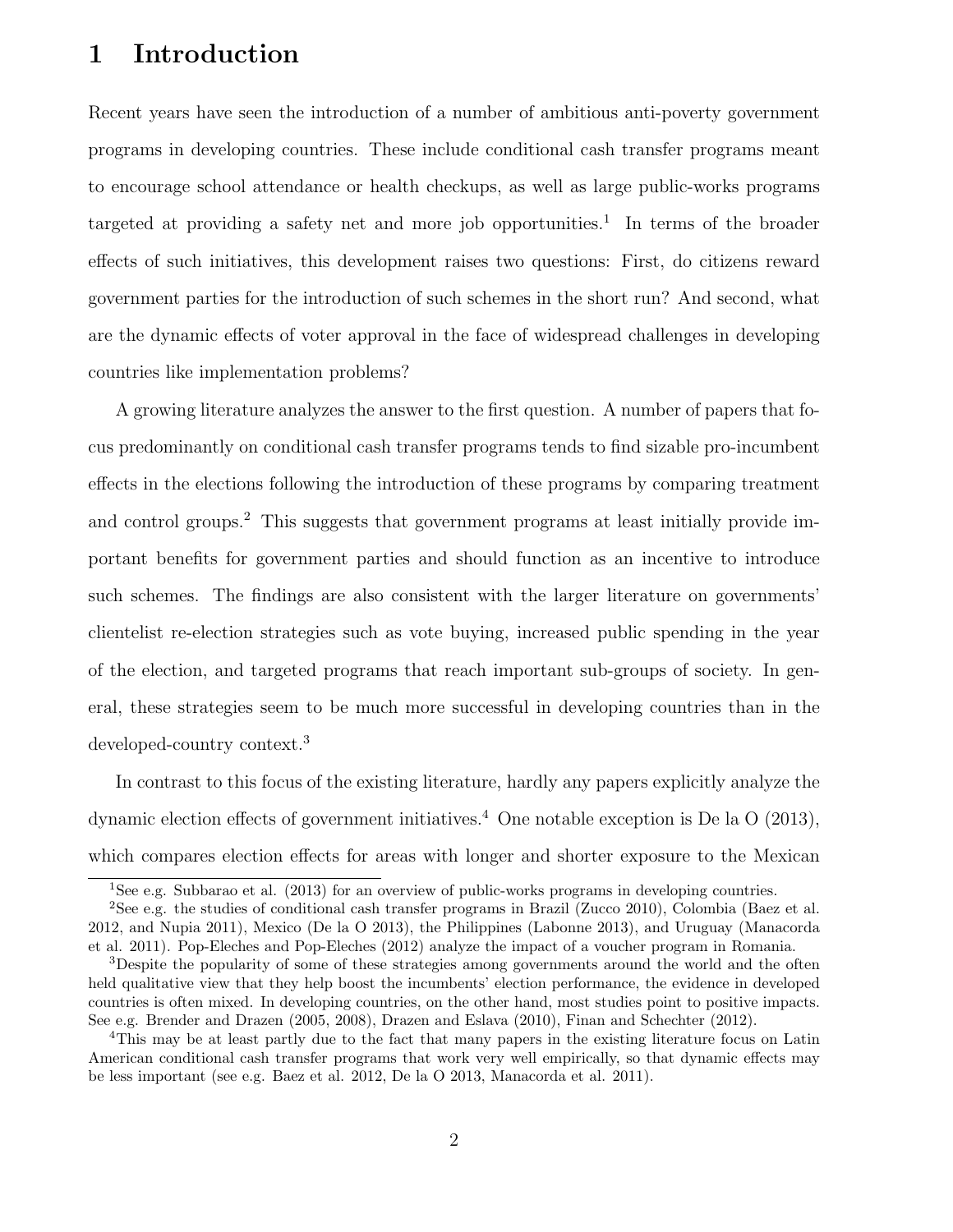# 1 Introduction

Recent years have seen the introduction of a number of ambitious anti-poverty government programs in developing countries. These include conditional cash transfer programs meant to encourage school attendance or health checkups, as well as large public-works programs targeted at providing a safety net and more job opportunities.[1] In terms of the broader effects of such initiatives, this development raises two questions: First, do citizens reward government parties for the introduction of such schemes in the short run? And second, what are the dynamic effects of voter approval in the face of widespread challenges in developing countries like implementation problems?

A growing literature analyzes the answer to the first question. A number of papers that focus predominantly on conditional cash transfer programs tends to find sizable pro-incumbent effects in the elections following the introduction of these programs by comparing treatment and control groups.[2] This suggests that government programs at least initially provide important benefits for government parties and should function as an incentive to introduce such schemes. The findings are also consistent with the larger literature on governments' clientelist re-election strategies such as vote buying, increased public spending in the year of the election, and targeted programs that reach important sub-groups of society. In general, these strategies seem to be much more successful in developing countries than in the developed-country context.[3]

In contrast to this focus of the existing literature, hardly any papers explicitly analyze the dynamic election effects of government initiatives.[4] One notable exception is De la O (2013), which compares election effects for areas with longer and shorter exposure to the Mexican

[1] See e.g. Subbarao et al. (2013) for an overview of public-works programs in developing countries.

[2] See e.g. the studies of conditional cash transfer programs in Brazil (Zucco 2010), Colombia (Baez et al. 2012, and Nupia 2011), Mexico (De la O 2013), the Philippines (Labonne 2013), and Uruguay (Manacorda et al. 2011). Pop-Eleches and Pop-Eleches (2012) analyze the impact of a voucher program in Romania.

[3] Despite the popularity of some of these strategies among governments around the world and the often held qualitative view that they help boost the incumbents' election performance, the evidence in developed countries is often mixed. In developing countries, on the other hand, most studies point to positive impacts. See e.g. Brender and Drazen (2005, 2008), Drazen and Eslava (2010), Finan and Schechter (2012).

[4] This may be at least partly due to the fact that many papers in the existing literature focus on Latin American conditional cash transfer programs that work very well empirically, so that dynamic effects may be less important (see e.g. Baez et al. 2012, De la O 2013, Manacorda et al. 2011).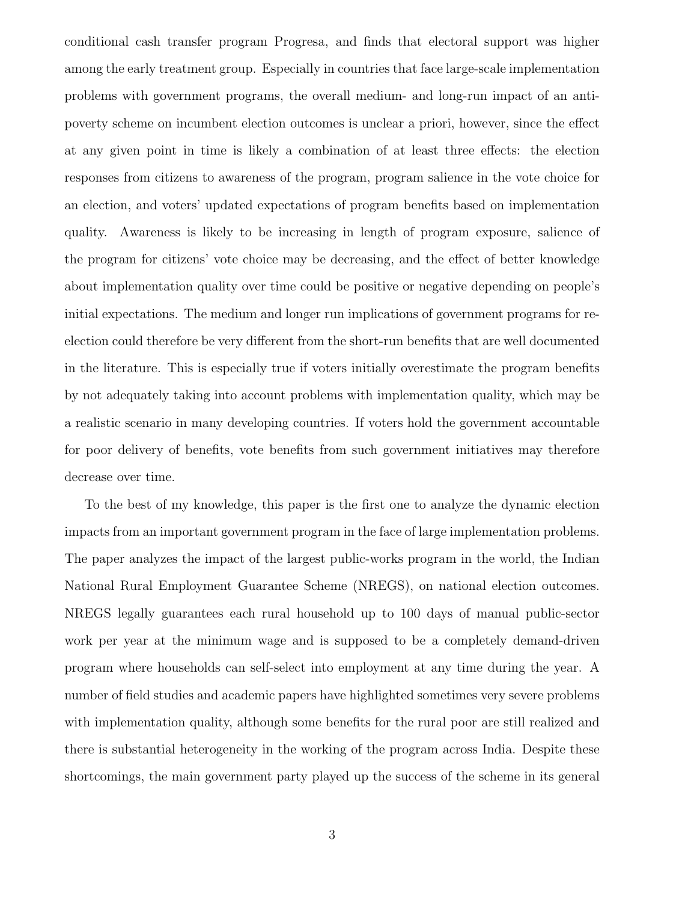conditional cash transfer program Progresa, and finds that electoral support was higher among the early treatment group. Especially in countries that face large-scale implementation problems with government programs, the overall medium- and long-run impact of an anti-poverty scheme on incumbent election outcomes is unclear a priori, however, since the effect at any given point in time is likely a combination of at least three effects: the election responses from citizens to awareness of the program, program salience in the vote choice for an election, and voters' updated expectations of program benefits based on implementation quality. Awareness is likely to be increasing in length of program exposure, salience of the program for citizens' vote choice may be decreasing, and the effect of better knowledge about implementation quality over time could be positive or negative depending on people's initial expectations. The medium and longer run implications of government programs for re-election could therefore be very different from the short-run benefits that are well documented in the literature. This is especially true if voters initially overestimate the program benefits by not adequately taking into account problems with implementation quality, which may be a realistic scenario in many developing countries. If voters hold the government accountable for poor delivery of benefits, vote benefits from such government initiatives may therefore decrease over time.

To the best of my knowledge, this paper is the first one to analyze the dynamic election impacts from an important government program in the face of large implementation problems. The paper analyzes the impact of the largest public-works program in the world, the Indian National Rural Employment Guarantee Scheme (NREGS), on national election outcomes. NREGS legally guarantees each rural household up to 100 days of manual public-sector work per year at the minimum wage and is supposed to be a completely demand-driven program where households can self-select into employment at any time during the year. A number of field studies and academic papers have highlighted sometimes very severe problems with implementation quality, although some benefits for the rural poor are still realized and there is substantial heterogeneity in the working of the program across India. Despite these shortcomings, the main government party played up the success of the scheme in its general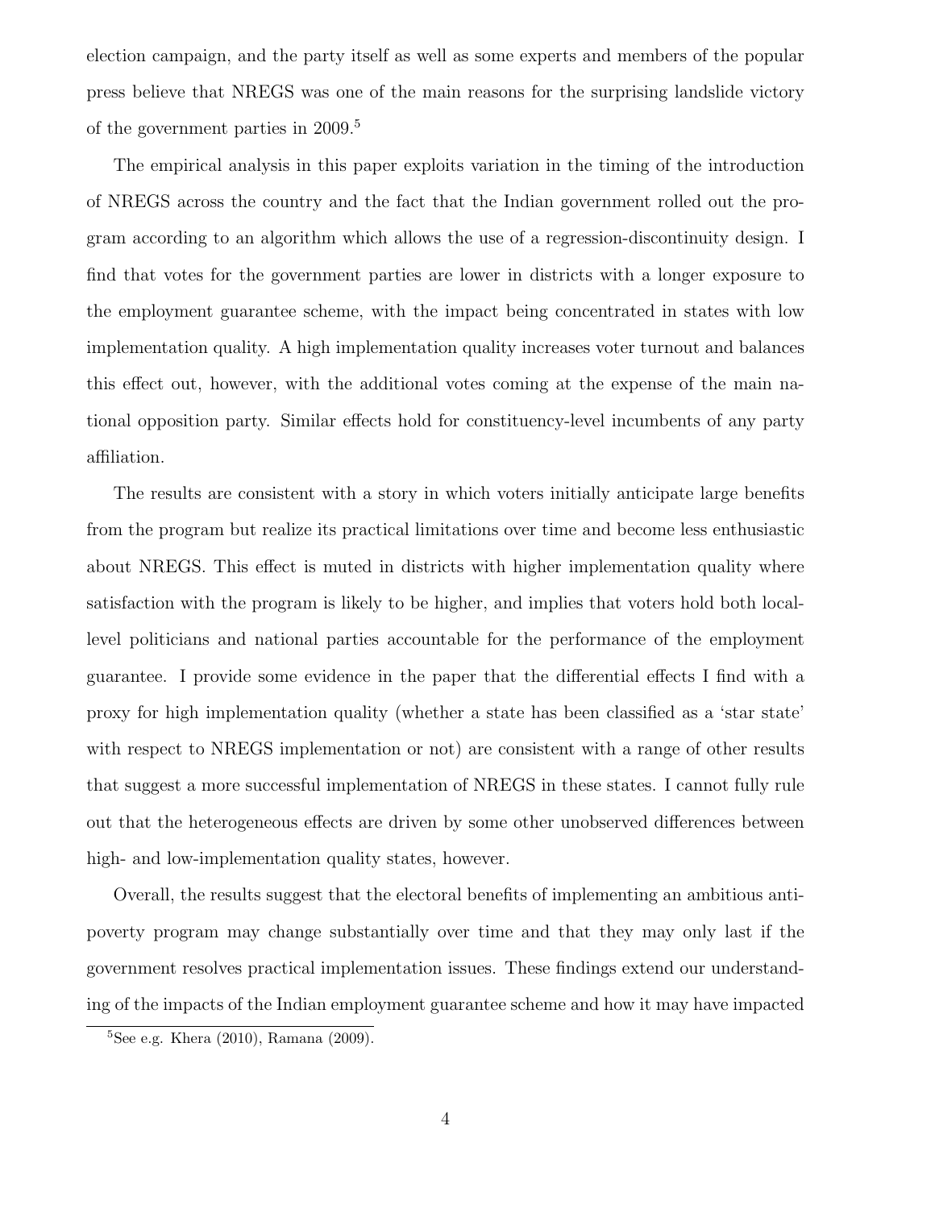election campaign, and the party itself as well as some experts and members of the popular press believe that NREGS was one of the main reasons for the surprising landslide victory of the government parties in 2009.[5]

The empirical analysis in this paper exploits variation in the timing of the introduction of NREGS across the country and the fact that the Indian government rolled out the program according to an algorithm which allows the use of a regression-discontinuity design. I find that votes for the government parties are lower in districts with a longer exposure to the employment guarantee scheme, with the impact being concentrated in states with low implementation quality. A high implementation quality increases voter turnout and balances this effect out, however, with the additional votes coming at the expense of the main national opposition party. Similar effects hold for constituency-level incumbents of any party affiliation.

The results are consistent with a story in which voters initially anticipate large benefits from the program but realize its practical limitations over time and become less enthusiastic about NREGS. This effect is muted in districts with higher implementation quality where satisfaction with the program is likely to be higher, and implies that voters hold both local-level politicians and national parties accountable for the performance of the employment guarantee. I provide some evidence in the paper that the differential effects I find with a proxy for high implementation quality (whether a state has been classified as a 'star state' with respect to NREGS implementation or not) are consistent with a range of other results that suggest a more successful implementation of NREGS in these states. I cannot fully rule out that the heterogeneous effects are driven by some other unobserved differences between high- and low-implementation quality states, however.

Overall, the results suggest that the electoral benefits of implementing an ambitious anti-poverty program may change substantially over time and that they may only last if the government resolves practical implementation issues. These findings extend our understanding of the impacts of the Indian employment guarantee scheme and how it may have impacted

[5]See e.g. Khera (2010), Ramana (2009).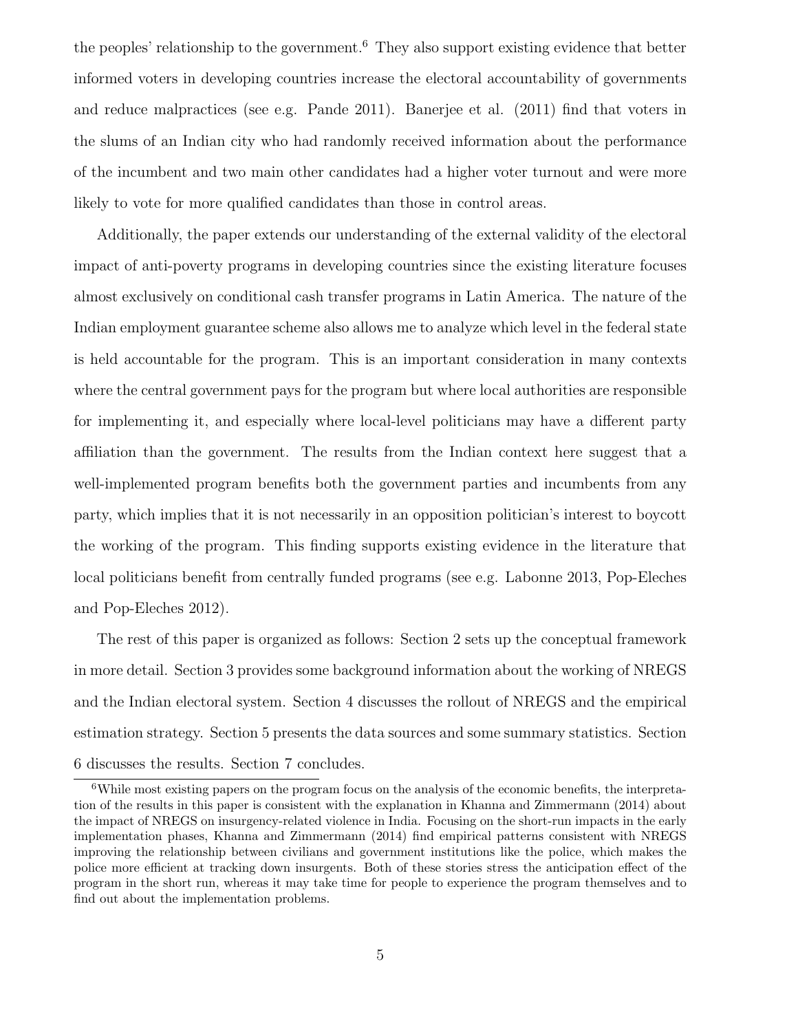the peoples' relationship to the government.[6] They also support existing evidence that better informed voters in developing countries increase the electoral accountability of governments and reduce malpractices (see e.g. Pande 2011). Banerjee et al. (2011) find that voters in the slums of an Indian city who had randomly received information about the performance of the incumbent and two main other candidates had a higher voter turnout and were more likely to vote for more qualified candidates than those in control areas.

Additionally, the paper extends our understanding of the external validity of the electoral impact of anti-poverty programs in developing countries since the existing literature focuses almost exclusively on conditional cash transfer programs in Latin America. The nature of the Indian employment guarantee scheme also allows me to analyze which level in the federal state is held accountable for the program. This is an important consideration in many contexts where the central government pays for the program but where local authorities are responsible for implementing it, and especially where local-level politicians may have a different party affiliation than the government. The results from the Indian context here suggest that a well-implemented program benefits both the government parties and incumbents from any party, which implies that it is not necessarily in an opposition politician's interest to boycott the working of the program. This finding supports existing evidence in the literature that local politicians benefit from centrally funded programs (see e.g. Labonne 2013, Pop-Eleches and Pop-Eleches 2012).

The rest of this paper is organized as follows: Section 2 sets up the conceptual framework in more detail. Section 3 provides some background information about the working of NREGS and the Indian electoral system. Section 4 discusses the rollout of NREGS and the empirical estimation strategy. Section 5 presents the data sources and some summary statistics. Section 6 discusses the results. Section 7 concludes.

[6] While most existing papers on the program focus on the analysis of the economic benefits, the interpretation of the results in this paper is consistent with the explanation in Khanna and Zimmermann (2014) about the impact of NREGS on insurgency-related violence in India. Focusing on the short-run impacts in the early implementation phases, Khanna and Zimmermann (2014) find empirical patterns consistent with NREGS improving the relationship between civilians and government institutions like the police, which makes the police more efficient at tracking down insurgents. Both of these stories stress the anticipation effect of the program in the short run, whereas it may take time for people to experience the program themselves and to find out about the implementation problems.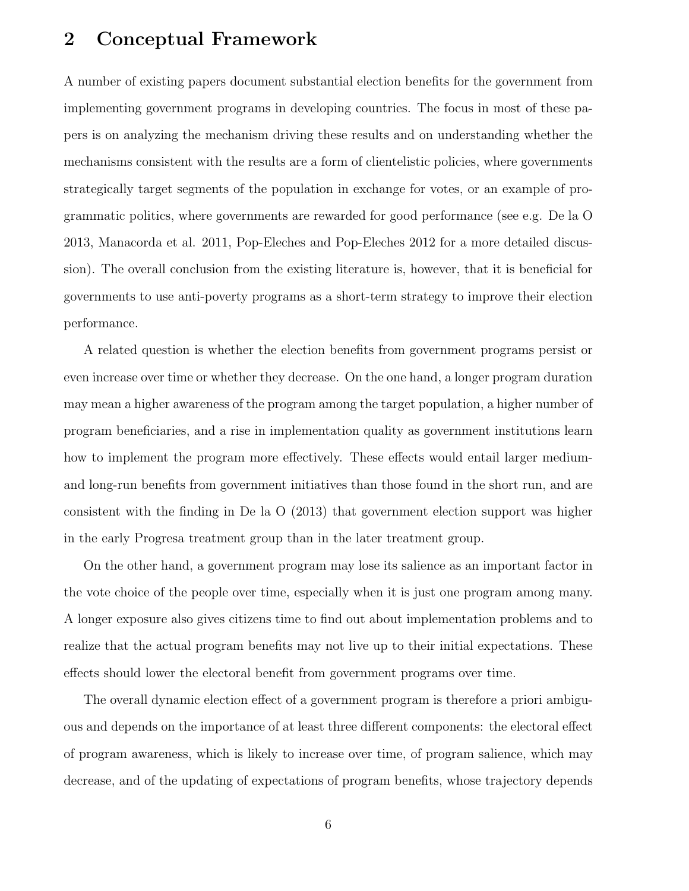## 2 Conceptual Framework

A number of existing papers document substantial election benefits for the government from implementing government programs in developing countries. The focus in most of these papers is on analyzing the mechanism driving these results and on understanding whether the mechanisms consistent with the results are a form of clientelistic policies, where governments strategically target segments of the population in exchange for votes, or an example of programmatic politics, where governments are rewarded for good performance (see e.g. De la O 2013, Manacorda et al. 2011, Pop-Eleches and Pop-Eleches 2012 for a more detailed discussion). The overall conclusion from the existing literature is, however, that it is beneficial for governments to use anti-poverty programs as a short-term strategy to improve their election performance.

A related question is whether the election benefits from government programs persist or even increase over time or whether they decrease. On the one hand, a longer program duration may mean a higher awareness of the program among the target population, a higher number of program beneficiaries, and a rise in implementation quality as government institutions learn how to implement the program more effectively. These effects would entail larger medium- and long-run benefits from government initiatives than those found in the short run, and are consistent with the finding in De la O (2013) that government election support was higher in the early Progresa treatment group than in the later treatment group.

On the other hand, a government program may lose its salience as an important factor in the vote choice of the people over time, especially when it is just one program among many. A longer exposure also gives citizens time to find out about implementation problems and to realize that the actual program benefits may not live up to their initial expectations. These effects should lower the electoral benefit from government programs over time.

The overall dynamic election effect of a government program is therefore a priori ambiguous and depends on the importance of at least three different components: the electoral effect of program awareness, which is likely to increase over time, of program salience, which may decrease, and of the updating of expectations of program benefits, whose trajectory depends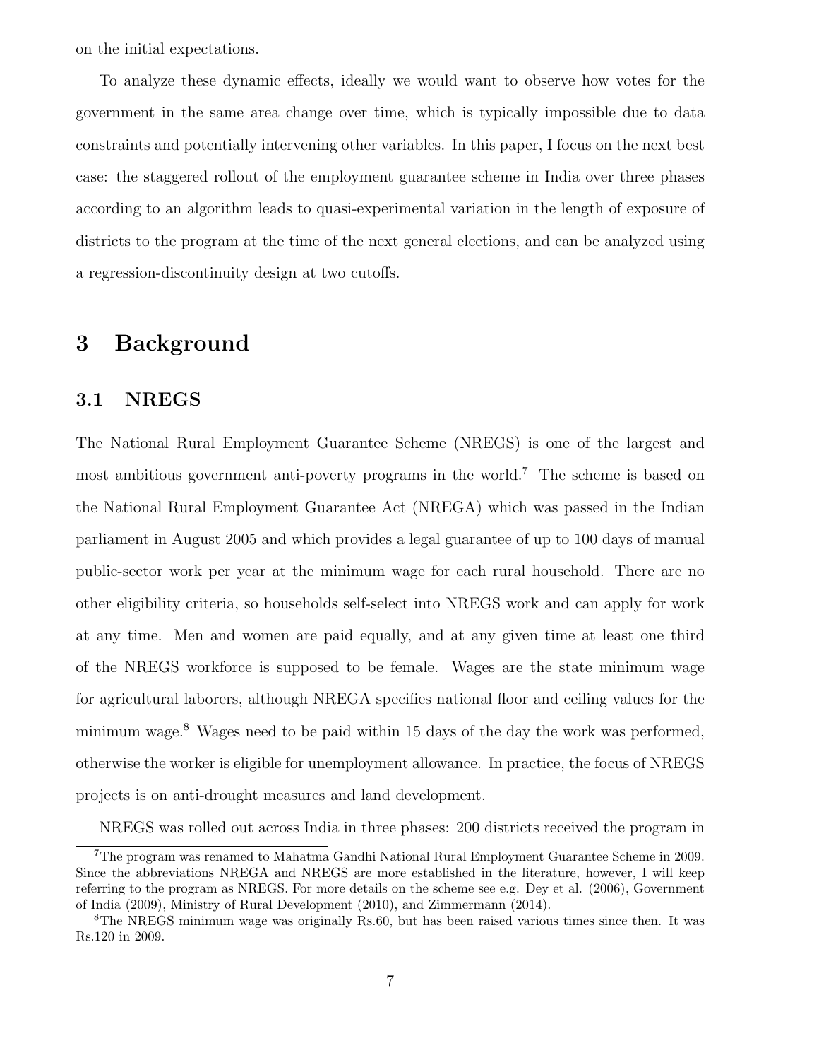on the initial expectations.

To analyze these dynamic effects, ideally we would want to observe how votes for the government in the same area change over time, which is typically impossible due to data constraints and potentially intervening other variables. In this paper, I focus on the next best case: the staggered rollout of the employment guarantee scheme in India over three phases according to an algorithm leads to quasi-experimental variation in the length of exposure of districts to the program at the time of the next general elections, and can be analyzed using a regression-discontinuity design at two cutoffs.

# 3 Background

## 3.1 NREGS

The National Rural Employment Guarantee Scheme (NREGS) is one of the largest and most ambitious government anti-poverty programs in the world.[7] The scheme is based on the National Rural Employment Guarantee Act (NREGA) which was passed in the Indian parliament in August 2005 and which provides a legal guarantee of up to 100 days of manual public-sector work per year at the minimum wage for each rural household. There are no other eligibility criteria, so households self-select into NREGS work and can apply for work at any time. Men and women are paid equally, and at any given time at least one third of the NREGS workforce is supposed to be female. Wages are the state minimum wage for agricultural laborers, although NREGA specifies national floor and ceiling values for the minimum wage.[8] Wages need to be paid within 15 days of the day the work was performed, otherwise the worker is eligible for unemployment allowance. In practice, the focus of NREGS projects is on anti-drought measures and land development.

NREGS was rolled out across India in three phases: 200 districts received the program in

[7] The program was renamed to Mahatma Gandhi National Rural Employment Guarantee Scheme in 2009. Since the abbreviations NREGA and NREGS are more established in the literature, however, I will keep referring to the program as NREGS. For more details on the scheme see e.g. Dey et al. (2006), Government of India (2009), Ministry of Rural Development (2010), and Zimmermann (2014).

[8] The NREGS minimum wage was originally Rs.60, but has been raised various times since then. It was Rs.120 in 2009.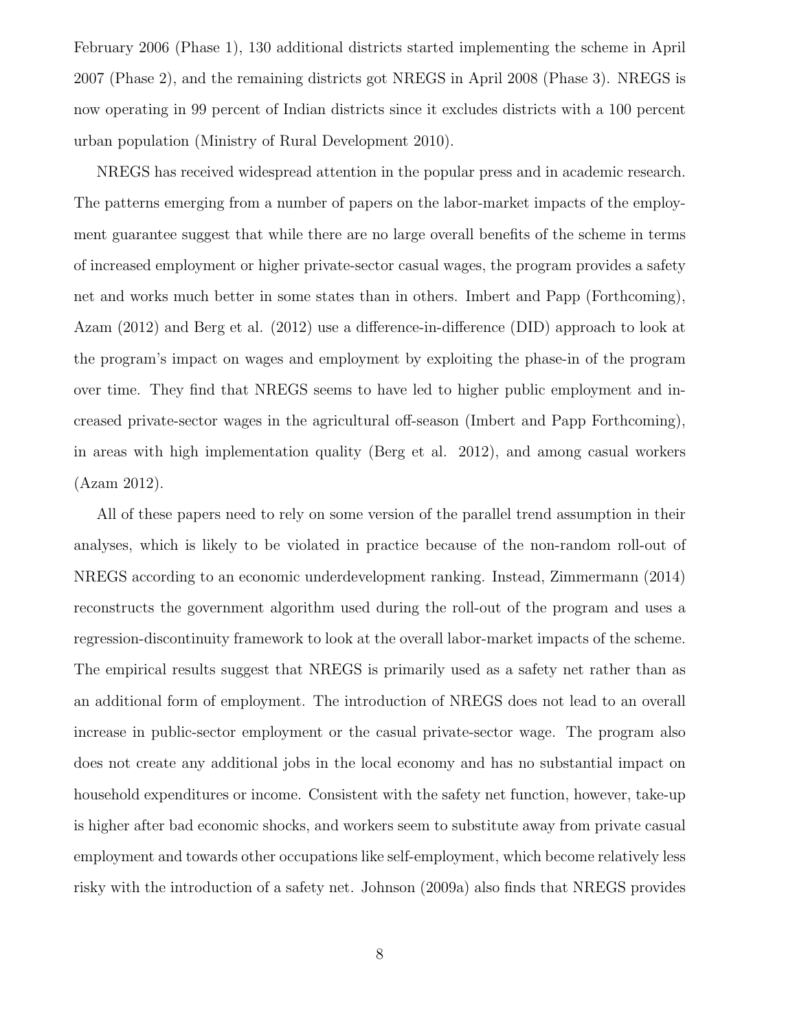February 2006 (Phase 1), 130 additional districts started implementing the scheme in April 2007 (Phase 2), and the remaining districts got NREGS in April 2008 (Phase 3). NREGS is now operating in 99 percent of Indian districts since it excludes districts with a 100 percent urban population (Ministry of Rural Development 2010).

NREGS has received widespread attention in the popular press and in academic research. The patterns emerging from a number of papers on the labor-market impacts of the employment guarantee suggest that while there are no large overall benefits of the scheme in terms of increased employment or higher private-sector casual wages, the program provides a safety net and works much better in some states than in others. Imbert and Papp (Forthcoming), Azam (2012) and Berg et al. (2012) use a difference-in-difference (DID) approach to look at the program's impact on wages and employment by exploiting the phase-in of the program over time. They find that NREGS seems to have led to higher public employment and increased private-sector wages in the agricultural off-season (Imbert and Papp Forthcoming), in areas with high implementation quality (Berg et al. 2012), and among casual workers (Azam 2012).

All of these papers need to rely on some version of the parallel trend assumption in their analyses, which is likely to be violated in practice because of the non-random roll-out of NREGS according to an economic underdevelopment ranking. Instead, Zimmermann (2014) reconstructs the government algorithm used during the roll-out of the program and uses a regression-discontinuity framework to look at the overall labor-market impacts of the scheme. The empirical results suggest that NREGS is primarily used as a safety net rather than as an additional form of employment. The introduction of NREGS does not lead to an overall increase in public-sector employment or the casual private-sector wage. The program also does not create any additional jobs in the local economy and has no substantial impact on household expenditures or income. Consistent with the safety net function, however, take-up is higher after bad economic shocks, and workers seem to substitute away from private casual employment and towards other occupations like self-employment, which become relatively less risky with the introduction of a safety net. Johnson (2009a) also finds that NREGS provides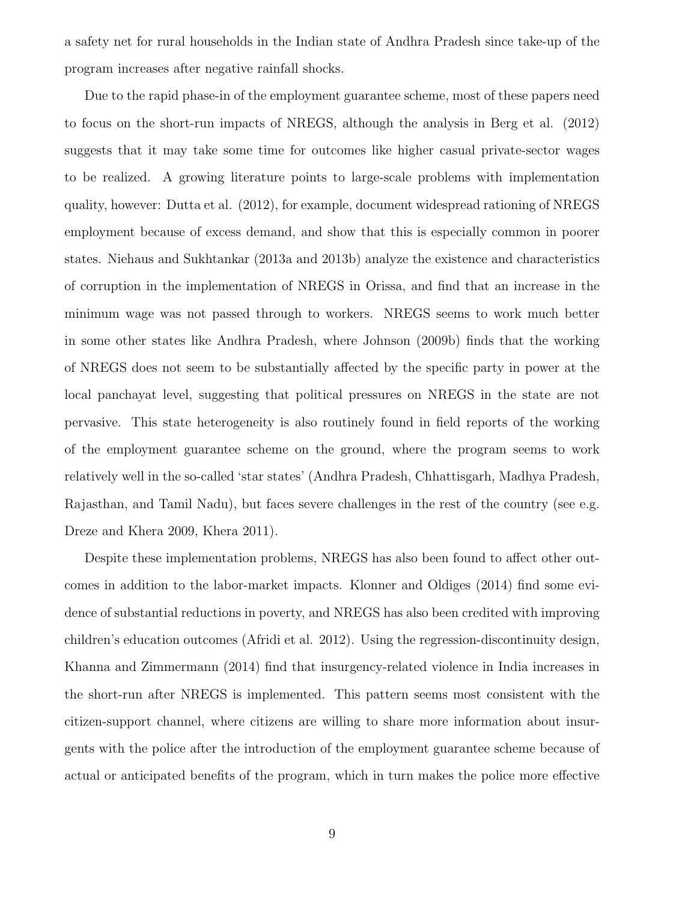a safety net for rural households in the Indian state of Andhra Pradesh since take-up of the program increases after negative rainfall shocks.

Due to the rapid phase-in of the employment guarantee scheme, most of these papers need to focus on the short-run impacts of NREGS, although the analysis in Berg et al. (2012) suggests that it may take some time for outcomes like higher casual private-sector wages to be realized. A growing literature points to large-scale problems with implementation quality, however: Dutta et al. (2012), for example, document widespread rationing of NREGS employment because of excess demand, and show that this is especially common in poorer states. Niehaus and Sukhtankar (2013a and 2013b) analyze the existence and characteristics of corruption in the implementation of NREGS in Orissa, and find that an increase in the minimum wage was not passed through to workers. NREGS seems to work much better in some other states like Andhra Pradesh, where Johnson (2009b) finds that the working of NREGS does not seem to be substantially affected by the specific party in power at the local panchayat level, suggesting that political pressures on NREGS in the state are not pervasive. This state heterogeneity is also routinely found in field reports of the working of the employment guarantee scheme on the ground, where the program seems to work relatively well in the so-called 'star states' (Andhra Pradesh, Chhattisgarh, Madhya Pradesh, Rajasthan, and Tamil Nadu), but faces severe challenges in the rest of the country (see e.g. Dreze and Khera 2009, Khera 2011).

Despite these implementation problems, NREGS has also been found to affect other outcomes in addition to the labor-market impacts. Klonner and Oldiges (2014) find some evidence of substantial reductions in poverty, and NREGS has also been credited with improving children's education outcomes (Afridi et al. 2012). Using the regression-discontinuity design, Khanna and Zimmermann (2014) find that insurgency-related violence in India increases in the short-run after NREGS is implemented. This pattern seems most consistent with the citizen-support channel, where citizens are willing to share more information about insurgents with the police after the introduction of the employment guarantee scheme because of actual or anticipated benefits of the program, which in turn makes the police more effective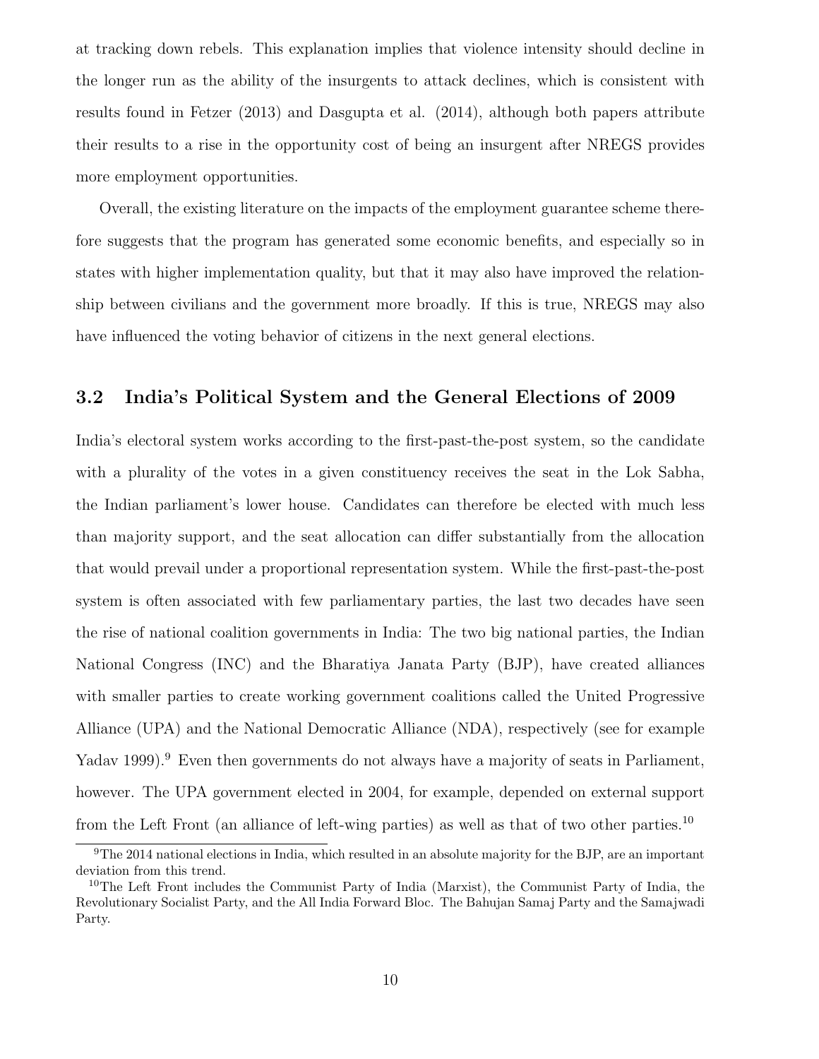at tracking down rebels. This explanation implies that violence intensity should decline in the longer run as the ability of the insurgents to attack declines, which is consistent with results found in Fetzer (2013) and Dasgupta et al. (2014), although both papers attribute their results to a rise in the opportunity cost of being an insurgent after NREGS provides more employment opportunities.

Overall, the existing literature on the impacts of the employment guarantee scheme therefore suggests that the program has generated some economic benefits, and especially so in states with higher implementation quality, but that it may also have improved the relationship between civilians and the government more broadly. If this is true, NREGS may also have influenced the voting behavior of citizens in the next general elections.

## 3.2 India's Political System and the General Elections of 2009

India's electoral system works according to the first-past-the-post system, so the candidate with a plurality of the votes in a given constituency receives the seat in the Lok Sabha, the Indian parliament's lower house. Candidates can therefore be elected with much less than majority support, and the seat allocation can differ substantially from the allocation that would prevail under a proportional representation system. While the first-past-the-post system is often associated with few parliamentary parties, the last two decades have seen the rise of national coalition governments in India: The two big national parties, the Indian National Congress (INC) and the Bharatiya Janata Party (BJP), have created alliances with smaller parties to create working government coalitions called the United Progressive Alliance (UPA) and the National Democratic Alliance (NDA), respectively (see for example Yadav 1999).[9] Even then governments do not always have a majority of seats in Parliament, however. The UPA government elected in 2004, for example, depended on external support from the Left Front (an alliance of left-wing parties) as well as that of two other parties.[10]

[9] The 2014 national elections in India, which resulted in an absolute majority for the BJP, are an important deviation from this trend.

[10] The Left Front includes the Communist Party of India (Marxist), the Communist Party of India, the Revolutionary Socialist Party, and the All India Forward Bloc. The Bahujan Samaj Party and the Samajwadi Party.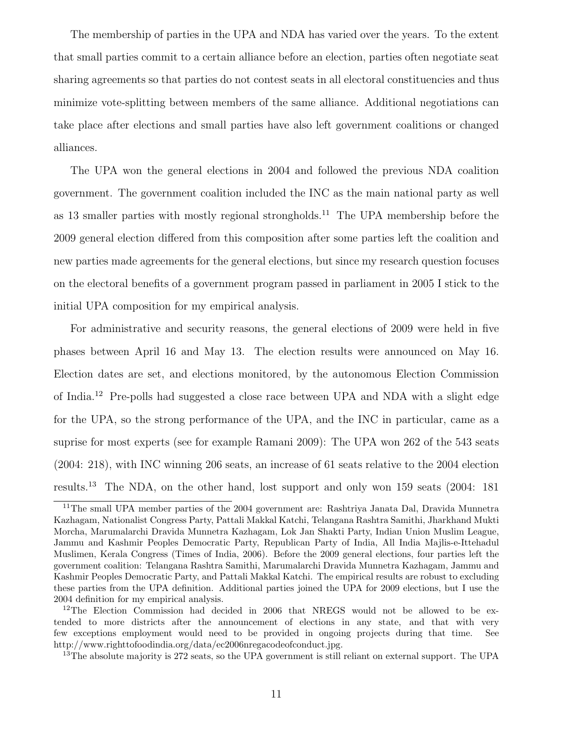The membership of parties in the UPA and NDA has varied over the years. To the extent that small parties commit to a certain alliance before an election, parties often negotiate seat sharing agreements so that parties do not contest seats in all electoral constituencies and thus minimize vote-splitting between members of the same alliance. Additional negotiations can take place after elections and small parties have also left government coalitions or changed alliances.

The UPA won the general elections in 2004 and followed the previous NDA coalition government. The government coalition included the INC as the main national party as well as 13 smaller parties with mostly regional strongholds.[11] The UPA membership before the 2009 general election differed from this composition after some parties left the coalition and new parties made agreements for the general elections, but since my research question focuses on the electoral benefits of a government program passed in parliament in 2005 I stick to the initial UPA composition for my empirical analysis.

For administrative and security reasons, the general elections of 2009 were held in five phases between April 16 and May 13. The election results were announced on May 16. Election dates are set, and elections monitored, by the autonomous Election Commission of India.[12] Pre-polls had suggested a close race between UPA and NDA with a slight edge for the UPA, so the strong performance of the UPA, and the INC in particular, came as a suprise for most experts (see for example Ramani 2009): The UPA won 262 of the 543 seats (2004: 218), with INC winning 206 seats, an increase of 61 seats relative to the 2004 election results.[13] The NDA, on the other hand, lost support and only won 159 seats (2004: 181

[11] The small UPA member parties of the 2004 government are: Rashtriya Janata Dal, Dravida Munnetra Kazhagam, Nationalist Congress Party, Pattali Makkal Katchi, Telangana Rashtra Samithi, Jharkhand Mukti Morcha, Marumalarchi Dravida Munnetra Kazhagam, Lok Jan Shakti Party, Indian Union Muslim League, Jammu and Kashmir Peoples Democratic Party, Republican Party of India, All India Majlis-e-Ittehadul Muslimen, Kerala Congress (Times of India, 2006). Before the 2009 general elections, four parties left the government coalition: Telangana Rashtra Samithi, Marumalarchi Dravida Munnetra Kazhagam, Jammu and Kashmir Peoples Democratic Party, and Pattali Makkal Katchi. The empirical results are robust to excluding these parties from the UPA definition. Additional parties joined the UPA for 2009 elections, but I use the 2004 definition for my empirical analysis.

[12] The Election Commission had decided in 2006 that NREGS would not be allowed to be extended to more districts after the announcement of elections in any state, and that with very few exceptions employment would need to be provided in ongoing projects during that time. See http://www.righttofoodindia.org/data/ec2006nregacodeofconduct.jpg.

[13] The absolute majority is 272 seats, so the UPA government is still reliant on external support. The UPA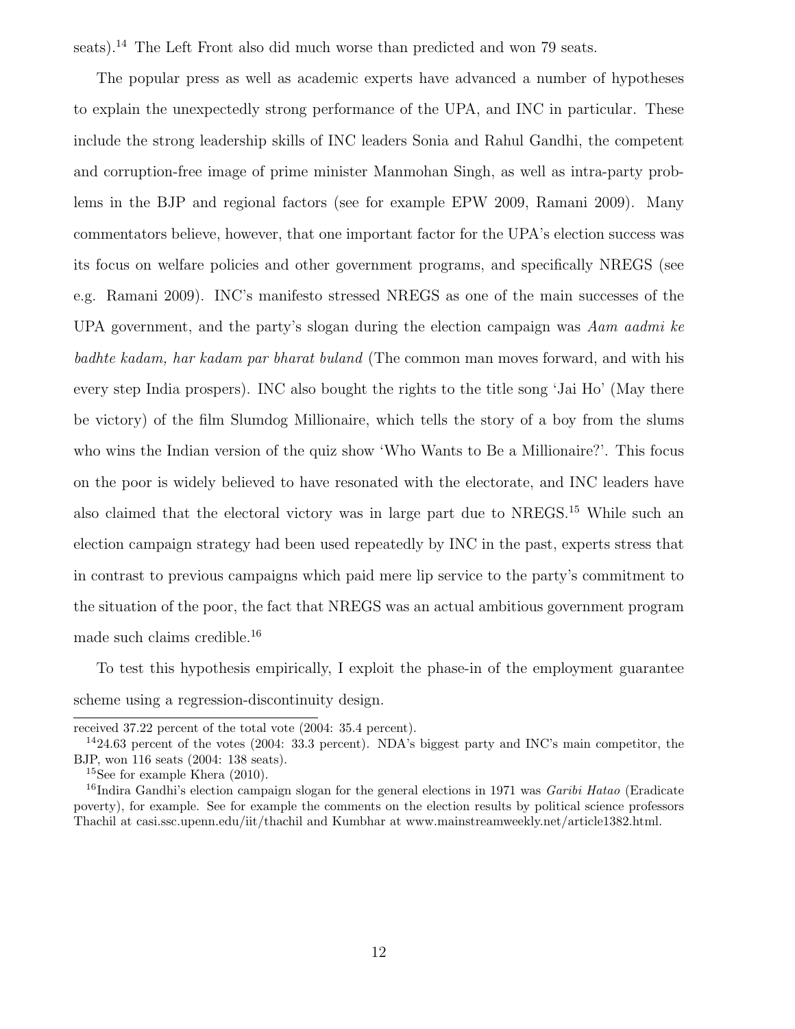seats).[14] The Left Front also did much worse than predicted and won 79 seats.

The popular press as well as academic experts have advanced a number of hypotheses to explain the unexpectedly strong performance of the UPA, and INC in particular. These include the strong leadership skills of INC leaders Sonia and Rahul Gandhi, the competent and corruption-free image of prime minister Manmohan Singh, as well as intra-party problems in the BJP and regional factors (see for example EPW 2009, Ramani 2009). Many commentators believe, however, that one important factor for the UPA's election success was its focus on welfare policies and other government programs, and specifically NREGS (see e.g. Ramani 2009). INC's manifesto stressed NREGS as one of the main successes of the UPA government, and the party's slogan during the election campaign was *Aam aadmi ke badhte kadam, har kadam par bharat buland* (The common man moves forward, and with his every step India prospers). INC also bought the rights to the title song 'Jai Ho' (May there be victory) of the film Slumdog Millionaire, which tells the story of a boy from the slums who wins the Indian version of the quiz show 'Who Wants to Be a Millionaire?'. This focus on the poor is widely believed to have resonated with the electorate, and INC leaders have also claimed that the electoral victory was in large part due to NREGS.[15] While such an election campaign strategy had been used repeatedly by INC in the past, experts stress that in contrast to previous campaigns which paid mere lip service to the party's commitment to the situation of the poor, the fact that NREGS was an actual ambitious government program made such claims credible.[16]

To test this hypothesis empirically, I exploit the phase-in of the employment guarantee scheme using a regression-discontinuity design.

---

received 37.22 percent of the total vote (2004: 35.4 percent).

[14] 24.63 percent of the votes (2004: 33.3 percent). NDA's biggest party and INC's main competitor, the BJP, won 116 seats (2004: 138 seats).

[15] See for example Khera (2010).

[16] Indira Gandhi's election campaign slogan for the general elections in 1971 was *Garibi Hatao* (Eradicate poverty), for example. See for example the comments on the election results by political science professors Thachil at casi.ssc.upenn.edu/iit/thachil and Kumbhar at www.mainstreamweekly.net/article1382.html.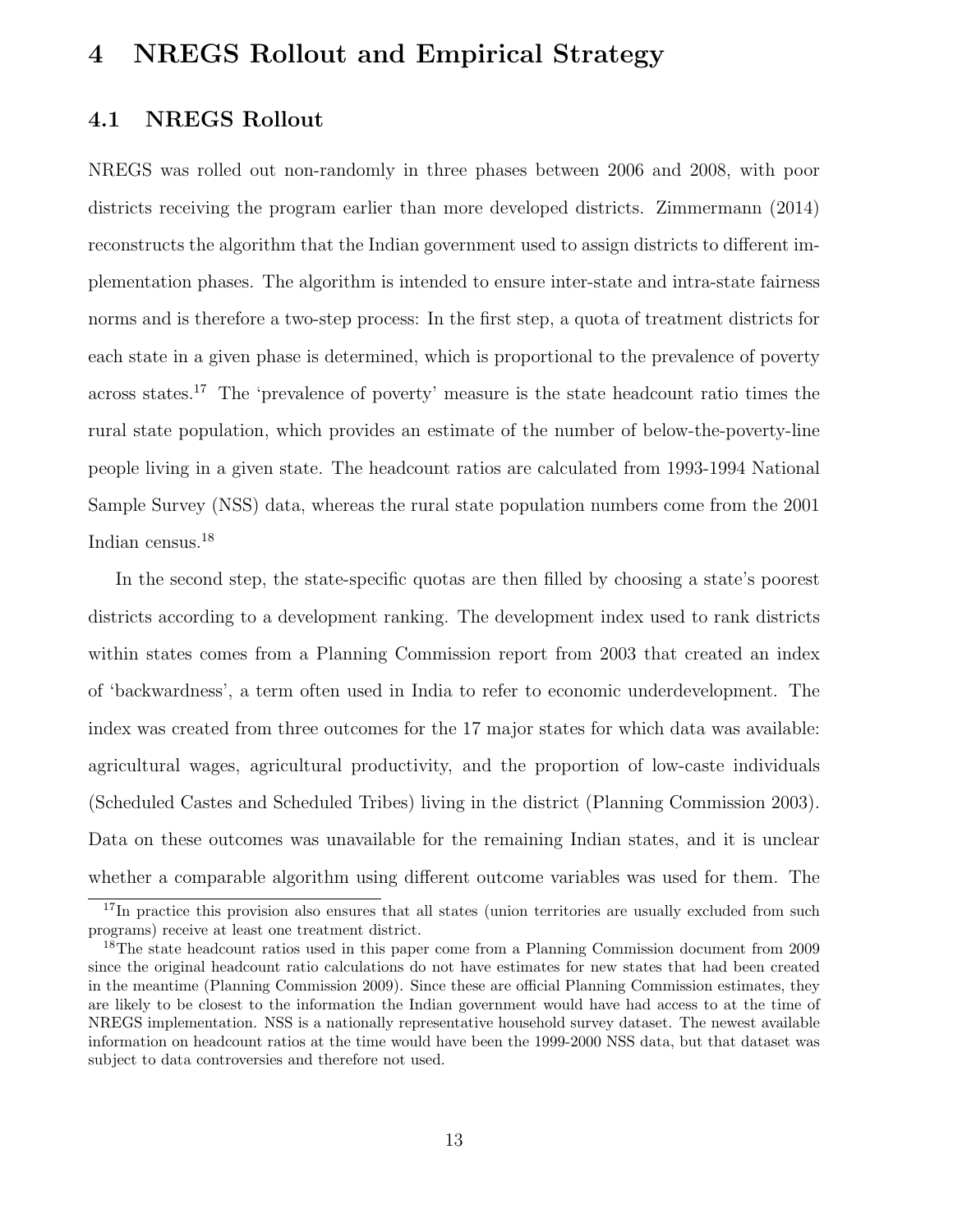# 4 NREGS Rollout and Empirical Strategy

## 4.1 NREGS Rollout

NREGS was rolled out non-randomly in three phases between 2006 and 2008, with poor districts receiving the program earlier than more developed districts. Zimmermann (2014) reconstructs the algorithm that the Indian government used to assign districts to different implementation phases. The algorithm is intended to ensure inter-state and intra-state fairness norms and is therefore a two-step process: In the first step, a quota of treatment districts for each state in a given phase is determined, which is proportional to the prevalence of poverty across states.[17] The 'prevalence of poverty' measure is the state headcount ratio times the rural state population, which provides an estimate of the number of below-the-poverty-line people living in a given state. The headcount ratios are calculated from 1993-1994 National Sample Survey (NSS) data, whereas the rural state population numbers come from the 2001 Indian census.[18]

In the second step, the state-specific quotas are then filled by choosing a state's poorest districts according to a development ranking. The development index used to rank districts within states comes from a Planning Commission report from 2003 that created an index of 'backwardness', a term often used in India to refer to economic underdevelopment. The index was created from three outcomes for the 17 major states for which data was available: agricultural wages, agricultural productivity, and the proportion of low-caste individuals (Scheduled Castes and Scheduled Tribes) living in the district (Planning Commission 2003). Data on these outcomes was unavailable for the remaining Indian states, and it is unclear whether a comparable algorithm using different outcome variables was used for them. The

[17] In practice this provision also ensures that all states (union territories are usually excluded from such programs) receive at least one treatment district.

[18] The state headcount ratios used in this paper come from a Planning Commission document from 2009 since the original headcount ratio calculations do not have estimates for new states that had been created in the meantime (Planning Commission 2009). Since these are official Planning Commission estimates, they are likely to be closest to the information the Indian government would have had access to at the time of NREGS implementation. NSS is a nationally representative household survey dataset. The newest available information on headcount ratios at the time would have been the 1999-2000 NSS data, but that dataset was subject to data controversies and therefore not used.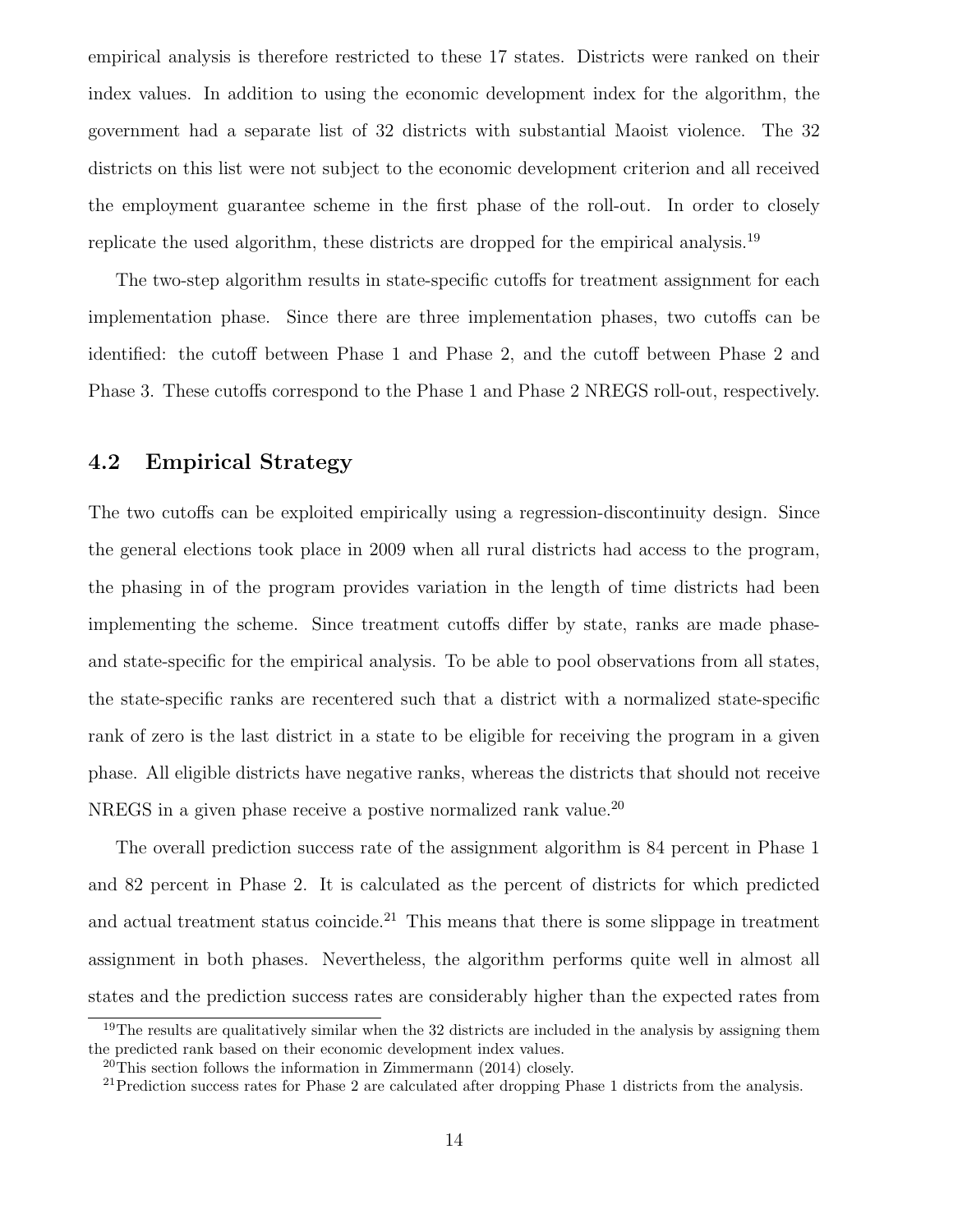empirical analysis is therefore restricted to these 17 states. Districts were ranked on their index values. In addition to using the economic development index for the algorithm, the government had a separate list of 32 districts with substantial Maoist violence. The 32 districts on this list were not subject to the economic development criterion and all received the employment guarantee scheme in the first phase of the roll-out. In order to closely replicate the used algorithm, these districts are dropped for the empirical analysis.[19]

The two-step algorithm results in state-specific cutoffs for treatment assignment for each implementation phase. Since there are three implementation phases, two cutoffs can be identified: the cutoff between Phase 1 and Phase 2, and the cutoff between Phase 2 and Phase 3. These cutoffs correspond to the Phase 1 and Phase 2 NREGS roll-out, respectively.

## 4.2 Empirical Strategy

The two cutoffs can be exploited empirically using a regression-discontinuity design. Since the general elections took place in 2009 when all rural districts had access to the program, the phasing in of the program provides variation in the length of time districts had been implementing the scheme. Since treatment cutoffs differ by state, ranks are made phase- and state-specific for the empirical analysis. To be able to pool observations from all states, the state-specific ranks are recentered such that a district with a normalized state-specific rank of zero is the last district in a state to be eligible for receiving the program in a given phase. All eligible districts have negative ranks, whereas the districts that should not receive NREGS in a given phase receive a postive normalized rank value.[20]

The overall prediction success rate of the assignment algorithm is 84 percent in Phase 1 and 82 percent in Phase 2. It is calculated as the percent of districts for which predicted and actual treatment status coincide.[21] This means that there is some slippage in treatment assignment in both phases. Nevertheless, the algorithm performs quite well in almost all states and the prediction success rates are considerably higher than the expected rates from

[19] The results are qualitatively similar when the 32 districts are included in the analysis by assigning them the predicted rank based on their economic development index values.

[20] This section follows the information in Zimmermann (2014) closely.

[21] Prediction success rates for Phase 2 are calculated after dropping Phase 1 districts from the analysis.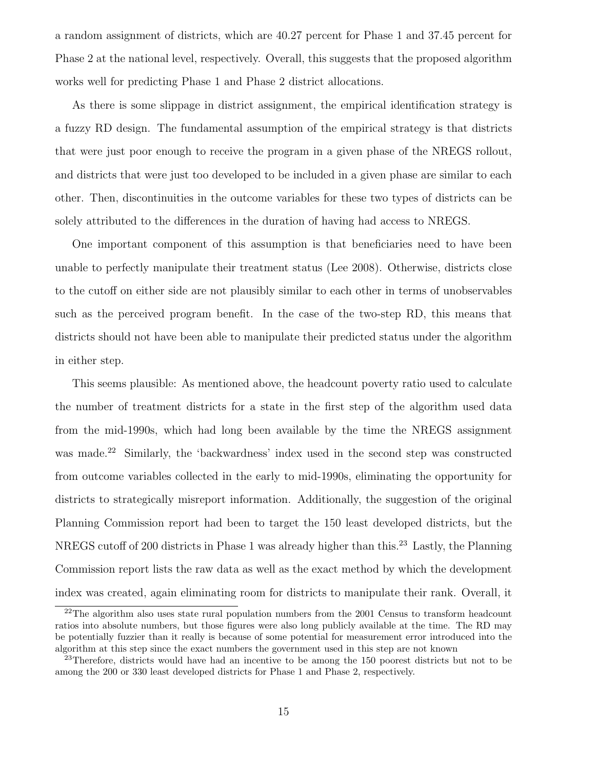a random assignment of districts, which are 40.27 percent for Phase 1 and 37.45 percent for Phase 2 at the national level, respectively. Overall, this suggests that the proposed algorithm works well for predicting Phase 1 and Phase 2 district allocations.

As there is some slippage in district assignment, the empirical identification strategy is a fuzzy RD design. The fundamental assumption of the empirical strategy is that districts that were just poor enough to receive the program in a given phase of the NREGS rollout, and districts that were just too developed to be included in a given phase are similar to each other. Then, discontinuities in the outcome variables for these two types of districts can be solely attributed to the differences in the duration of having had access to NREGS.

One important component of this assumption is that beneficiaries need to have been unable to perfectly manipulate their treatment status (Lee 2008). Otherwise, districts close to the cutoff on either side are not plausibly similar to each other in terms of unobservables such as the perceived program benefit. In the case of the two-step RD, this means that districts should not have been able to manipulate their predicted status under the algorithm in either step.

This seems plausible: As mentioned above, the headcount poverty ratio used to calculate the number of treatment districts for a state in the first step of the algorithm used data from the mid-1990s, which had long been available by the time the NREGS assignment was made.[22] Similarly, the 'backwardness' index used in the second step was constructed from outcome variables collected in the early to mid-1990s, eliminating the opportunity for districts to strategically misreport information. Additionally, the suggestion of the original Planning Commission report had been to target the 150 least developed districts, but the NREGS cutoff of 200 districts in Phase 1 was already higher than this.[23] Lastly, the Planning Commission report lists the raw data as well as the exact method by which the development index was created, again eliminating room for districts to manipulate their rank. Overall, it

[22] The algorithm also uses state rural population numbers from the 2001 Census to transform headcount ratios into absolute numbers, but those figures were also long publicly available at the time. The RD may be potentially fuzzier than it really is because of some potential for measurement error introduced into the algorithm at this step since the exact numbers the government used in this step are not known

[23] Therefore, districts would have had an incentive to be among the 150 poorest districts but not to be among the 200 or 330 least developed districts for Phase 1 and Phase 2, respectively.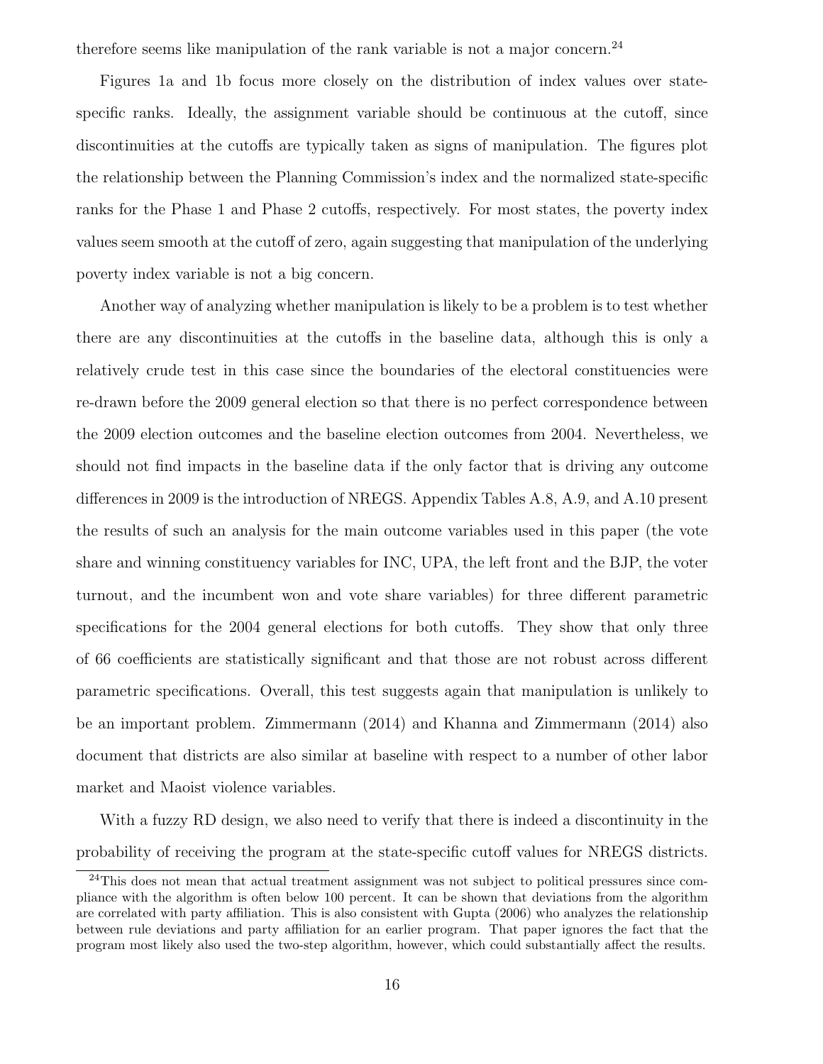therefore seems like manipulation of the rank variable is not a major concern.[24]

Figures 1a and 1b focus more closely on the distribution of index values over state-specific ranks. Ideally, the assignment variable should be continuous at the cutoff, since discontinuities at the cutoffs are typically taken as signs of manipulation. The figures plot the relationship between the Planning Commission's index and the normalized state-specific ranks for the Phase 1 and Phase 2 cutoffs, respectively. For most states, the poverty index values seem smooth at the cutoff of zero, again suggesting that manipulation of the underlying poverty index variable is not a big concern.

Another way of analyzing whether manipulation is likely to be a problem is to test whether there are any discontinuities at the cutoffs in the baseline data, although this is only a relatively crude test in this case since the boundaries of the electoral constituencies were re-drawn before the 2009 general election so that there is no perfect correspondence between the 2009 election outcomes and the baseline election outcomes from 2004. Nevertheless, we should not find impacts in the baseline data if the only factor that is driving any outcome differences in 2009 is the introduction of NREGS. Appendix Tables A.8, A.9, and A.10 present the results of such an analysis for the main outcome variables used in this paper (the vote share and winning constituency variables for INC, UPA, the left front and the BJP, the voter turnout, and the incumbent won and vote share variables) for three different parametric specifications for the 2004 general elections for both cutoffs. They show that only three of 66 coefficients are statistically significant and that those are not robust across different parametric specifications. Overall, this test suggests again that manipulation is unlikely to be an important problem. Zimmermann (2014) and Khanna and Zimmermann (2014) also document that districts are also similar at baseline with respect to a number of other labor market and Maoist violence variables.

With a fuzzy RD design, we also need to verify that there is indeed a discontinuity in the probability of receiving the program at the state-specific cutoff values for NREGS districts.

[24] This does not mean that actual treatment assignment was not subject to political pressures since compliance with the algorithm is often below 100 percent. It can be shown that deviations from the algorithm are correlated with party affiliation. This is also consistent with Gupta (2006) who analyzes the relationship between rule deviations and party affiliation for an earlier program. That paper ignores the fact that the program most likely also used the two-step algorithm, however, which could substantially affect the results.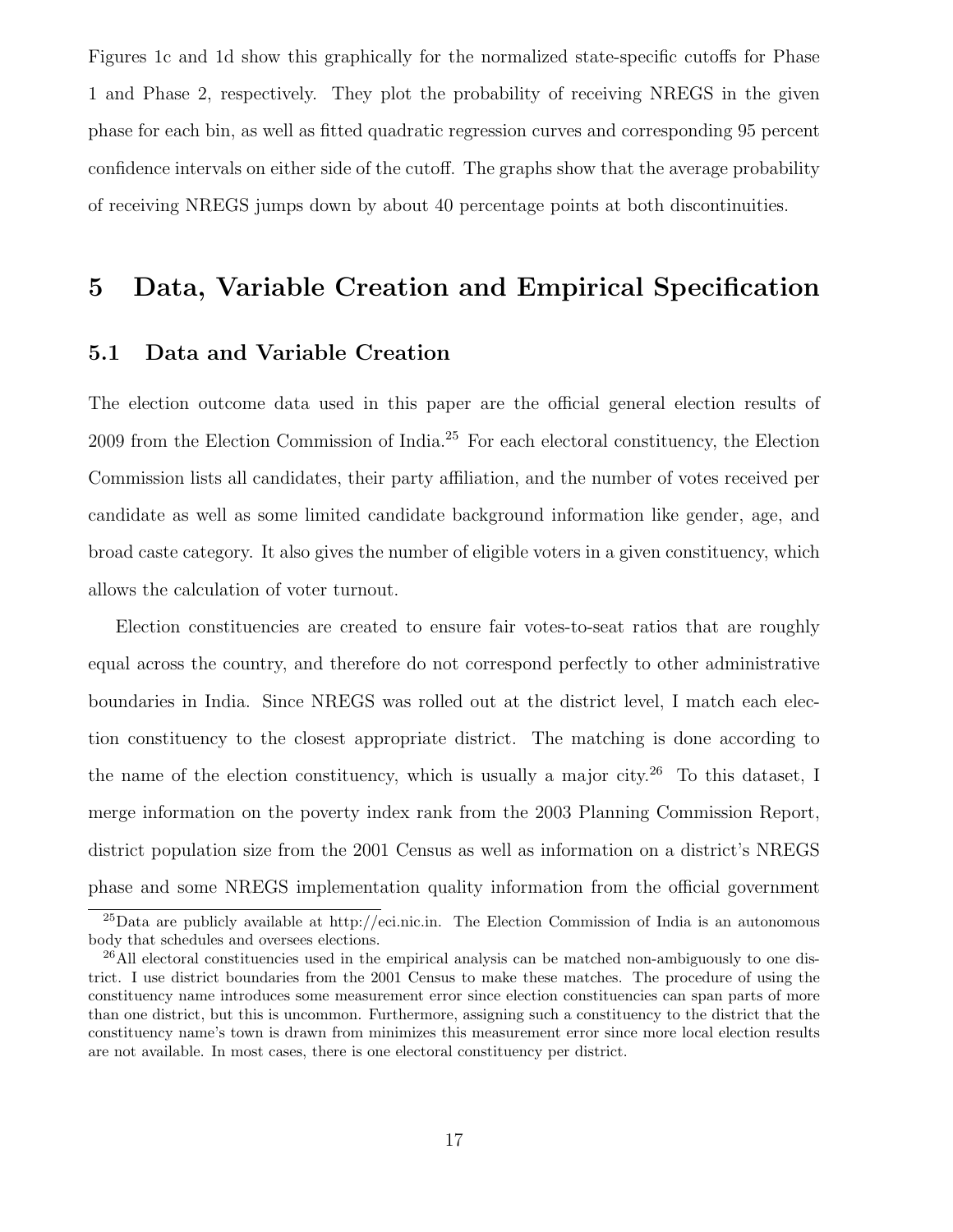Figures 1c and 1d show this graphically for the normalized state-specific cutoffs for Phase 1 and Phase 2, respectively. They plot the probability of receiving NREGS in the given phase for each bin, as well as fitted quadratic regression curves and corresponding 95 percent confidence intervals on either side of the cutoff. The graphs show that the average probability of receiving NREGS jumps down by about 40 percentage points at both discontinuities.

# 5 Data, Variable Creation and Empirical Specification

## 5.1 Data and Variable Creation

The election outcome data used in this paper are the official general election results of 2009 from the Election Commission of India.[25] For each electoral constituency, the Election Commission lists all candidates, their party affiliation, and the number of votes received per candidate as well as some limited candidate background information like gender, age, and broad caste category. It also gives the number of eligible voters in a given constituency, which allows the calculation of voter turnout.

Election constituencies are created to ensure fair votes-to-seat ratios that are roughly equal across the country, and therefore do not correspond perfectly to other administrative boundaries in India. Since NREGS was rolled out at the district level, I match each election constituency to the closest appropriate district. The matching is done according to the name of the election constituency, which is usually a major city.[26] To this dataset, I merge information on the poverty index rank from the 2003 Planning Commission Report, district population size from the 2001 Census as well as information on a district's NREGS phase and some NREGS implementation quality information from the official government

[25] Data are publicly available at http://eci.nic.in. The Election Commission of India is an autonomous body that schedules and oversees elections.

[26] All electoral constituencies used in the empirical analysis can be matched non-ambiguously to one district. I use district boundaries from the 2001 Census to make these matches. The procedure of using the constituency name introduces some measurement error since election constituencies can span parts of more than one district, but this is uncommon. Furthermore, assigning such a constituency to the district that the constituency name's town is drawn from minimizes this measurement error since more local election results are not available. In most cases, there is one electoral constituency per district.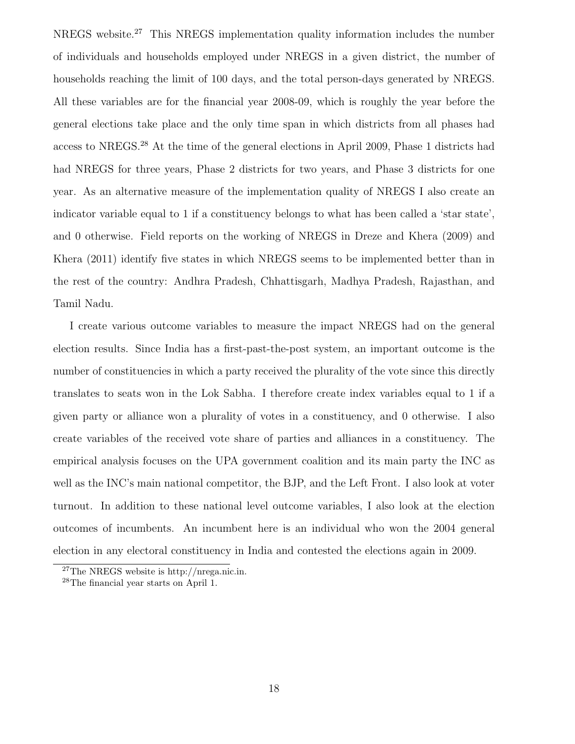NREGS website.[27] This NREGS implementation quality information includes the number of individuals and households employed under NREGS in a given district, the number of households reaching the limit of 100 days, and the total person-days generated by NREGS. All these variables are for the financial year 2008-09, which is roughly the year before the general elections take place and the only time span in which districts from all phases had access to NREGS.[28] At the time of the general elections in April 2009, Phase 1 districts had had NREGS for three years, Phase 2 districts for two years, and Phase 3 districts for one year. As an alternative measure of the implementation quality of NREGS I also create an indicator variable equal to 1 if a constituency belongs to what has been called a 'star state', and 0 otherwise. Field reports on the working of NREGS in Dreze and Khera (2009) and Khera (2011) identify five states in which NREGS seems to be implemented better than in the rest of the country: Andhra Pradesh, Chhattisgarh, Madhya Pradesh, Rajasthan, and Tamil Nadu.

I create various outcome variables to measure the impact NREGS had on the general election results. Since India has a first-past-the-post system, an important outcome is the number of constituencies in which a party received the plurality of the vote since this directly translates to seats won in the Lok Sabha. I therefore create index variables equal to 1 if a given party or alliance won a plurality of votes in a constituency, and 0 otherwise. I also create variables of the received vote share of parties and alliances in a constituency. The empirical analysis focuses on the UPA government coalition and its main party the INC as well as the INC's main national competitor, the BJP, and the Left Front. I also look at voter turnout. In addition to these national level outcome variables, I also look at the election outcomes of incumbents. An incumbent here is an individual who won the 2004 general election in any electoral constituency in India and contested the elections again in 2009.

[27] The NREGS website is http://nrega.nic.in.

[28] The financial year starts on April 1.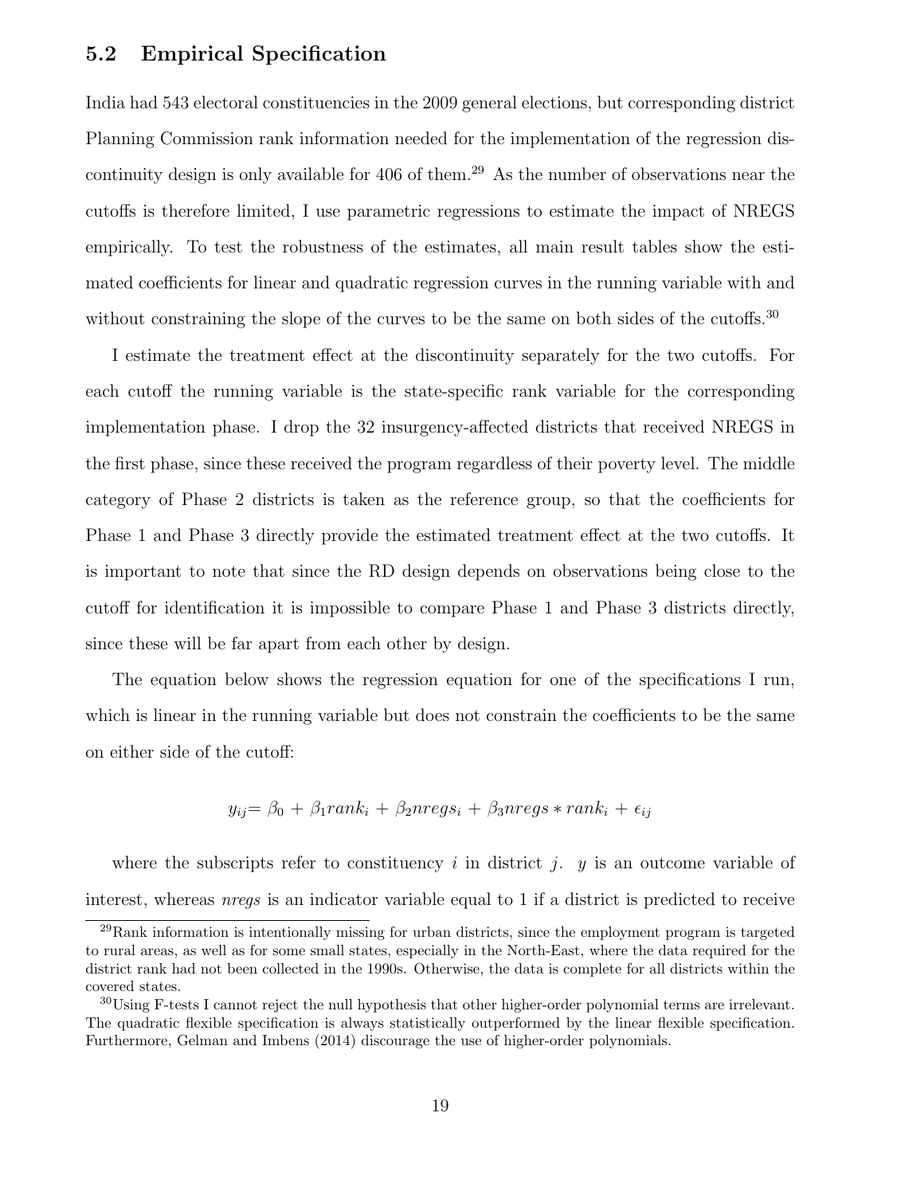## 5.2 Empirical Specification

India had 543 electoral constituencies in the 2009 general elections, but corresponding district Planning Commission rank information needed for the implementation of the regression discontinuity design is only available for 406 of them.[29] As the number of observations near the cutoffs is therefore limited, I use parametric regressions to estimate the impact of NREGS empirically. To test the robustness of the estimates, all main result tables show the estimated coefficients for linear and quadratic regression curves in the running variable with and without constraining the slope of the curves to be the same on both sides of the cutoffs.[30]

I estimate the treatment effect at the discontinuity separately for the two cutoffs. For each cutoff the running variable is the state-specific rank variable for the corresponding implementation phase. I drop the 32 insurgency-affected districts that received NREGS in the first phase, since these received the program regardless of their poverty level. The middle category of Phase 2 districts is taken as the reference group, so that the coefficients for Phase 1 and Phase 3 directly provide the estimated treatment effect at the two cutoffs. It is important to note that since the RD design depends on observations being close to the cutoff for identification it is impossible to compare Phase 1 and Phase 3 districts directly, since these will be far apart from each other by design.

The equation below shows the regression equation for one of the specifications I run, which is linear in the running variable but does not constrain the coefficients to be the same on either side of the cutoff:

$$y_{ij} = \beta_0 + \beta_1 rank_i + \beta_2 nregs_i + \beta_3 nregs * rank_i + \epsilon_{ij}$$

where the subscripts refer to constituency $i$ in district $j$. $y$ is an outcome variable of interest, whereas *nregs* is an indicator variable equal to 1 if a district is predicted to receive

[29]Rank information is intentionally missing for urban districts, since the employment program is targeted to rural areas, as well as for some small states, especially in the North-East, where the data required for the district rank had not been collected in the 1990s. Otherwise, the data is complete for all districts within the covered states.

[30]Using F-tests I cannot reject the null hypothesis that other higher-order polynomial terms are irrelevant. The quadratic flexible specification is always statistically outperformed by the linear flexible specification. Furthermore, Gelman and Imbens (2014) discourage the use of higher-order polynomials.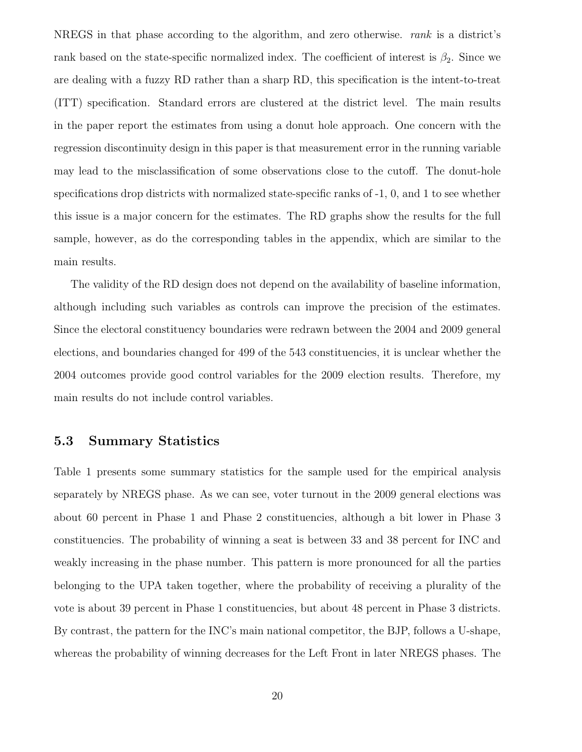NREGS in that phase according to the algorithm, and zero otherwise. *rank* is a district's rank based on the state-specific normalized index. The coefficient of interest is $\beta_2$. Since we are dealing with a fuzzy RD rather than a sharp RD, this specification is the intent-to-treat (ITT) specification. Standard errors are clustered at the district level. The main results in the paper report the estimates from using a donut hole approach. One concern with the regression discontinuity design in this paper is that measurement error in the running variable may lead to the misclassification of some observations close to the cutoff. The donut-hole specifications drop districts with normalized state-specific ranks of -1, 0, and 1 to see whether this issue is a major concern for the estimates. The RD graphs show the results for the full sample, however, as do the corresponding tables in the appendix, which are similar to the main results.

The validity of the RD design does not depend on the availability of baseline information, although including such variables as controls can improve the precision of the estimates. Since the electoral constituency boundaries were redrawn between the 2004 and 2009 general elections, and boundaries changed for 499 of the 543 constituencies, it is unclear whether the 2004 outcomes provide good control variables for the 2009 election results. Therefore, my main results do not include control variables.

### 5.3 Summary Statistics

Table 1 presents some summary statistics for the sample used for the empirical analysis separately by NREGS phase. As we can see, voter turnout in the 2009 general elections was about 60 percent in Phase 1 and Phase 2 constituencies, although a bit lower in Phase 3 constituencies. The probability of winning a seat is between 33 and 38 percent for INC and weakly increasing in the phase number. This pattern is more pronounced for all the parties belonging to the UPA taken together, where the probability of receiving a plurality of the vote is about 39 percent in Phase 1 constituencies, but about 48 percent in Phase 3 districts. By contrast, the pattern for the INC's main national competitor, the BJP, follows a U-shape, whereas the probability of winning decreases for the Left Front in later NREGS phases. The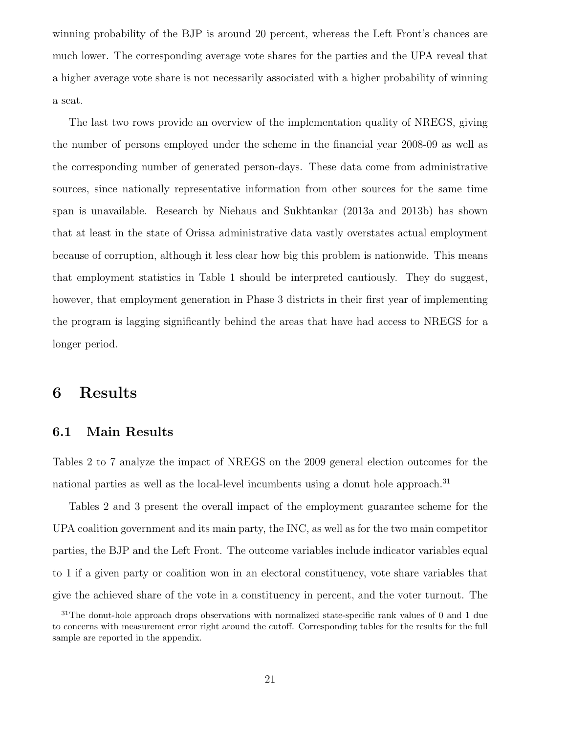winning probability of the BJP is around 20 percent, whereas the Left Front's chances are much lower. The corresponding average vote shares for the parties and the UPA reveal that a higher average vote share is not necessarily associated with a higher probability of winning a seat.

The last two rows provide an overview of the implementation quality of NREGS, giving the number of persons employed under the scheme in the financial year 2008-09 as well as the corresponding number of generated person-days. These data come from administrative sources, since nationally representative information from other sources for the same time span is unavailable. Research by Niehaus and Sukhtankar (2013a and 2013b) has shown that at least in the state of Orissa administrative data vastly overstates actual employment because of corruption, although it less clear how big this problem is nationwide. This means that employment statistics in Table 1 should be interpreted cautiously. They do suggest, however, that employment generation in Phase 3 districts in their first year of implementing the program is lagging significantly behind the areas that have had access to NREGS for a longer period.

# 6 Results

## 6.1 Main Results

Tables 2 to 7 analyze the impact of NREGS on the 2009 general election outcomes for the national parties as well as the local-level incumbents using a donut hole approach.[31]

Tables 2 and 3 present the overall impact of the employment guarantee scheme for the UPA coalition government and its main party, the INC, as well as for the two main competitor parties, the BJP and the Left Front. The outcome variables include indicator variables equal to 1 if a given party or coalition won in an electoral constituency, vote share variables that give the achieved share of the vote in a constituency in percent, and the voter turnout. The

[31] The donut-hole approach drops observations with normalized state-specific rank values of 0 and 1 due to concerns with measurement error right around the cutoff. Corresponding tables for the results for the full sample are reported in the appendix.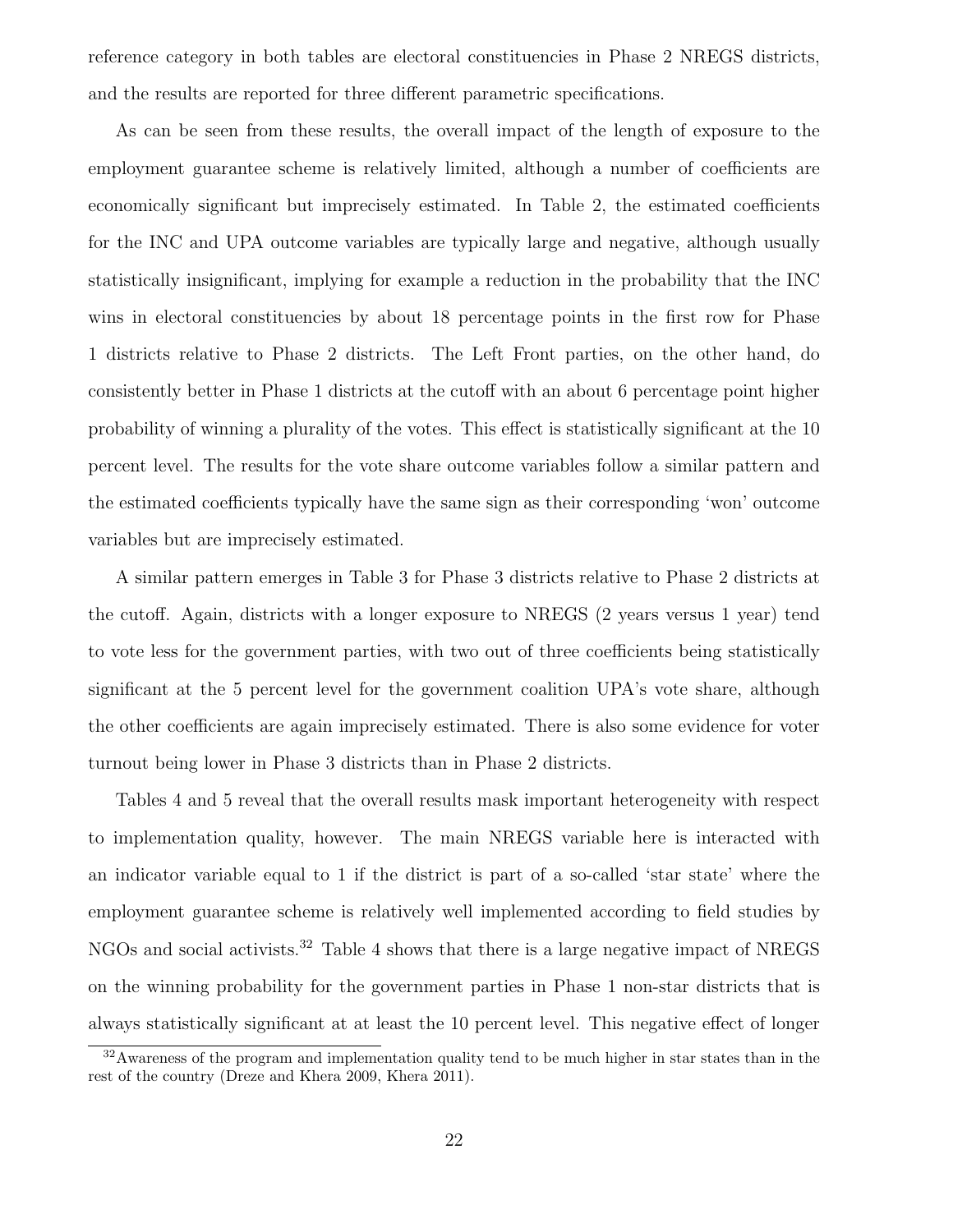reference category in both tables are electoral constituencies in Phase 2 NREGS districts, and the results are reported for three different parametric specifications.

As can be seen from these results, the overall impact of the length of exposure to the employment guarantee scheme is relatively limited, although a number of coefficients are economically significant but imprecisely estimated. In Table 2, the estimated coefficients for the INC and UPA outcome variables are typically large and negative, although usually statistically insignificant, implying for example a reduction in the probability that the INC wins in electoral constituencies by about 18 percentage points in the first row for Phase 1 districts relative to Phase 2 districts. The Left Front parties, on the other hand, do consistently better in Phase 1 districts at the cutoff with an about 6 percentage point higher probability of winning a plurality of the votes. This effect is statistically significant at the 10 percent level. The results for the vote share outcome variables follow a similar pattern and the estimated coefficients typically have the same sign as their corresponding 'won' outcome variables but are imprecisely estimated.

A similar pattern emerges in Table 3 for Phase 3 districts relative to Phase 2 districts at the cutoff. Again, districts with a longer exposure to NREGS (2 years versus 1 year) tend to vote less for the government parties, with two out of three coefficients being statistically significant at the 5 percent level for the government coalition UPA's vote share, although the other coefficients are again imprecisely estimated. There is also some evidence for voter turnout being lower in Phase 3 districts than in Phase 2 districts.

Tables 4 and 5 reveal that the overall results mask important heterogeneity with respect to implementation quality, however. The main NREGS variable here is interacted with an indicator variable equal to 1 if the district is part of a so-called 'star state' where the employment guarantee scheme is relatively well implemented according to field studies by NGOs and social activists.[32] Table 4 shows that there is a large negative impact of NREGS on the winning probability for the government parties in Phase 1 non-star districts that is always statistically significant at at least the 10 percent level. This negative effect of longer

[32] Awareness of the program and implementation quality tend to be much higher in star states than in the rest of the country (Dreze and Khera 2009, Khera 2011).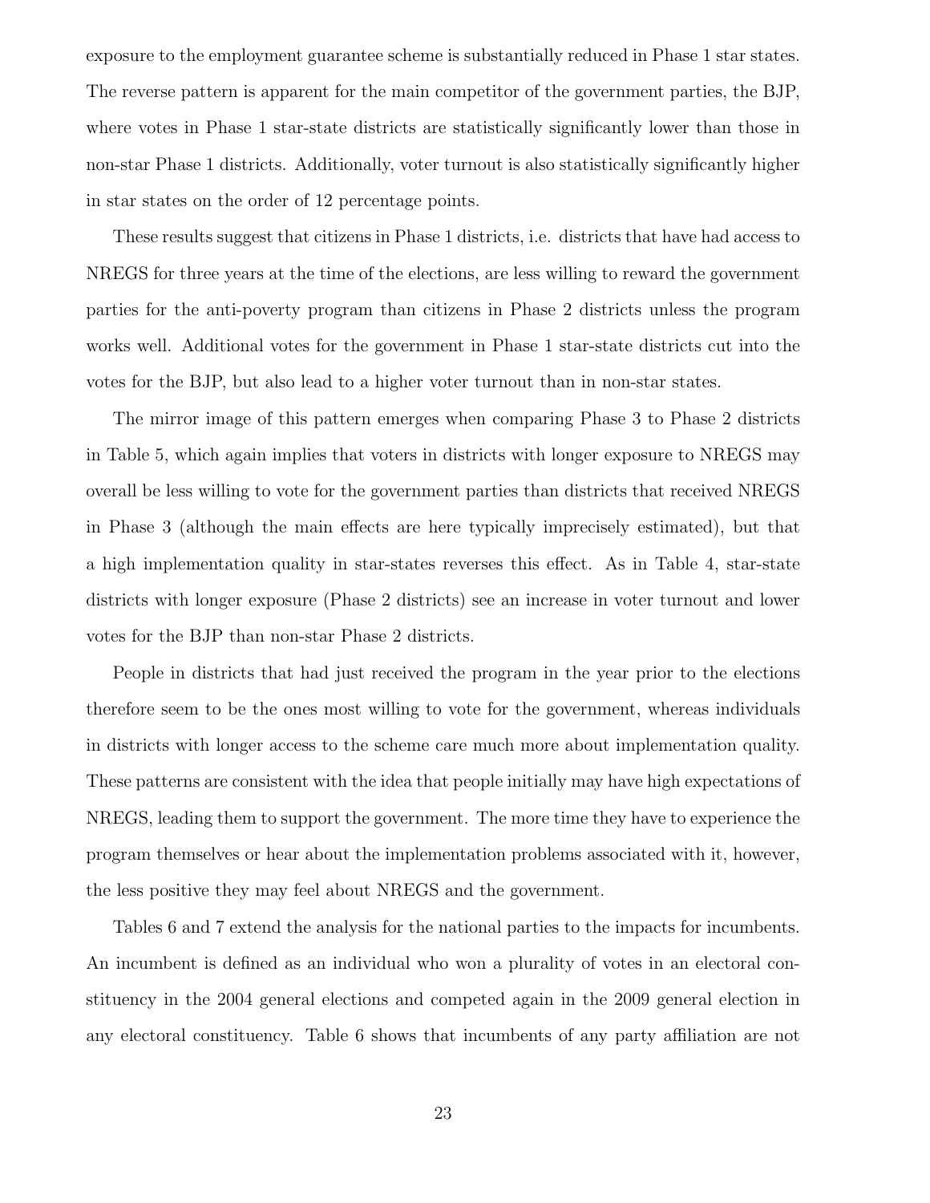exposure to the employment guarantee scheme is substantially reduced in Phase 1 star states. The reverse pattern is apparent for the main competitor of the government parties, the BJP, where votes in Phase 1 star-state districts are statistically significantly lower than those in non-star Phase 1 districts. Additionally, voter turnout is also statistically significantly higher in star states on the order of 12 percentage points.

These results suggest that citizens in Phase 1 districts, i.e. districts that have had access to NREGS for three years at the time of the elections, are less willing to reward the government parties for the anti-poverty program than citizens in Phase 2 districts unless the program works well. Additional votes for the government in Phase 1 star-state districts cut into the votes for the BJP, but also lead to a higher voter turnout than in non-star states.

The mirror image of this pattern emerges when comparing Phase 3 to Phase 2 districts in Table 5, which again implies that voters in districts with longer exposure to NREGS may overall be less willing to vote for the government parties than districts that received NREGS in Phase 3 (although the main effects are here typically imprecisely estimated), but that a high implementation quality in star-states reverses this effect. As in Table 4, star-state districts with longer exposure (Phase 2 districts) see an increase in voter turnout and lower votes for the BJP than non-star Phase 2 districts.

People in districts that had just received the program in the year prior to the elections therefore seem to be the ones most willing to vote for the government, whereas individuals in districts with longer access to the scheme care much more about implementation quality. These patterns are consistent with the idea that people initially may have high expectations of NREGS, leading them to support the government. The more time they have to experience the program themselves or hear about the implementation problems associated with it, however, the less positive they may feel about NREGS and the government.

Tables 6 and 7 extend the analysis for the national parties to the impacts for incumbents. An incumbent is defined as an individual who won a plurality of votes in an electoral constituency in the 2004 general elections and competed again in the 2009 general election in any electoral constituency. Table 6 shows that incumbents of any party affiliation are not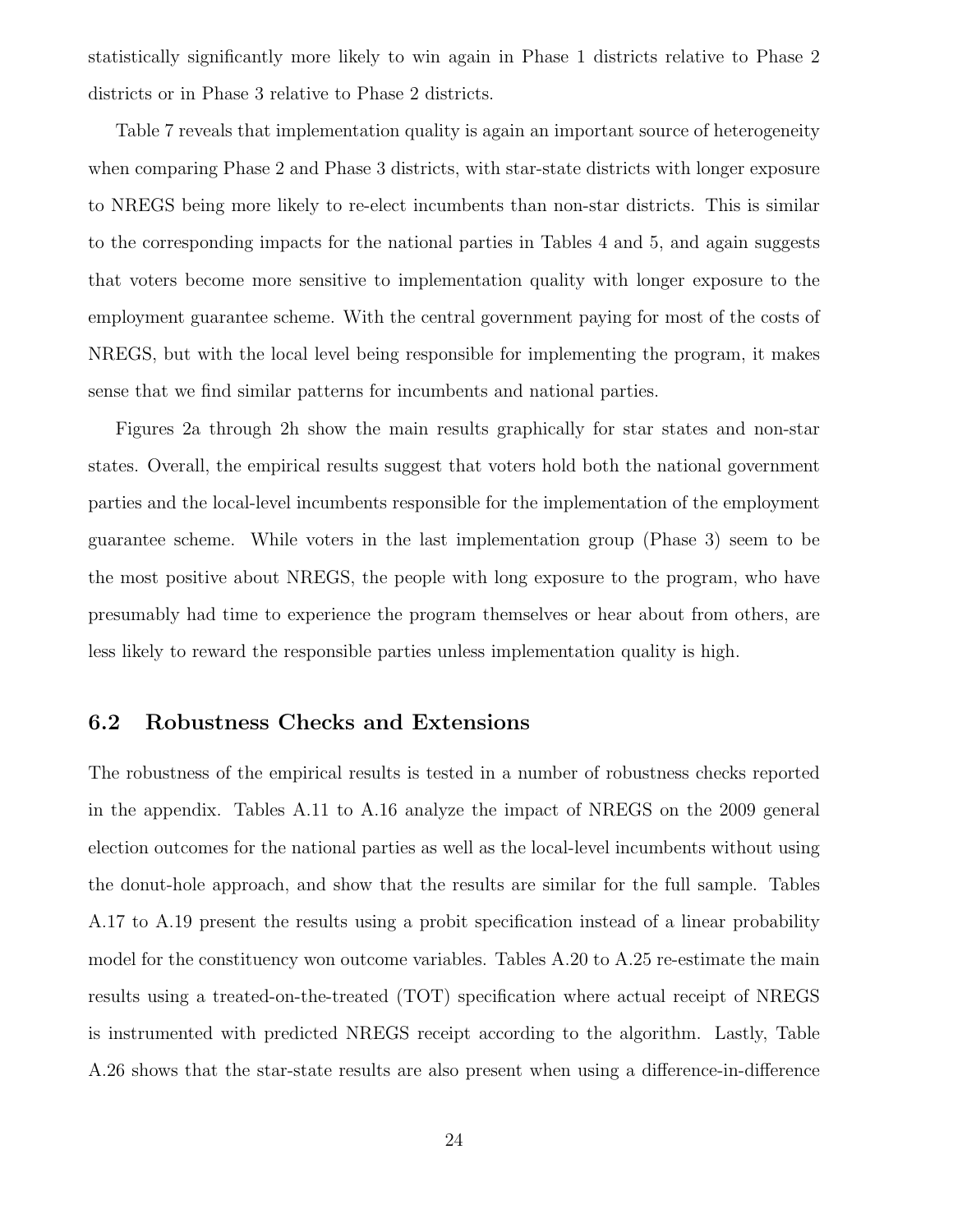statistically significantly more likely to win again in Phase 1 districts relative to Phase 2 districts or in Phase 3 relative to Phase 2 districts.

Table 7 reveals that implementation quality is again an important source of heterogeneity when comparing Phase 2 and Phase 3 districts, with star-state districts with longer exposure to NREGS being more likely to re-elect incumbents than non-star districts. This is similar to the corresponding impacts for the national parties in Tables 4 and 5, and again suggests that voters become more sensitive to implementation quality with longer exposure to the employment guarantee scheme. With the central government paying for most of the costs of NREGS, but with the local level being responsible for implementing the program, it makes sense that we find similar patterns for incumbents and national parties.

Figures 2a through 2h show the main results graphically for star states and non-star states. Overall, the empirical results suggest that voters hold both the national government parties and the local-level incumbents responsible for the implementation of the employment guarantee scheme. While voters in the last implementation group (Phase 3) seem to be the most positive about NREGS, the people with long exposure to the program, who have presumably had time to experience the program themselves or hear about from others, are less likely to reward the responsible parties unless implementation quality is high.

## 6.2 Robustness Checks and Extensions

The robustness of the empirical results is tested in a number of robustness checks reported in the appendix. Tables A.11 to A.16 analyze the impact of NREGS on the 2009 general election outcomes for the national parties as well as the local-level incumbents without using the donut-hole approach, and show that the results are similar for the full sample. Tables A.17 to A.19 present the results using a probit specification instead of a linear probability model for the constituency won outcome variables. Tables A.20 to A.25 re-estimate the main results using a treated-on-the-treated (TOT) specification where actual receipt of NREGS is instrumented with predicted NREGS receipt according to the algorithm. Lastly, Table A.26 shows that the star-state results are also present when using a difference-in-difference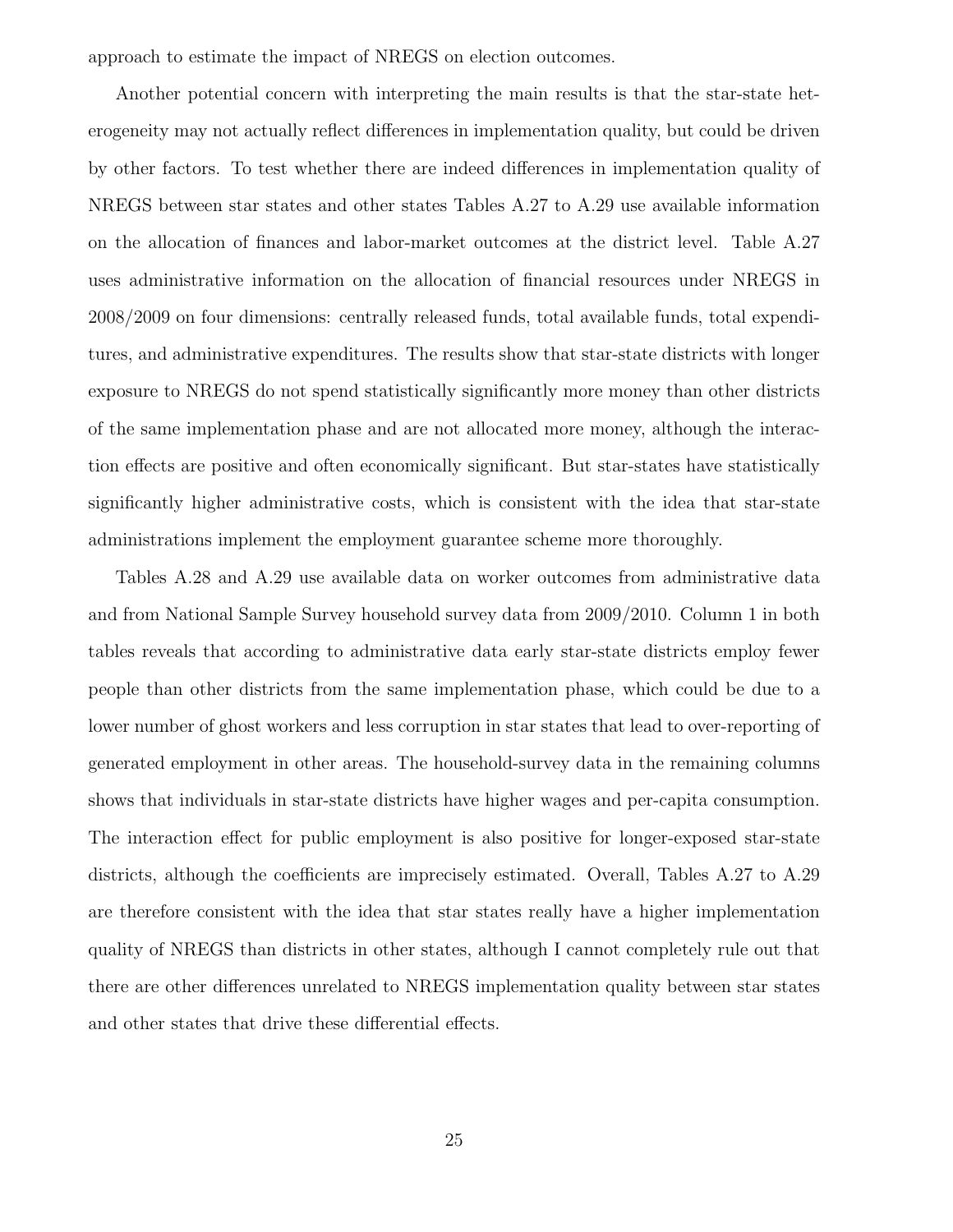approach to estimate the impact of NREGS on election outcomes.

Another potential concern with interpreting the main results is that the star-state heterogeneity may not actually reflect differences in implementation quality, but could be driven by other factors. To test whether there are indeed differences in implementation quality of NREGS between star states and other states Tables A.27 to A.29 use available information on the allocation of finances and labor-market outcomes at the district level. Table A.27 uses administrative information on the allocation of financial resources under NREGS in 2008/2009 on four dimensions: centrally released funds, total available funds, total expenditures, and administrative expenditures. The results show that star-state districts with longer exposure to NREGS do not spend statistically significantly more money than other districts of the same implementation phase and are not allocated more money, although the interaction effects are positive and often economically significant. But star-states have statistically significantly higher administrative costs, which is consistent with the idea that star-state administrations implement the employment guarantee scheme more thoroughly.

Tables A.28 and A.29 use available data on worker outcomes from administrative data and from National Sample Survey household survey data from 2009/2010. Column 1 in both tables reveals that according to administrative data early star-state districts employ fewer people than other districts from the same implementation phase, which could be due to a lower number of ghost workers and less corruption in star states that lead to over-reporting of generated employment in other areas. The household-survey data in the remaining columns shows that individuals in star-state districts have higher wages and per-capita consumption. The interaction effect for public employment is also positive for longer-exposed star-state districts, although the coefficients are imprecisely estimated. Overall, Tables A.27 to A.29 are therefore consistent with the idea that star states really have a higher implementation quality of NREGS than districts in other states, although I cannot completely rule out that there are other differences unrelated to NREGS implementation quality between star states and other states that drive these differential effects.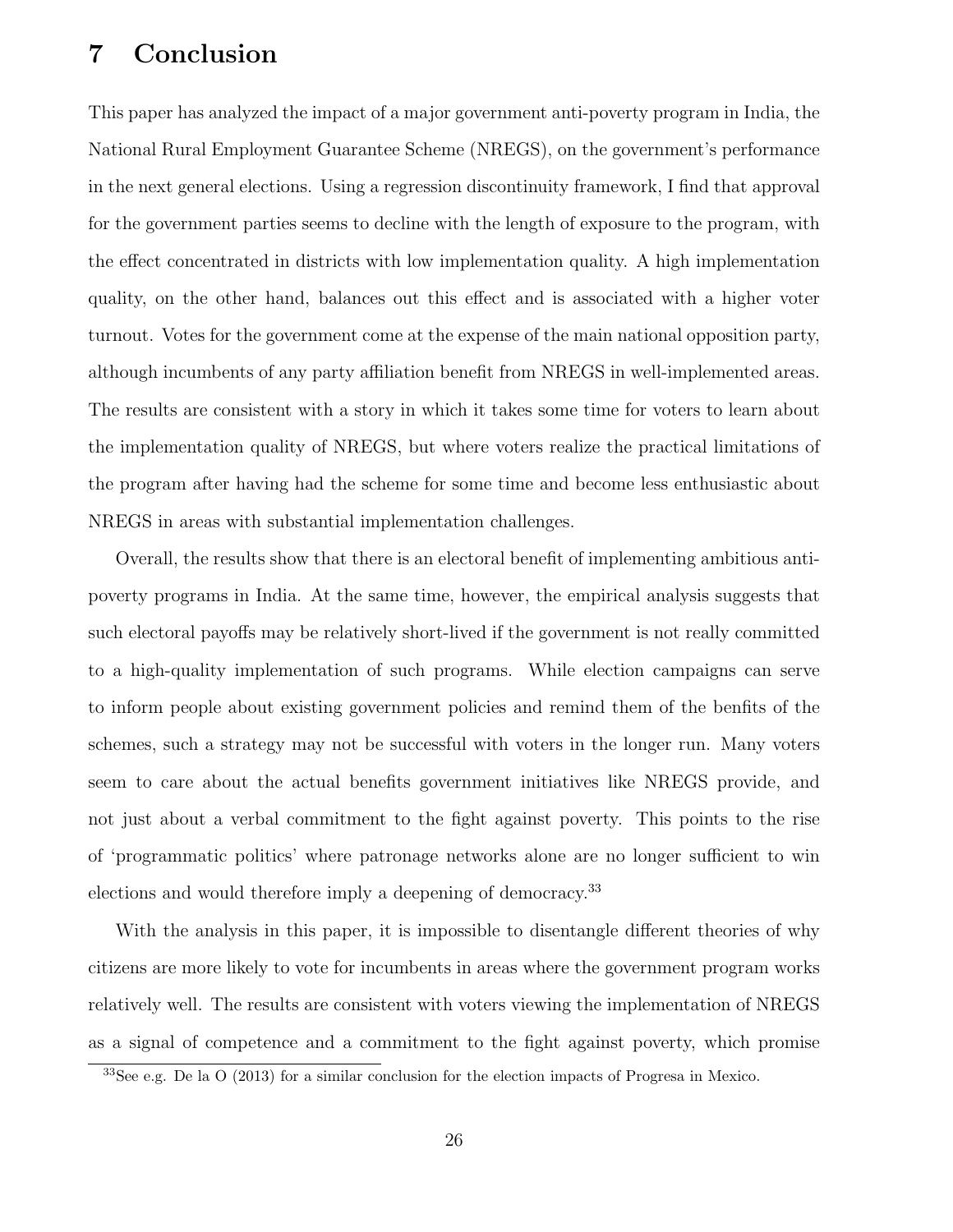# 7 Conclusion

This paper has analyzed the impact of a major government anti-poverty program in India, the National Rural Employment Guarantee Scheme (NREGS), on the government's performance in the next general elections. Using a regression discontinuity framework, I find that approval for the government parties seems to decline with the length of exposure to the program, with the effect concentrated in districts with low implementation quality. A high implementation quality, on the other hand, balances out this effect and is associated with a higher voter turnout. Votes for the government come at the expense of the main national opposition party, although incumbents of any party affiliation benefit from NREGS in well-implemented areas. The results are consistent with a story in which it takes some time for voters to learn about the implementation quality of NREGS, but where voters realize the practical limitations of the program after having had the scheme for some time and become less enthusiastic about NREGS in areas with substantial implementation challenges.

Overall, the results show that there is an electoral benefit of implementing ambitious anti-poverty programs in India. At the same time, however, the empirical analysis suggests that such electoral payoffs may be relatively short-lived if the government is not really committed to a high-quality implementation of such programs. While election campaigns can serve to inform people about existing government policies and remind them of the benfits of the schemes, such a strategy may not be successful with voters in the longer run. Many voters seem to care about the actual benefits government initiatives like NREGS provide, and not just about a verbal commitment to the fight against poverty. This points to the rise of 'programmatic politics' where patronage networks alone are no longer sufficient to win elections and would therefore imply a deepening of democracy.[33]

With the analysis in this paper, it is impossible to disentangle different theories of why citizens are more likely to vote for incumbents in areas where the government program works relatively well. The results are consistent with voters viewing the implementation of NREGS as a signal of competence and a commitment to the fight against poverty, which promise

[33] See e.g. De la O (2013) for a similar conclusion for the election impacts of Progresa in Mexico.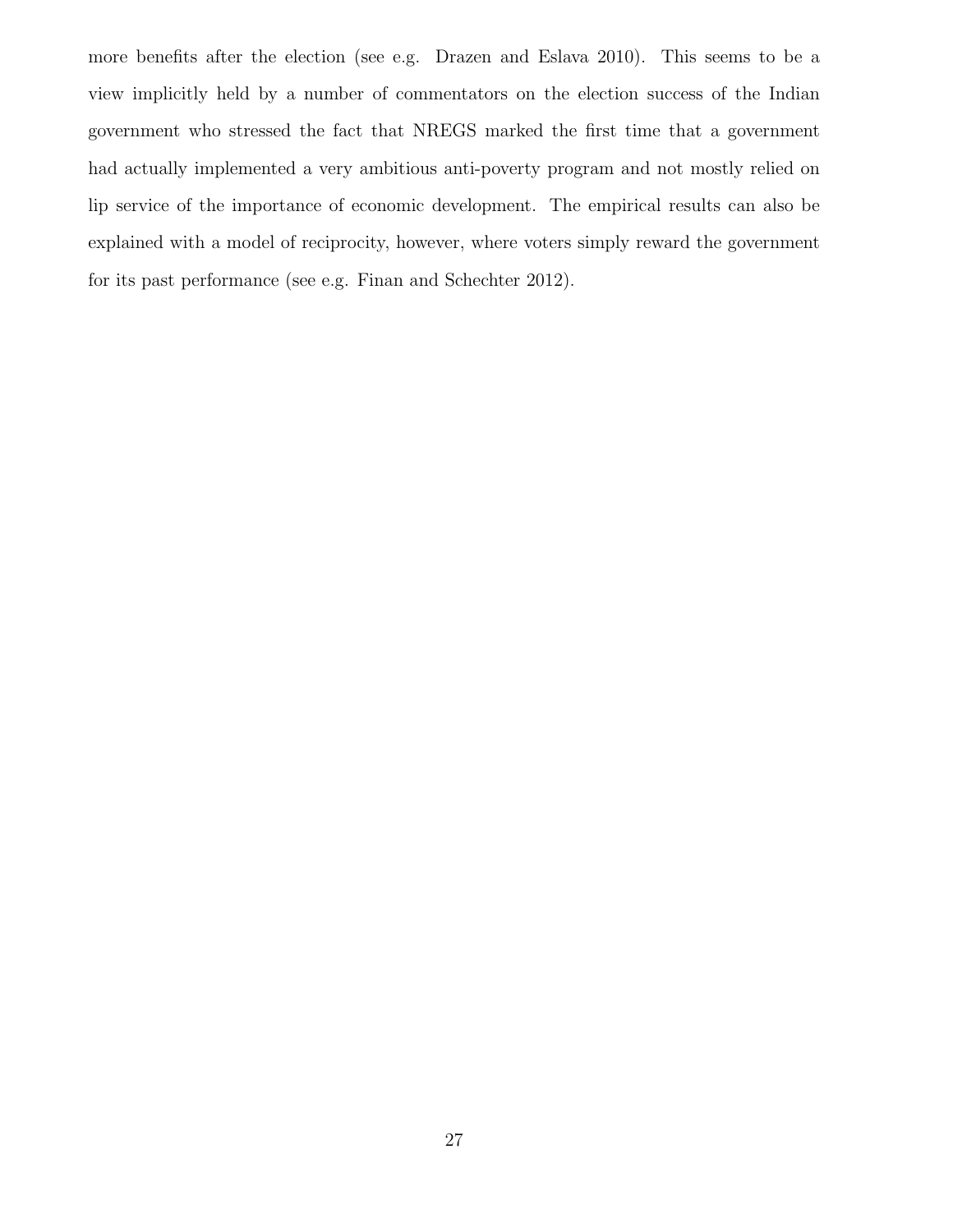more benefits after the election (see e.g. Drazen and Eslava 2010). This seems to be a view implicitly held by a number of commentators on the election success of the Indian government who stressed the fact that NREGS marked the first time that a government had actually implemented a very ambitious anti-poverty program and not mostly relied on lip service of the importance of economic development. The empirical results can also be explained with a model of reciprocity, however, where voters simply reward the government for its past performance (see e.g. Finan and Schechter 2012).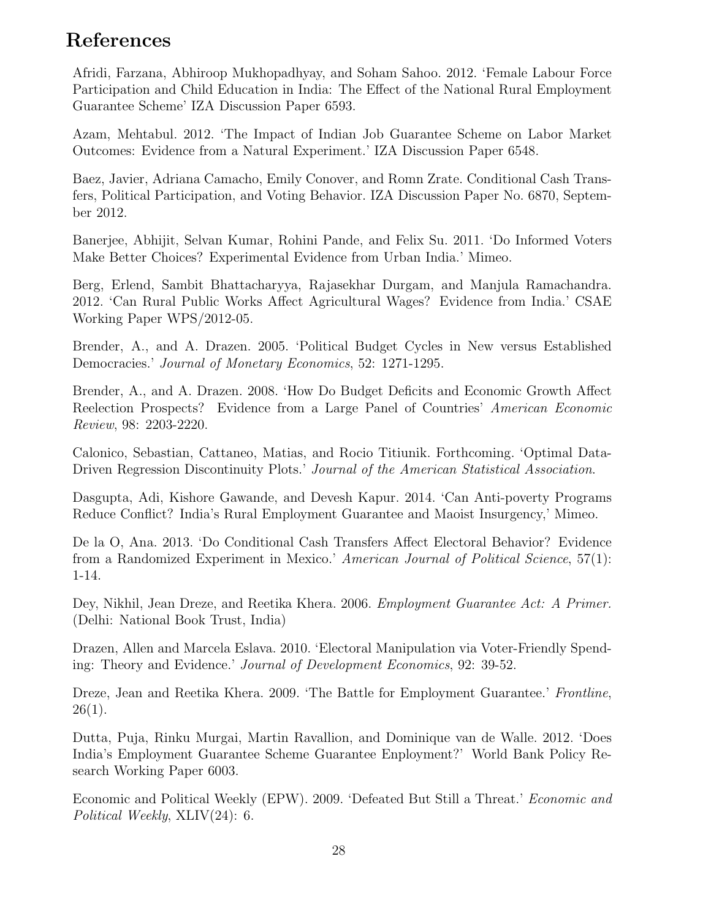# References

Afridi, Farzana, Abhiroop Mukhopadhyay, and Soham Sahoo. 2012. 'Female Labour Force Participation and Child Education in India: The Effect of the National Rural Employment Guarantee Scheme' IZA Discussion Paper 6593.

Azam, Mehtabul. 2012. 'The Impact of Indian Job Guarantee Scheme on Labor Market Outcomes: Evidence from a Natural Experiment.' IZA Discussion Paper 6548.

Baez, Javier, Adriana Camacho, Emily Conover, and Romn Zrate. Conditional Cash Transfers, Political Participation, and Voting Behavior. IZA Discussion Paper No. 6870, September 2012.

Banerjee, Abhijit, Selvan Kumar, Rohini Pande, and Felix Su. 2011. 'Do Informed Voters Make Better Choices? Experimental Evidence from Urban India.' Mimeo.

Berg, Erlend, Sambit Bhattacharyya, Rajasekhar Durgam, and Manjula Ramachandra. 2012. 'Can Rural Public Works Affect Agricultural Wages? Evidence from India.' CSAE Working Paper WPS/2012-05.

Brender, A., and A. Drazen. 2005. 'Political Budget Cycles in New versus Established Democracies.' *Journal of Monetary Economics*, 52: 1271-1295.

Brender, A., and A. Drazen. 2008. 'How Do Budget Deficits and Economic Growth Affect Reelection Prospects? Evidence from a Large Panel of Countries' *American Economic Review*, 98: 2203-2220.

Calonico, Sebastian, Cattaneo, Matias, and Rocio Titiunik. Forthcoming. 'Optimal Data-Driven Regression Discontinuity Plots.' *Journal of the American Statistical Association*.

Dasgupta, Adi, Kishore Gawande, and Devesh Kapur. 2014. 'Can Anti-poverty Programs Reduce Conflict? India's Rural Employment Guarantee and Maoist Insurgency,' Mimeo.

De la O, Ana. 2013. 'Do Conditional Cash Transfers Affect Electoral Behavior? Evidence from a Randomized Experiment in Mexico.' *American Journal of Political Science*, 57(1): 1-14.

Dey, Nikhil, Jean Dreze, and Reetika Khera. 2006. *Employment Guarantee Act: A Primer.* (Delhi: National Book Trust, India)

Drazen, Allen and Marcela Eslava. 2010. 'Electoral Manipulation via Voter-Friendly Spending: Theory and Evidence.' *Journal of Development Economics*, 92: 39-52.

Dreze, Jean and Reetika Khera. 2009. 'The Battle for Employment Guarantee.' *Frontline*, 26(1).

Dutta, Puja, Rinku Murgai, Martin Ravallion, and Dominique van de Walle. 2012. 'Does India's Employment Guarantee Scheme Guarantee Enployment?' World Bank Policy Research Working Paper 6003.

Economic and Political Weekly (EPW). 2009. 'Defeated But Still a Threat.' *Economic and Political Weekly*, XLIV(24): 6.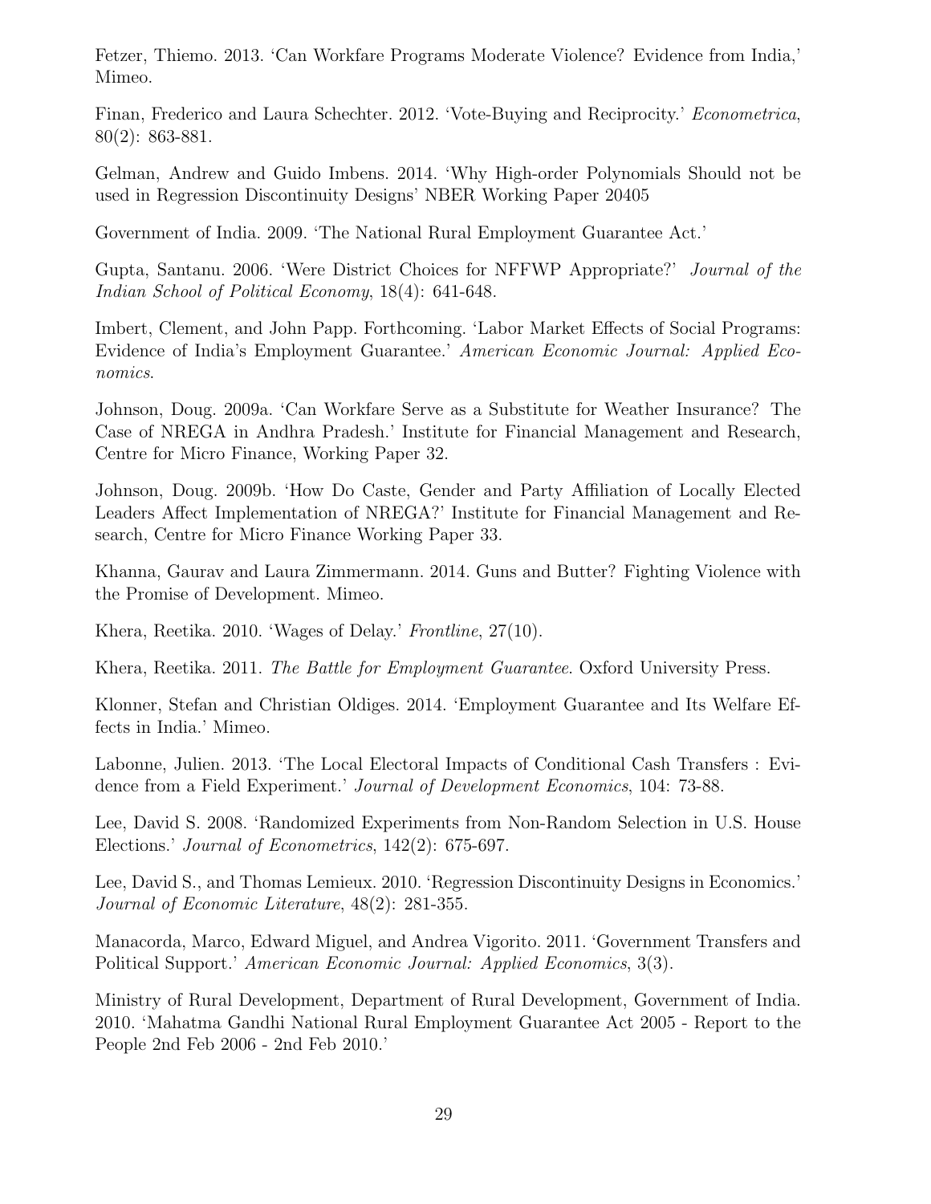Fetzer, Thiemo. 2013. 'Can Workfare Programs Moderate Violence? Evidence from India,' Mimeo.

Finan, Frederico and Laura Schechter. 2012. 'Vote-Buying and Reciprocity.' *Econometrica*, 80(2): 863-881.

Gelman, Andrew and Guido Imbens. 2014. 'Why High-order Polynomials Should not be used in Regression Discontinuity Designs' NBER Working Paper 20405

Government of India. 2009. 'The National Rural Employment Guarantee Act.'

Gupta, Santanu. 2006. 'Were District Choices for NFFWP Appropriate?' *Journal of the Indian School of Political Economy*, 18(4): 641-648.

Imbert, Clement, and John Papp. Forthcoming. 'Labor Market Effects of Social Programs: Evidence of India's Employment Guarantee.' *American Economic Journal: Applied Economics*.

Johnson, Doug. 2009a. 'Can Workfare Serve as a Substitute for Weather Insurance? The Case of NREGA in Andhra Pradesh.' Institute for Financial Management and Research, Centre for Micro Finance, Working Paper 32.

Johnson, Doug. 2009b. 'How Do Caste, Gender and Party Affiliation of Locally Elected Leaders Affect Implementation of NREGA?' Institute for Financial Management and Research, Centre for Micro Finance Working Paper 33.

Khanna, Gaurav and Laura Zimmermann. 2014. Guns and Butter? Fighting Violence with the Promise of Development. Mimeo.

Khera, Reetika. 2010. 'Wages of Delay.' *Frontline*, 27(10).

Khera, Reetika. 2011. *The Battle for Employment Guarantee*. Oxford University Press.

Klonner, Stefan and Christian Oldiges. 2014. 'Employment Guarantee and Its Welfare Effects in India.' Mimeo.

Labonne, Julien. 2013. 'The Local Electoral Impacts of Conditional Cash Transfers : Evidence from a Field Experiment.' *Journal of Development Economics*, 104: 73-88.

Lee, David S. 2008. 'Randomized Experiments from Non-Random Selection in U.S. House Elections.' *Journal of Econometrics*, 142(2): 675-697.

Lee, David S., and Thomas Lemieux. 2010. 'Regression Discontinuity Designs in Economics.' *Journal of Economic Literature*, 48(2): 281-355.

Manacorda, Marco, Edward Miguel, and Andrea Vigorito. 2011. 'Government Transfers and Political Support.' *American Economic Journal: Applied Economics*, 3(3).

Ministry of Rural Development, Department of Rural Development, Government of India. 2010. 'Mahatma Gandhi National Rural Employment Guarantee Act 2005 - Report to the People 2nd Feb 2006 - 2nd Feb 2010.'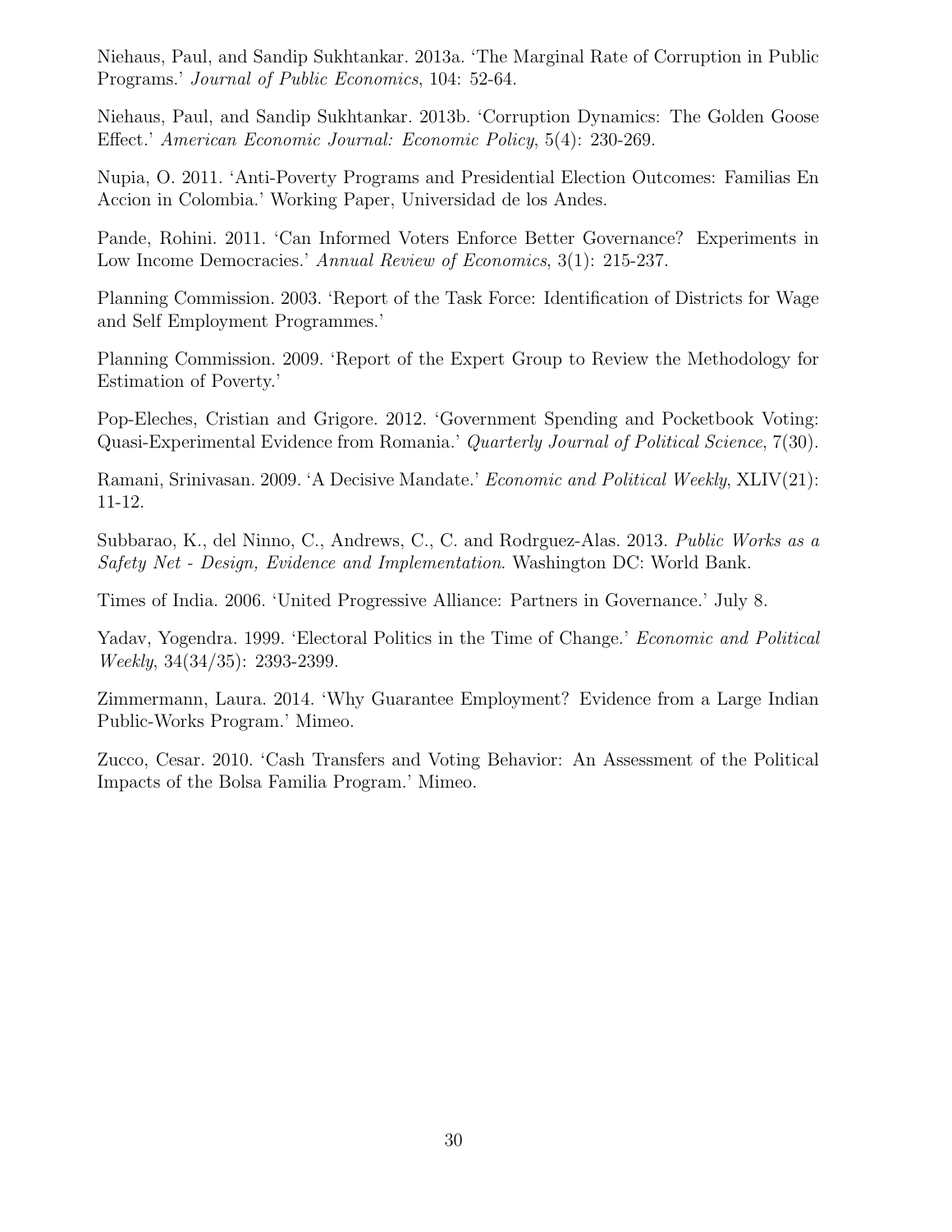Niehaus, Paul, and Sandip Sukhtankar. 2013a. 'The Marginal Rate of Corruption in Public Programs.' *Journal of Public Economics*, 104: 52-64.

Niehaus, Paul, and Sandip Sukhtankar. 2013b. 'Corruption Dynamics: The Golden Goose Effect.' *American Economic Journal: Economic Policy*, 5(4): 230-269.

Nupia, O. 2011. 'Anti-Poverty Programs and Presidential Election Outcomes: Familias En Accion in Colombia.' Working Paper, Universidad de los Andes.

Pande, Rohini. 2011. 'Can Informed Voters Enforce Better Governance? Experiments in Low Income Democracies.' *Annual Review of Economics*, 3(1): 215-237.

Planning Commission. 2003. 'Report of the Task Force: Identification of Districts for Wage and Self Employment Programmes.'

Planning Commission. 2009. 'Report of the Expert Group to Review the Methodology for Estimation of Poverty.'

Pop-Eleches, Cristian and Grigore. 2012. 'Government Spending and Pocketbook Voting: Quasi-Experimental Evidence from Romania.' *Quarterly Journal of Political Science*, 7(30).

Ramani, Srinivasan. 2009. 'A Decisive Mandate.' *Economic and Political Weekly*, XLIV(21): 11-12.

Subbarao, K., del Ninno, C., Andrews, C., C. and Rodrguez-Alas. 2013. *Public Works as a Safety Net - Design, Evidence and Implementation*. Washington DC: World Bank.

Times of India. 2006. 'United Progressive Alliance: Partners in Governance.' July 8.

Yadav, Yogendra. 1999. 'Electoral Politics in the Time of Change.' *Economic and Political Weekly*, 34(34/35): 2393-2399.

Zimmermann, Laura. 2014. 'Why Guarantee Employment? Evidence from a Large Indian Public-Works Program.' Mimeo.

Zucco, Cesar. 2010. 'Cash Transfers and Voting Behavior: An Assessment of the Political Impacts of the Bolsa Familia Program.' Mimeo.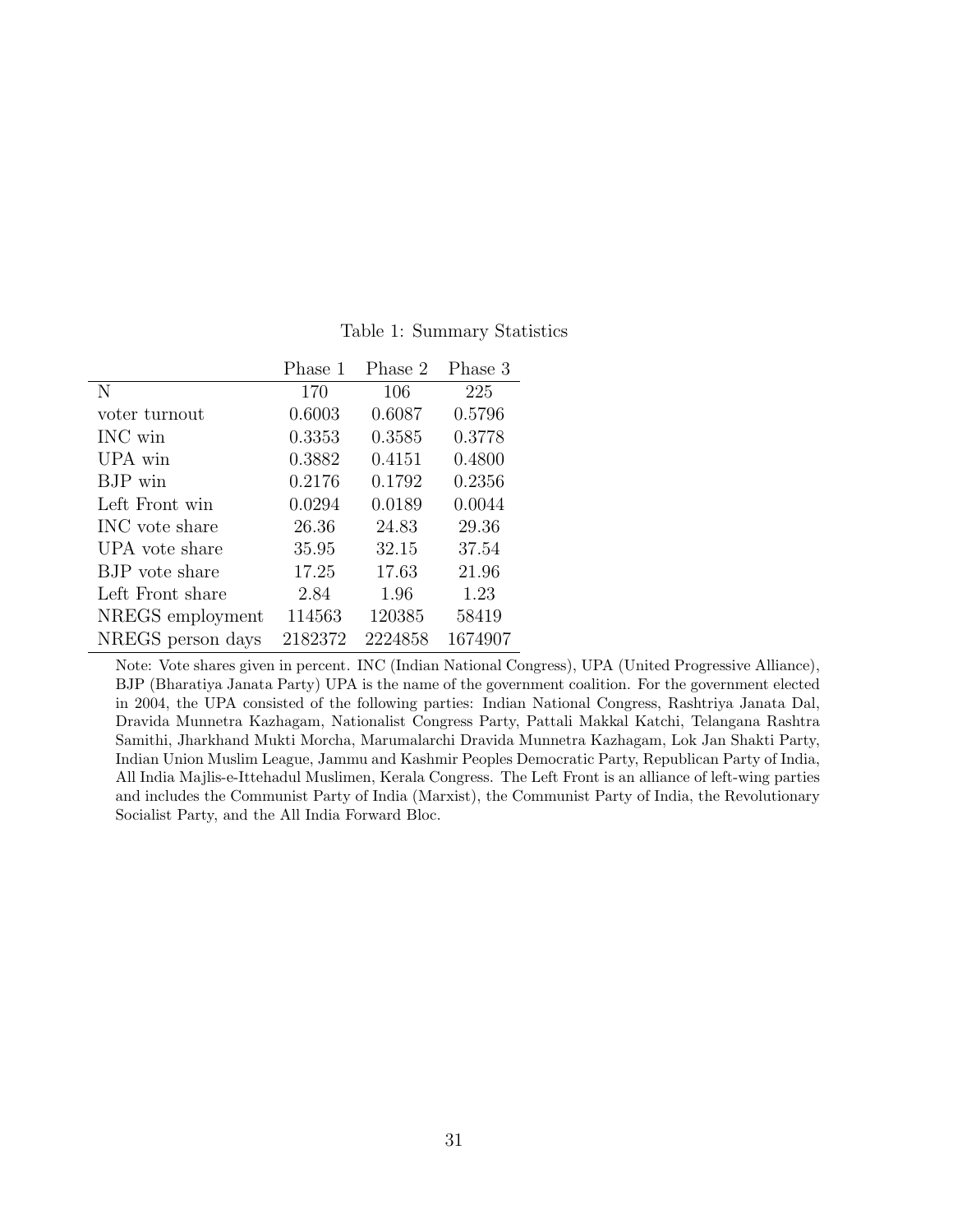Table 1: Summary Statistics

| | Phase 1 | Phase 2 | Phase 3 |
|---|---|---|---|
| N | 170 | 106 | 225 |
| voter turnout | 0.6003 | 0.6087 | 0.5796 |
| INC win | 0.3353 | 0.3585 | 0.3778 |
| UPA win | 0.3882 | 0.4151 | 0.4800 |
| BJP win | 0.2176 | 0.1792 | 0.2356 |
| Left Front win | 0.0294 | 0.0189 | 0.0044 |
| INC vote share | 26.36 | 24.83 | 29.36 |
| UPA vote share | 35.95 | 32.15 | 37.54 |
| BJP vote share | 17.25 | 17.63 | 21.96 |
| Left Front share | 2.84 | 1.96 | 1.23 |
| NREGS employment | 114563 | 120385 | 58419 |
| NREGS person days | 2182372 | 2224858 | 1674907 |

Note: Vote shares given in percent. INC (Indian National Congress), UPA (United Progressive Alliance), BJP (Bharatiya Janata Party) UPA is the name of the government coalition. For the government elected in 2004, the UPA consisted of the following parties: Indian National Congress, Rashtriya Janata Dal, Dravida Munnetra Kazhagam, Nationalist Congress Party, Pattali Makkal Katchi, Telangana Rashtra Samithi, Jharkhand Mukti Morcha, Marumalarchi Dravida Munnetra Kazhagam, Lok Jan Shakti Party, Indian Union Muslim League, Jammu and Kashmir Peoples Democratic Party, Republican Party of India, All India Majlis-e-Ittehadul Muslimen, Kerala Congress. The Left Front is an alliance of left-wing parties and includes the Communist Party of India (Marxist), the Communist Party of India, the Revolutionary Socialist Party, and the All India Forward Bloc.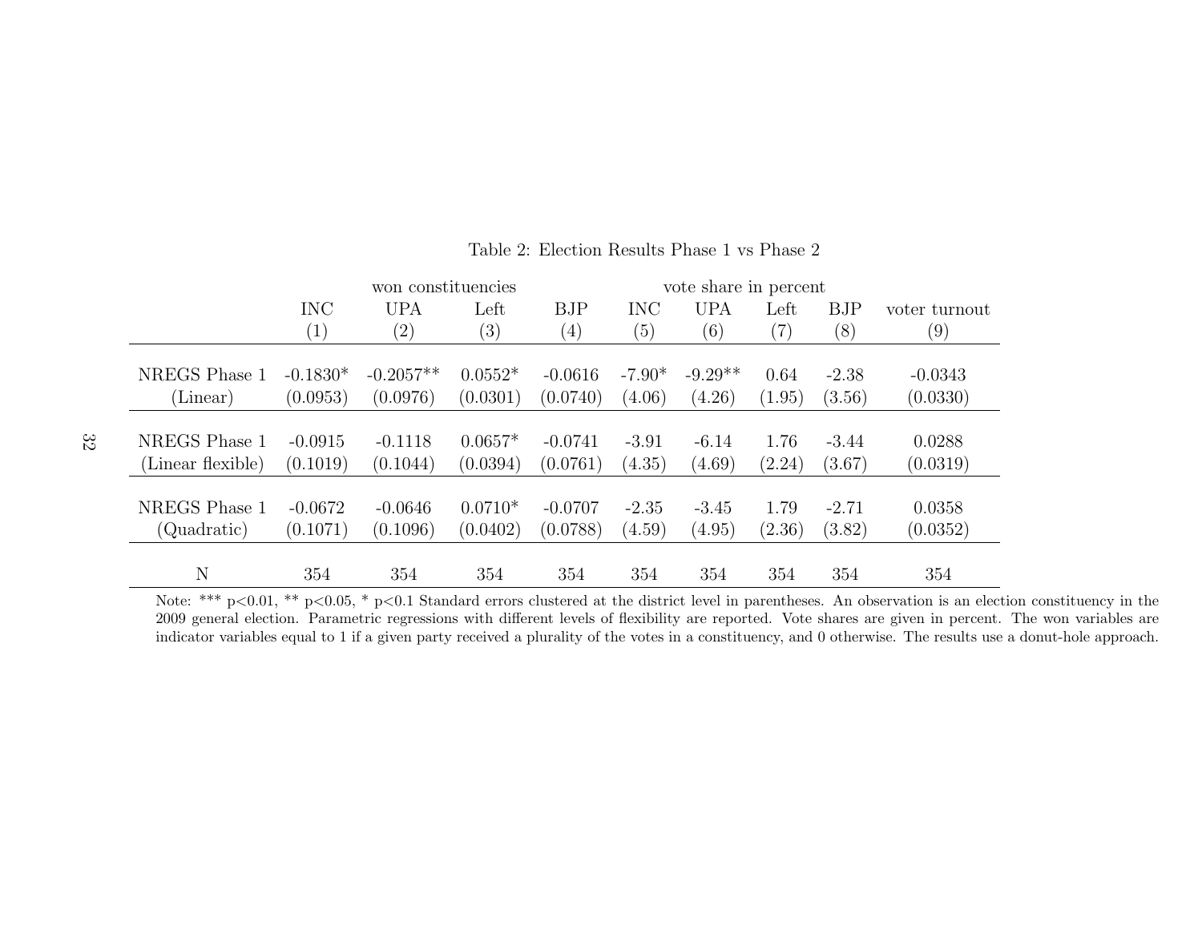Table 2: Election Results Phase 1 vs Phase 2

| | won constituencies | | | | vote share in percent | | | | |
|---|---|---|---|---|---|---|---|---|---|
| | INC | UPA | Left | BJP | INC | UPA | Left | BJP | voter turnout |
| | (1) | (2) | (3) | (4) | (5) | (6) | (7) | (8) | (9) |
| NREGS Phase 1 | -0.1830* | -0.2057** | 0.0552* | -0.0616 | -7.90* | -9.29** | 0.64 | -2.38 | -0.0343 |
| (Linear) | (0.0953) | (0.0976) | (0.0301) | (0.0740) | (4.06) | (4.26) | (1.95) | (3.56) | (0.0330) |
| NREGS Phase 1 | -0.0915 | -0.1118 | 0.0657* | -0.0741 | -3.91 | -6.14 | 1.76 | -3.44 | 0.0288 |
| (Linear flexible) | (0.1019) | (0.1044) | (0.0394) | (0.0761) | (4.35) | (4.69) | (2.24) | (3.67) | (0.0319) |
| NREGS Phase 1 | -0.0672 | -0.0646 | 0.0710* | -0.0707 | -2.35 | -3.45 | 1.79 | -2.71 | 0.0358 |
| (Quadratic) | (0.1071) | (0.1096) | (0.0402) | (0.0788) | (4.59) | (4.95) | (2.36) | (3.82) | (0.0352) |
| N | 354 | 354 | 354 | 354 | 354 | 354 | 354 | 354 | 354 |

Note: *** p<0.01, ** p<0.05, * p<0.1 Standard errors clustered at the district level in parentheses. An observation is an election constituency in the 2009 general election. Parametric regressions with different levels of flexibility are reported. Vote shares are given in percent. The won variables are indicator variables equal to 1 if a given party received a plurality of the votes in a constituency, and 0 otherwise. The results use a donut-hole approach.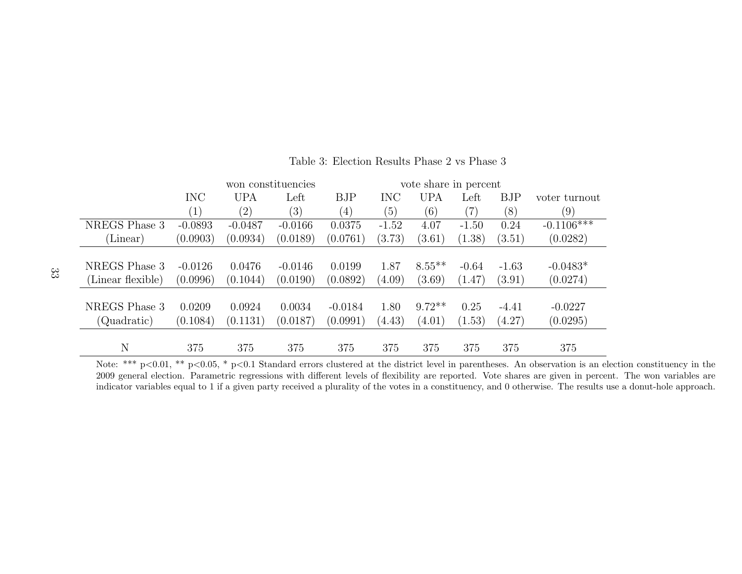Table 3: Election Results Phase 2 vs Phase 3

| | won constituencies | | | | vote share in percent | | | | |
|---|---|---|---|---|---|---|---|---|---|
| | INC | UPA | Left | BJP | INC | UPA | Left | BJP | voter turnout |
| | (1) | (2) | (3) | (4) | (5) | (6) | (7) | (8) | (9) |
| NREGS Phase 3 | -0.0893 | -0.0487 | -0.0166 | 0.0375 | -1.52 | 4.07 | -1.50 | 0.24 | -0.1106*** |
| (Linear) | (0.0903) | (0.0934) | (0.0189) | (0.0761) | (3.73) | (3.61) | (1.38) | (3.51) | (0.0282) |
| NREGS Phase 3 | -0.0126 | 0.0476 | -0.0146 | 0.0199 | 1.87 | 8.55** | -0.64 | -1.63 | -0.0483* |
| (Linear flexible) | (0.0996) | (0.1044) | (0.0190) | (0.0892) | (4.09) | (3.69) | (1.47) | (3.91) | (0.0274) |
| NREGS Phase 3 | 0.0209 | 0.0924 | 0.0034 | -0.0184 | 1.80 | 9.72** | 0.25 | -4.41 | -0.0227 |
| (Quadratic) | (0.1084) | (0.1131) | (0.0187) | (0.0991) | (4.43) | (4.01) | (1.53) | (4.27) | (0.0295) |
| N | 375 | 375 | 375 | 375 | 375 | 375 | 375 | 375 | 375 |

Note: *** p<0.01, ** p<0.05, * p<0.1 Standard errors clustered at the district level in parentheses. An observation is an election constituency in the 2009 general election. Parametric regressions with different levels of flexibility are reported. Vote shares are given in percent. The won variables are indicator variables equal to 1 if a given party received a plurality of the votes in a constituency, and 0 otherwise. The results use a donut-hole approach.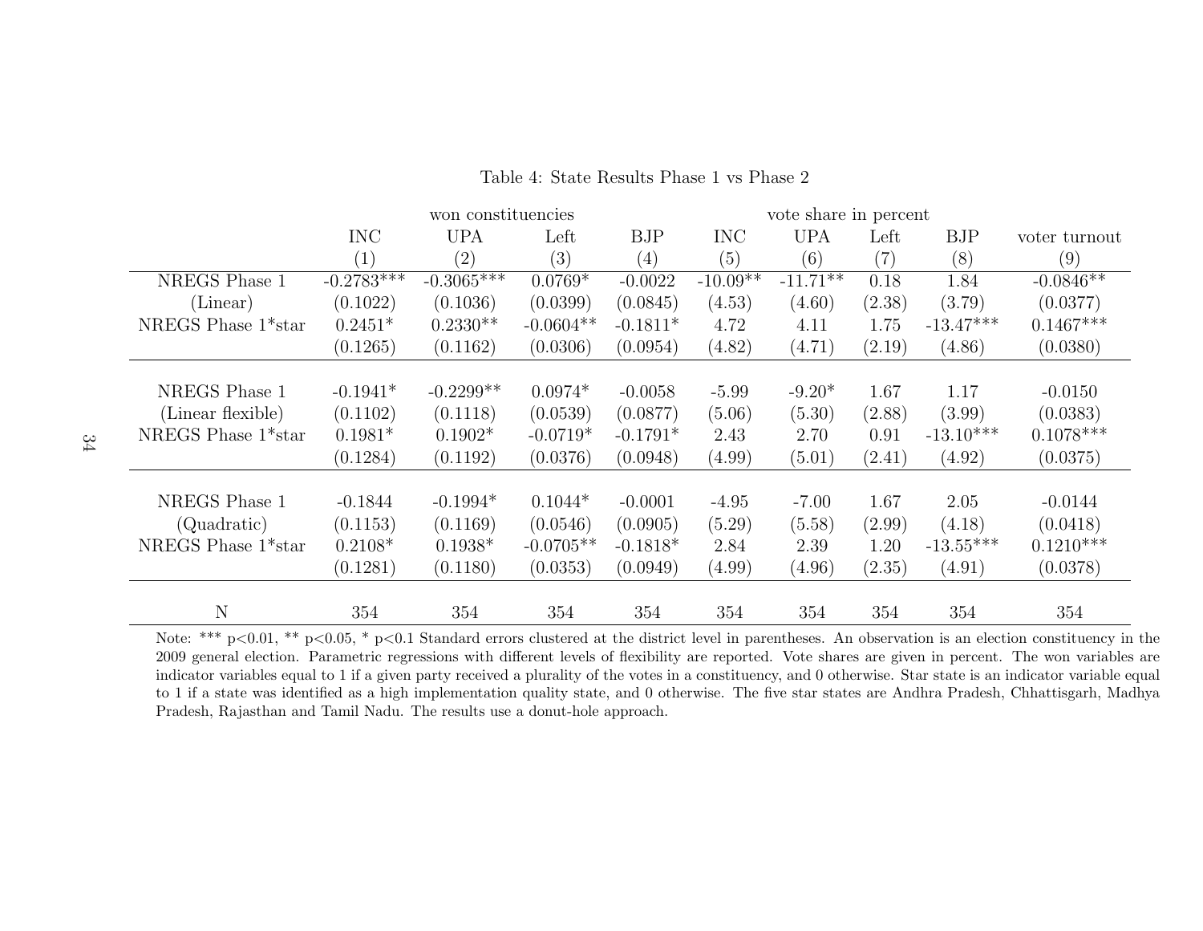Table 4: State Results Phase 1 vs Phase 2

| | won constituencies | | | | vote share in percent | | | | |
|---|---|---|---|---|---|---|---|---|---|
| | INC | UPA | Left | BJP | INC | UPA | Left | BJP | voter turnout |
| | (1) | (2) | (3) | (4) | (5) | (6) | (7) | (8) | (9) |
| NREGS Phase 1 | -0.2783*** | -0.3065*** | 0.0769* | -0.0022 | -10.09** | -11.71** | 0.18 | 1.84 | -0.0846** |
| (Linear) | (0.1022) | (0.1036) | (0.0399) | (0.0845) | (4.53) | (4.60) | (2.38) | (3.79) | (0.0377) |
| NREGS Phase 1*star | 0.2451* | 0.2330** | -0.0604** | -0.1811* | 4.72 | 4.11 | 1.75 | -13.47*** | 0.1467*** |
| | (0.1265) | (0.1162) | (0.0306) | (0.0954) | (4.82) | (4.71) | (2.19) | (4.86) | (0.0380) |
| NREGS Phase 1 | -0.1941* | -0.2299** | 0.0974* | -0.0058 | -5.99 | -9.20* | 1.67 | 1.17 | -0.0150 |
| (Linear flexible) | (0.1102) | (0.1118) | (0.0539) | (0.0877) | (5.06) | (5.30) | (2.88) | (3.99) | (0.0383) |
| NREGS Phase 1*star | 0.1981* | 0.1902* | -0.0719* | -0.1791* | 2.43 | 2.70 | 0.91 | -13.10*** | 0.1078*** |
| | (0.1284) | (0.1192) | (0.0376) | (0.0948) | (4.99) | (5.01) | (2.41) | (4.92) | (0.0375) |
| NREGS Phase 1 | -0.1844 | -0.1994* | 0.1044* | -0.0001 | -4.95 | -7.00 | 1.67 | 2.05 | -0.0144 |
| (Quadratic) | (0.1153) | (0.1169) | (0.0546) | (0.0905) | (5.29) | (5.58) | (2.99) | (4.18) | (0.0418) |
| NREGS Phase 1*star | 0.2108* | 0.1938* | -0.0705** | -0.1818* | 2.84 | 2.39 | 1.20 | -13.55*** | 0.1210*** |
| | (0.1281) | (0.1180) | (0.0353) | (0.0949) | (4.99) | (4.96) | (2.35) | (4.91) | (0.0378) |
| N | 354 | 354 | 354 | 354 | 354 | 354 | 354 | 354 | 354 |

Note: *** p<0.01, ** p<0.05, * p<0.1 Standard errors clustered at the district level in parentheses. An observation is an election constituency in the 2009 general election. Parametric regressions with different levels of flexibility are reported. Vote shares are given in percent. The won variables are indicator variables equal to 1 if a given party received a plurality of the votes in a constituency, and 0 otherwise. Star state is an indicator variable equal to 1 if a state was identified as a high implementation quality state, and 0 otherwise. The five star states are Andhra Pradesh, Chhattisgarh, Madhya Pradesh, Rajasthan and Tamil Nadu. The results use a donut-hole approach.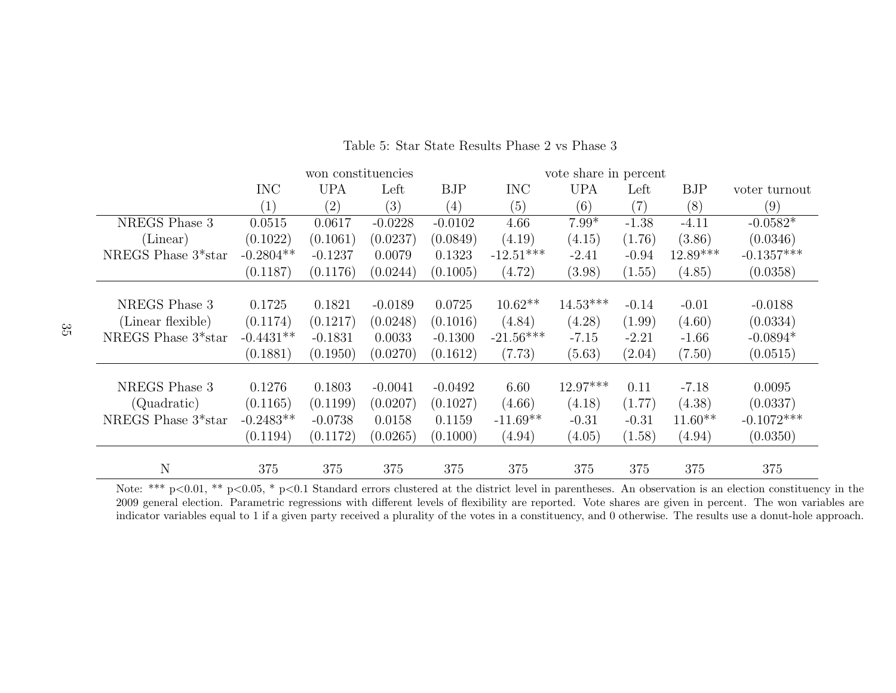Table 5: Star State Results Phase 2 vs Phase 3

| | won constituencies | | | | vote share in percent | | | | |
|---|---|---|---|---|---|---|---|---|---|
| | INC | UPA | Left | BJP | INC | UPA | Left | BJP | voter turnout |
| | (1) | (2) | (3) | (4) | (5) | (6) | (7) | (8) | (9) |
| NREGS Phase 3 | 0.0515 | 0.0617 | -0.0228 | -0.0102 | 4.66 | 7.99* | -1.38 | -4.11 | -0.0582* |
| (Linear) | (0.1022) | (0.1061) | (0.0237) | (0.0849) | (4.19) | (4.15) | (1.76) | (3.86) | (0.0346) |
| NREGS Phase 3*star | -0.2804** | -0.1237 | 0.0079 | 0.1323 | -12.51*** | -2.41 | -0.94 | 12.89*** | -0.1357*** |
| | (0.1187) | (0.1176) | (0.0244) | (0.1005) | (4.72) | (3.98) | (1.55) | (4.85) | (0.0358) |
| NREGS Phase 3 | 0.1725 | 0.1821 | -0.0189 | 0.0725 | 10.62** | 14.53*** | -0.14 | -0.01 | -0.0188 |
| (Linear flexible) | (0.1174) | (0.1217) | (0.0248) | (0.1016) | (4.84) | (4.28) | (1.99) | (4.60) | (0.0334) |
| NREGS Phase 3*star | -0.4431** | -0.1831 | 0.0033 | -0.1300 | -21.56*** | -7.15 | -2.21 | -1.66 | -0.0894* |
| | (0.1881) | (0.1950) | (0.0270) | (0.1612) | (7.73) | (5.63) | (2.04) | (7.50) | (0.0515) |
| NREGS Phase 3 | 0.1276 | 0.1803 | -0.0041 | -0.0492 | 6.60 | 12.97*** | 0.11 | -7.18 | 0.0095 |
| (Quadratic) | (0.1165) | (0.1199) | (0.0207) | (0.1027) | (4.66) | (4.18) | (1.77) | (4.38) | (0.0337) |
| NREGS Phase 3*star | -0.2483** | -0.0738 | 0.0158 | 0.1159 | -11.69** | -0.31 | -0.31 | 11.60** | -0.1072*** |
| | (0.1194) | (0.1172) | (0.0265) | (0.1000) | (4.94) | (4.05) | (1.58) | (4.94) | (0.0350) |
| N | 375 | 375 | 375 | 375 | 375 | 375 | 375 | 375 | 375 |

Note: *** p<0.01, ** p<0.05, * p<0.1 Standard errors clustered at the district level in parentheses. An observation is an election constituency in the 2009 general election. Parametric regressions with different levels of flexibility are reported. Vote shares are given in percent. The won variables are indicator variables equal to 1 if a given party received a plurality of the votes in a constituency, and 0 otherwise. The results use a donut-hole approach.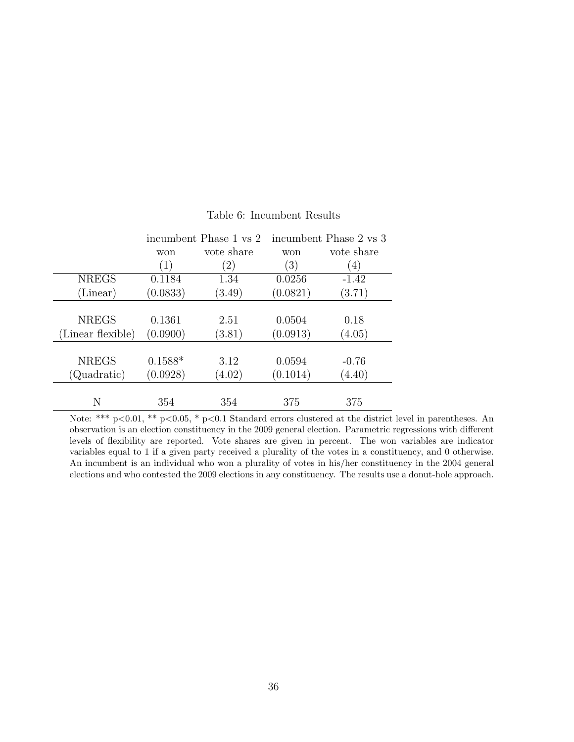Table 6: Incumbent Results

| | incumbent Phase 1 vs 2 | | incumbent Phase 2 vs 3 | |
|---|---|---|---|---|
| | won | vote share | won | vote share |
| | (1) | (2) | (3) | (4) |
| NREGS | 0.1184 | 1.34 | 0.0256 | -1.42 |
| (Linear) | (0.0833) | (3.49) | (0.0821) | (3.71) |
| NREGS | 0.1361 | 2.51 | 0.0504 | 0.18 |
| (Linear flexible) | (0.0900) | (3.81) | (0.0913) | (4.05) |
| NREGS | 0.1588* | 3.12 | 0.0594 | -0.76 |
| (Quadratic) | (0.0928) | (4.02) | (0.1014) | (4.40) |
| N | 354 | 354 | 375 | 375 |

Note: *** $p<0.01$, ** $p<0.05$, * $p<0.1$ Standard errors clustered at the district level in parentheses. An observation is an election constituency in the 2009 general election. Parametric regressions with different levels of flexibility are reported. Vote shares are given in percent. The won variables are indicator variables equal to 1 if a given party received a plurality of the votes in a constituency, and 0 otherwise. An incumbent is an individual who won a plurality of votes in his/her constituency in the 2004 general elections and who contested the 2009 elections in any constituency. The results use a donut-hole approach.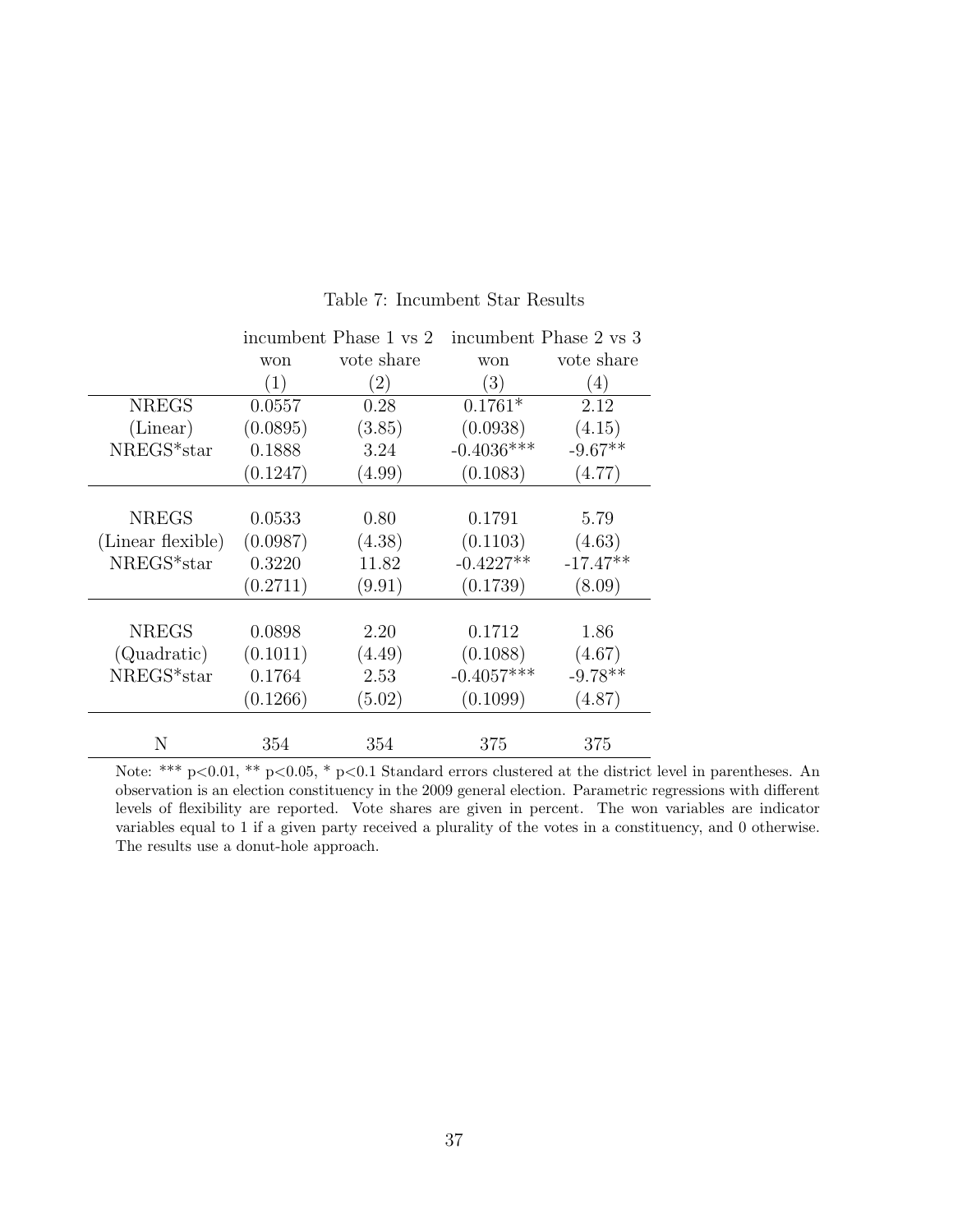Table 7: Incumbent Star Results

| | incumbent Phase 1 vs 2 | | incumbent Phase 2 vs 3 | |
|---|---|---|---|---|
| | won | vote share | won | vote share |
| | (1) | (2) | (3) | (4) |
| NREGS | 0.0557 | 0.28 | 0.1761* | 2.12 |
| (Linear) | (0.0895) | (3.85) | (0.0938) | (4.15) |
| NREGS*star | 0.1888 | 3.24 | -0.4036*** | -9.67** |
| | (0.1247) | (4.99) | (0.1083) | (4.77) |
| NREGS | 0.0533 | 0.80 | 0.1791 | 5.79 |
| (Linear flexible) | (0.0987) | (4.38) | (0.1103) | (4.63) |
| NREGS*star | 0.3220 | 11.82 | -0.4227** | -17.47** |
| | (0.2711) | (9.91) | (0.1739) | (8.09) |
| NREGS | 0.0898 | 2.20 | 0.1712 | 1.86 |
| (Quadratic) | (0.1011) | (4.49) | (0.1088) | (4.67) |
| NREGS*star | 0.1764 | 2.53 | -0.4057*** | -9.78** |
| | (0.1266) | (5.02) | (0.1099) | (4.87) |
| N | 354 | 354 | 375 | 375 |

Note: *** p<0.01, ** p<0.05, * p<0.1 Standard errors clustered at the district level in parentheses. An observation is an election constituency in the 2009 general election. Parametric regressions with different levels of flexibility are reported. Vote shares are given in percent. The won variables are indicator variables equal to 1 if a given party received a plurality of the votes in a constituency, and 0 otherwise. The results use a donut-hole approach.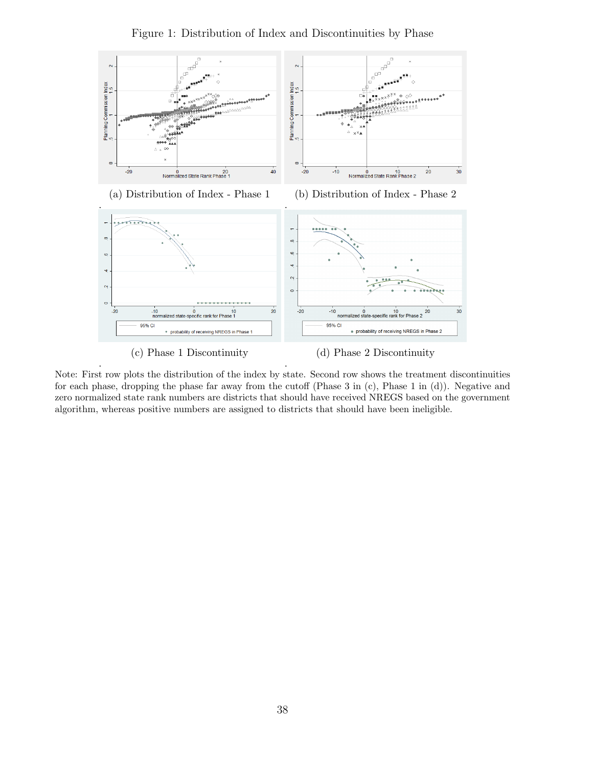Figure 1: Distribution of Index and Discontinuities by Phase

(a) Distribution of Index - Phase 1

(b) Distribution of Index - Phase 2

(c) Phase 1 Discontinuity

(d) Phase 2 Discontinuity

Note: First row plots the distribution of the index by state. Second row shows the treatment discontinuities for each phase, dropping the phase far away from the cutoff (Phase 3 in (c), Phase 1 in (d)). Negative and zero normalized state rank numbers are districts that should have received NREGS based on the government algorithm, whereas positive numbers are assigned to districts that should have been ineligible.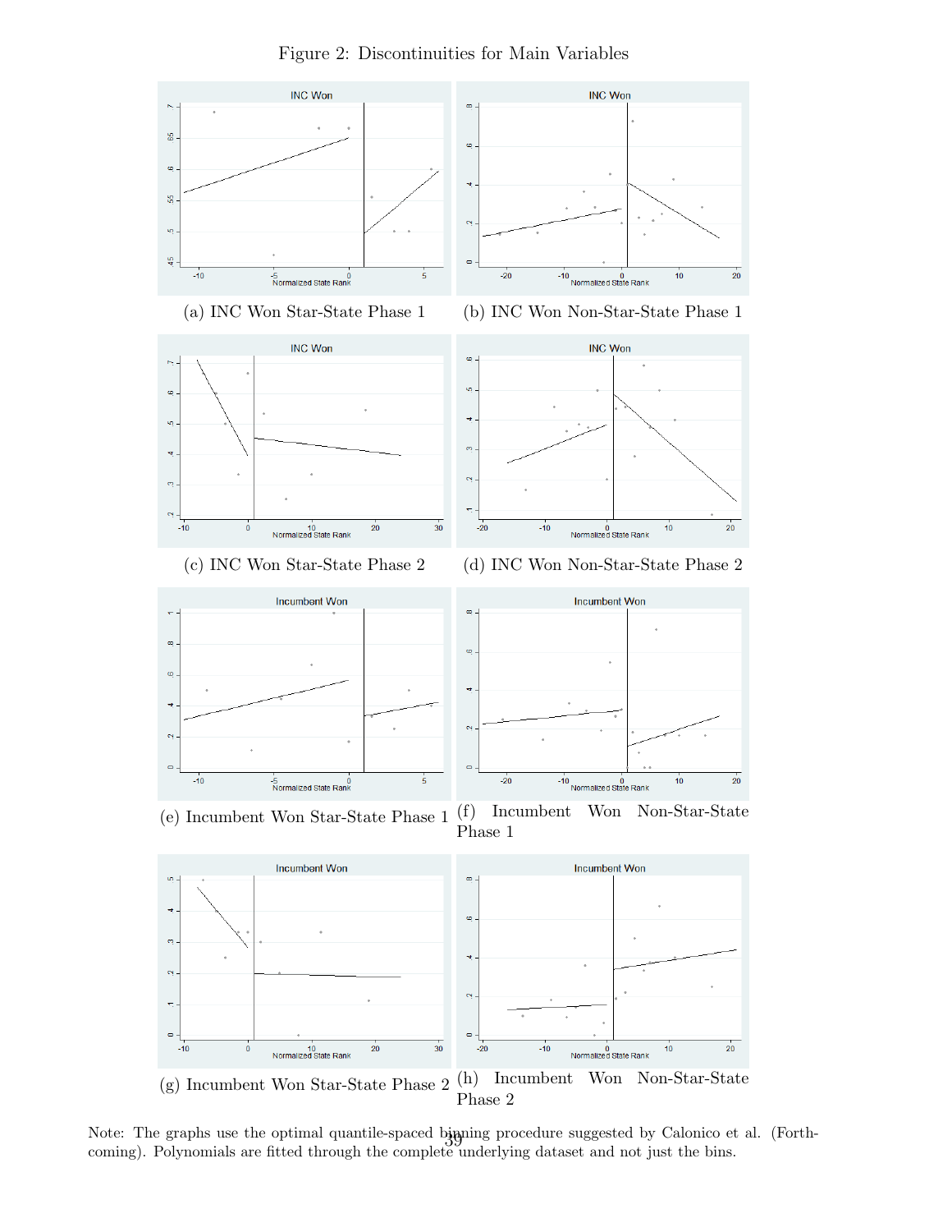Figure 2: Discontinuities for Main Variables

(a) INC Won Star-State Phase 1

(b) INC Won Non-Star-State Phase 1

(c) INC Won Star-State Phase 2

(d) INC Won Non-Star-State Phase 2

(e) Incumbent Won Star-State Phase 1

(f) Incumbent Won Non-Star-State Phase 1

(g) Incumbent Won Star-State Phase 2

(h) Incumbent Won Non-Star-State Phase 2

Note: The graphs use the optimal quantile-spaced binning procedure suggested by Calonico et al. (Forthcoming). Polynomials are fitted through the complete underlying dataset and not just the bins.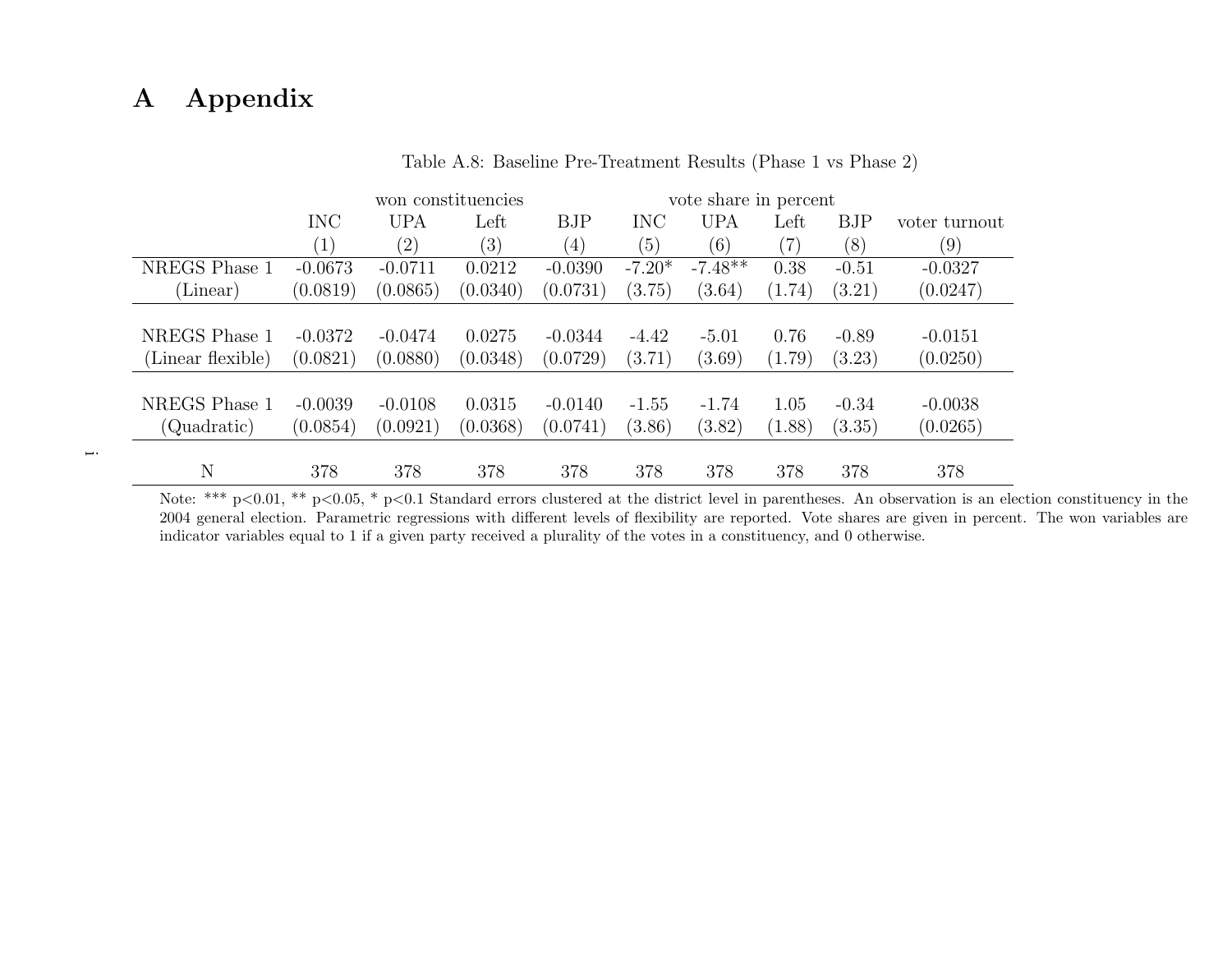# A Appendix

Table A.8: Baseline Pre-Treatment Results (Phase 1 vs Phase 2)

| | won constituencies | | | | vote share in percent | | | | |
|---|---|---|---|---|---|---|---|---|---|
| | INC | UPA | Left | BJP | INC | UPA | Left | BJP | voter turnout |
| | (1) | (2) | (3) | (4) | (5) | (6) | (7) | (8) | (9) |
| NREGS Phase 1 | -0.0673 | -0.0711 | 0.0212 | -0.0390 | -7.20* | -7.48** | 0.38 | -0.51 | -0.0327 |
| (Linear) | (0.0819) | (0.0865) | (0.0340) | (0.0731) | (3.75) | (3.64) | (1.74) | (3.21) | (0.0247) |
| NREGS Phase 1 | -0.0372 | -0.0474 | 0.0275 | -0.0344 | -4.42 | -5.01 | 0.76 | -0.89 | -0.0151 |
| (Linear flexible) | (0.0821) | (0.0880) | (0.0348) | (0.0729) | (3.71) | (3.69) | (1.79) | (3.23) | (0.0250) |
| NREGS Phase 1 | -0.0039 | -0.0108 | 0.0315 | -0.0140 | -1.55 | -1.74 | 1.05 | -0.34 | -0.0038 |
| (Quadratic) | (0.0854) | (0.0921) | (0.0368) | (0.0741) | (3.86) | (3.82) | (1.88) | (3.35) | (0.0265) |
| N | 378 | 378 | 378 | 378 | 378 | 378 | 378 | 378 | 378 |

Note: *** p<0.01, ** p<0.05, * p<0.1 Standard errors clustered at the district level in parentheses. An observation is an election constituency in the 2004 general election. Parametric regressions with different levels of flexibility are reported. Vote shares are given in percent. The won variables are indicator variables equal to 1 if a given party received a plurality of the votes in a constituency, and 0 otherwise.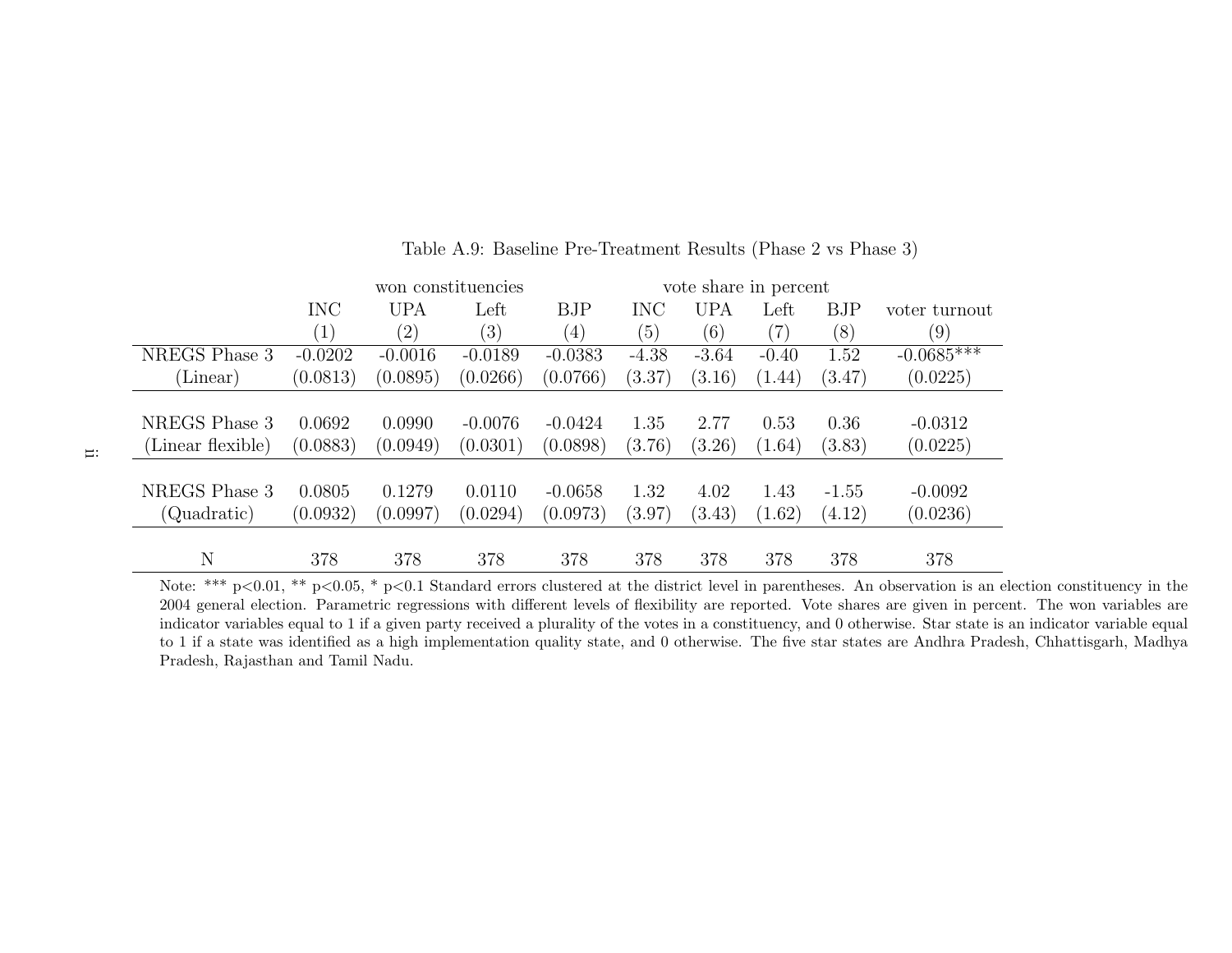Table A.9: Baseline Pre-Treatment Results (Phase 2 vs Phase 3)

| | won constituencies | | | | vote share in percent | | | | |
|---|---|---|---|---|---|---|---|---|---|
| | INC | UPA | Left | BJP | INC | UPA | Left | BJP | voter turnout |
| | (1) | (2) | (3) | (4) | (5) | (6) | (7) | (8) | (9) |
| NREGS Phase 3 | -0.0202 | -0.0016 | -0.0189 | -0.0383 | -4.38 | -3.64 | -0.40 | 1.52 | -0.0685*** |
| (Linear) | (0.0813) | (0.0895) | (0.0266) | (0.0766) | (3.37) | (3.16) | (1.44) | (3.47) | (0.0225) |
| NREGS Phase 3 | 0.0692 | 0.0990 | -0.0076 | -0.0424 | 1.35 | 2.77 | 0.53 | 0.36 | -0.0312 |
| (Linear flexible) | (0.0883) | (0.0949) | (0.0301) | (0.0898) | (3.76) | (3.26) | (1.64) | (3.83) | (0.0225) |
| NREGS Phase 3 | 0.0805 | 0.1279 | 0.0110 | -0.0658 | 1.32 | 4.02 | 1.43 | -1.55 | -0.0092 |
| (Quadratic) | (0.0932) | (0.0997) | (0.0294) | (0.0973) | (3.97) | (3.43) | (1.62) | (4.12) | (0.0236) |
| N | 378 | 378 | 378 | 378 | 378 | 378 | 378 | 378 | 378 |

Note: *** p<0.01, ** p<0.05, * p<0.1 Standard errors clustered at the district level in parentheses. An observation is an election constituency in the 2004 general election. Parametric regressions with different levels of flexibility are reported. Vote shares are given in percent. The won variables are indicator variables equal to 1 if a given party received a plurality of the votes in a constituency, and 0 otherwise. Star state is an indicator variable equal to 1 if a state was identified as a high implementation quality state, and 0 otherwise. The five star states are Andhra Pradesh, Chhattisgarh, Madhya Pradesh, Rajasthan and Tamil Nadu.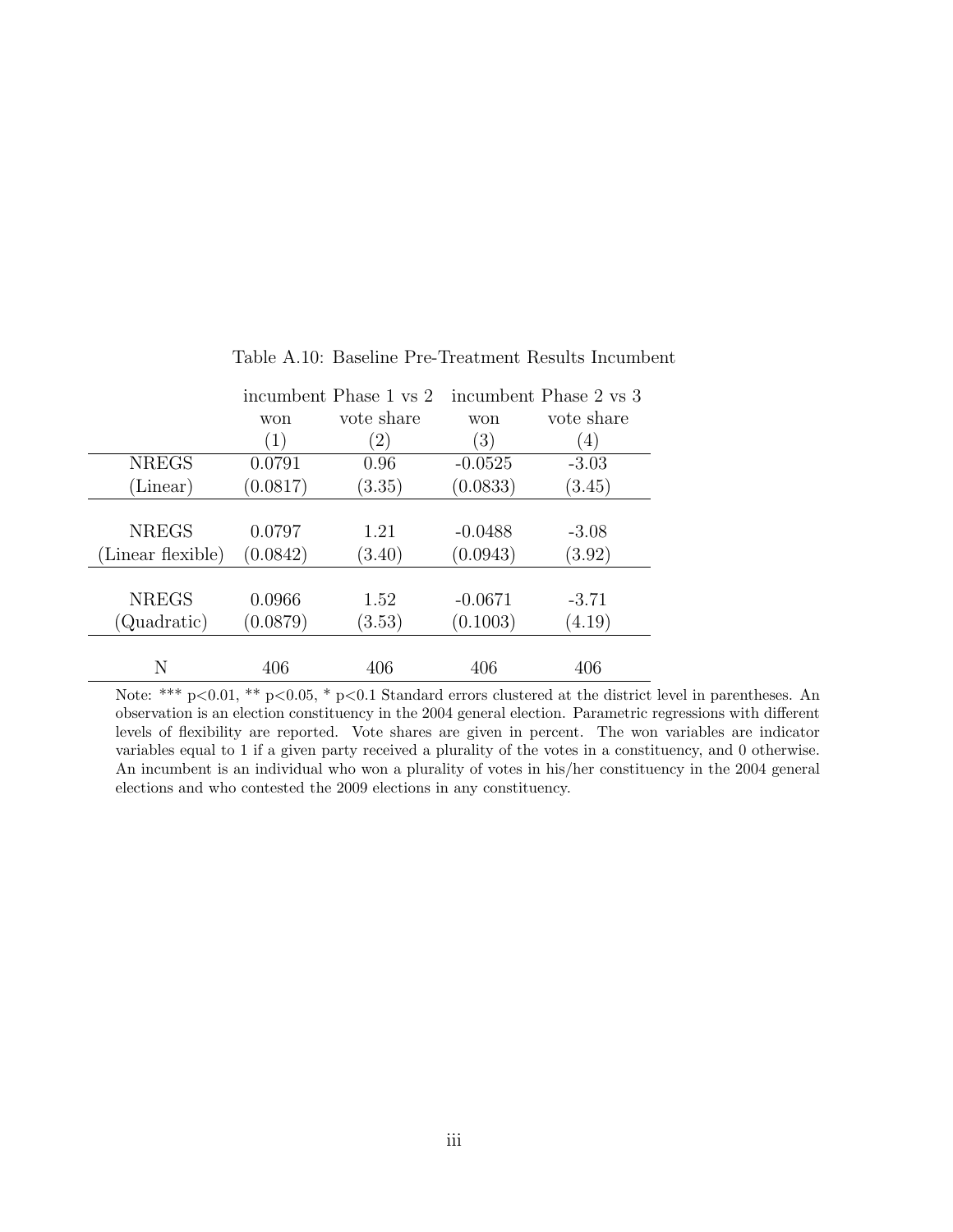Table A.10: Baseline Pre-Treatment Results Incumbent

| | incumbent Phase 1 vs 2 | | incumbent Phase 2 vs 3 | |
|---|---|---|---|---|
| | won | vote share | won | vote share |
| | (1) | (2) | (3) | (4) |
| NREGS | 0.0791 | 0.96 | -0.0525 | -3.03 |
| (Linear) | (0.0817) | (3.35) | (0.0833) | (3.45) |
| NREGS | 0.0797 | 1.21 | -0.0488 | -3.08 |
| (Linear flexible) | (0.0842) | (3.40) | (0.0943) | (3.92) |
| NREGS | 0.0966 | 1.52 | -0.0671 | -3.71 |
| (Quadratic) | (0.0879) | (3.53) | (0.1003) | (4.19) |
| N | 406 | 406 | 406 | 406 |

Note: *** p<0.01, ** p<0.05, * p<0.1 Standard errors clustered at the district level in parentheses. An observation is an election constituency in the 2004 general election. Parametric regressions with different levels of flexibility are reported. Vote shares are given in percent. The won variables are indicator variables equal to 1 if a given party received a plurality of the votes in a constituency, and 0 otherwise. An incumbent is an individual who won a plurality of votes in his/her constituency in the 2004 general elections and who contested the 2009 elections in any constituency.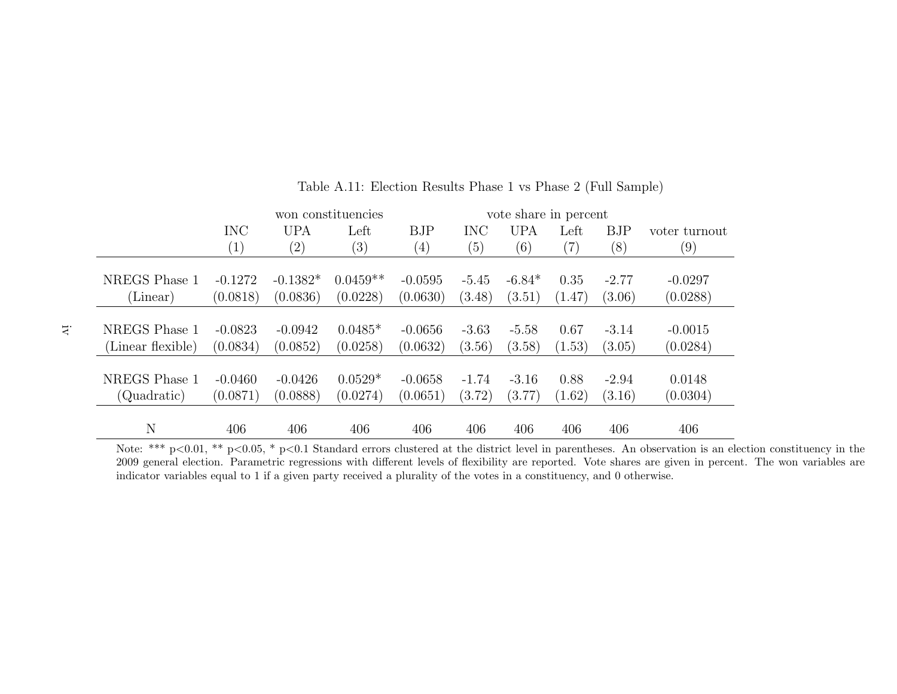Table A.11: Election Results Phase 1 vs Phase 2 (Full Sample)

| | won constituencies | | | | vote share in percent | | | | |
|---|---|---|---|---|---|---|---|---|---|
| | INC | UPA | Left | BJP | INC | UPA | Left | BJP | voter turnout |
| | (1) | (2) | (3) | (4) | (5) | (6) | (7) | (8) | (9) |
| NREGS Phase 1 | -0.1272 | -0.1382* | 0.0459** | -0.0595 | -5.45 | -6.84* | 0.35 | -2.77 | -0.0297 |
| (Linear) | (0.0818) | (0.0836) | (0.0228) | (0.0630) | (3.48) | (3.51) | (1.47) | (3.06) | (0.0288) |
| NREGS Phase 1 | -0.0823 | -0.0942 | 0.0485* | -0.0656 | -3.63 | -5.58 | 0.67 | -3.14 | -0.0015 |
| (Linear flexible) | (0.0834) | (0.0852) | (0.0258) | (0.0632) | (3.56) | (3.58) | (1.53) | (3.05) | (0.0284) |
| NREGS Phase 1 | -0.0460 | -0.0426 | 0.0529* | -0.0658 | -1.74 | -3.16 | 0.88 | -2.94 | 0.0148 |
| (Quadratic) | (0.0871) | (0.0888) | (0.0274) | (0.0651) | (3.72) | (3.77) | (1.62) | (3.16) | (0.0304) |
| N | 406 | 406 | 406 | 406 | 406 | 406 | 406 | 406 | 406 |

Note: *** p<0.01, ** p<0.05, * p<0.1 Standard errors clustered at the district level in parentheses. An observation is an election constituency in the 2009 general election. Parametric regressions with different levels of flexibility are reported. Vote shares are given in percent. The won variables are indicator variables equal to 1 if a given party received a plurality of the votes in a constituency, and 0 otherwise.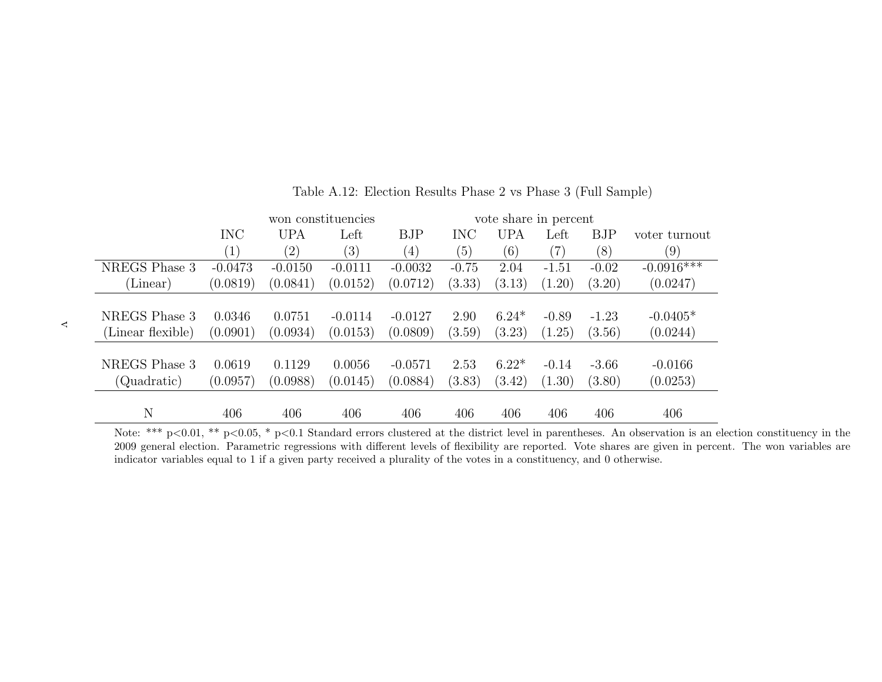Table A.12: Election Results Phase 2 vs Phase 3 (Full Sample)

| | won constituencies | | | | vote share in percent | | | | |
|---|---|---|---|---|---|---|---|---|---|
| | INC | UPA | Left | BJP | INC | UPA | Left | BJP | voter turnout |
| | (1) | (2) | (3) | (4) | (5) | (6) | (7) | (8) | (9) |
| NREGS Phase 3 | -0.0473 | -0.0150 | -0.0111 | -0.0032 | -0.75 | 2.04 | -1.51 | -0.02 | -0.0916*** |
| (Linear) | (0.0819) | (0.0841) | (0.0152) | (0.0712) | (3.33) | (3.13) | (1.20) | (3.20) | (0.0247) |
| NREGS Phase 3 | 0.0346 | 0.0751 | -0.0114 | -0.0127 | 2.90 | 6.24* | -0.89 | -1.23 | -0.0405* |
| (Linear flexible) | (0.0901) | (0.0934) | (0.0153) | (0.0809) | (3.59) | (3.23) | (1.25) | (3.56) | (0.0244) |
| NREGS Phase 3 | 0.0619 | 0.1129 | 0.0056 | -0.0571 | 2.53 | 6.22* | -0.14 | -3.66 | -0.0166 |
| (Quadratic) | (0.0957) | (0.0988) | (0.0145) | (0.0884) | (3.83) | (3.42) | (1.30) | (3.80) | (0.0253) |
| N | 406 | 406 | 406 | 406 | 406 | 406 | 406 | 406 | 406 |

Note: *** p<0.01, ** p<0.05, * p<0.1 Standard errors clustered at the district level in parentheses. An observation is an election constituency in the 2009 general election. Parametric regressions with different levels of flexibility are reported. Vote shares are given in percent. The won variables are indicator variables equal to 1 if a given party received a plurality of the votes in a constituency, and 0 otherwise.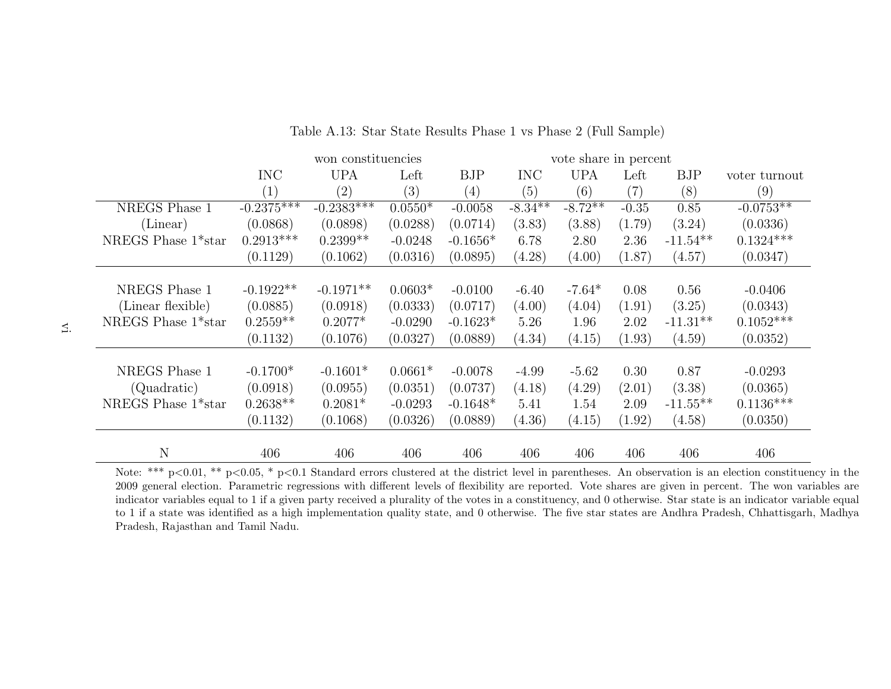Table A.13: Star State Results Phase 1 vs Phase 2 (Full Sample)

| | won constituencies | | | | vote share in percent | | | | |
|---|---|---|---|---|---|---|---|---|---|
| | INC | UPA | Left | BJP | INC | UPA | Left | BJP | voter turnout |
| | (1) | (2) | (3) | (4) | (5) | (6) | (7) | (8) | (9) |
| NREGS Phase 1 | -0.2375*** | -0.2383*** | 0.0550* | -0.0058 | -8.34** | -8.72** | -0.35 | 0.85 | -0.0753** |
| (Linear) | (0.0868) | (0.0898) | (0.0288) | (0.0714) | (3.83) | (3.88) | (1.79) | (3.24) | (0.0336) |
| NREGS Phase 1*star | 0.2913*** | 0.2399** | -0.0248 | -0.1656* | 6.78 | 2.80 | 2.36 | -11.54** | 0.1324*** |
| | (0.1129) | (0.1062) | (0.0316) | (0.0895) | (4.28) | (4.00) | (1.87) | (4.57) | (0.0347) |
| NREGS Phase 1 | -0.1922** | -0.1971** | 0.0603* | -0.0100 | -6.40 | -7.64* | 0.08 | 0.56 | -0.0406 |
| (Linear flexible) | (0.0885) | (0.0918) | (0.0333) | (0.0717) | (4.00) | (4.04) | (1.91) | (3.25) | (0.0343) |
| NREGS Phase 1*star | 0.2559** | 0.2077* | -0.0290 | -0.1623* | 5.26 | 1.96 | 2.02 | -11.31** | 0.1052*** |
| | (0.1132) | (0.1076) | (0.0327) | (0.0889) | (4.34) | (4.15) | (1.93) | (4.59) | (0.0352) |
| NREGS Phase 1 | -0.1700* | -0.1601* | 0.0661* | -0.0078 | -4.99 | -5.62 | 0.30 | 0.87 | -0.0293 |
| (Quadratic) | (0.0918) | (0.0955) | (0.0351) | (0.0737) | (4.18) | (4.29) | (2.01) | (3.38) | (0.0365) |
| NREGS Phase 1*star | 0.2638** | 0.2081* | -0.0293 | -0.1648* | 5.41 | 1.54 | 2.09 | -11.55** | 0.1136*** |
| | (0.1132) | (0.1068) | (0.0326) | (0.0889) | (4.36) | (4.15) | (1.92) | (4.58) | (0.0350) |
| N | 406 | 406 | 406 | 406 | 406 | 406 | 406 | 406 | 406 |

Note: *** p<0.01, ** p<0.05, * p<0.1 Standard errors clustered at the district level in parentheses. An observation is an election constituency in the 2009 general election. Parametric regressions with different levels of flexibility are reported. Vote shares are given in percent. The won variables are indicator variables equal to 1 if a given party received a plurality of the votes in a constituency, and 0 otherwise. Star state is an indicator variable equal to 1 if a state was identified as a high implementation quality state, and 0 otherwise. The five star states are Andhra Pradesh, Chhattisgarh, Madhya Pradesh, Rajasthan and Tamil Nadu.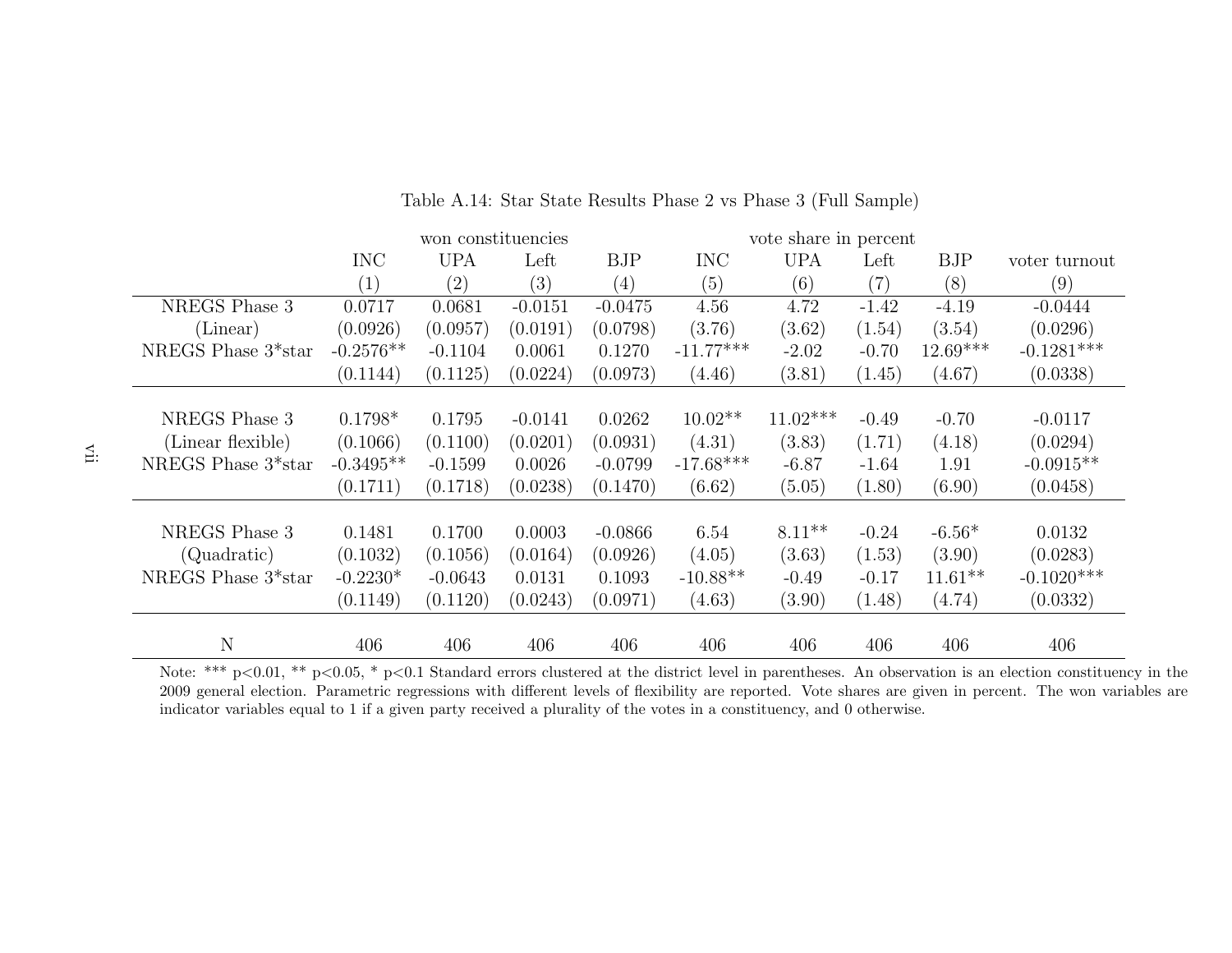Table A.14: Star State Results Phase 2 vs Phase 3 (Full Sample)

| | won constituencies | | | | vote share in percent | | | | |
|---|---|---|---|---|---|---|---|---|---|
| | INC | UPA | Left | BJP | INC | UPA | Left | BJP | voter turnout |
| | (1) | (2) | (3) | (4) | (5) | (6) | (7) | (8) | (9) |
| NREGS Phase 3 | 0.0717 | 0.0681 | -0.0151 | -0.0475 | 4.56 | 4.72 | -1.42 | -4.19 | -0.0444 |
| (Linear) | (0.0926) | (0.0957) | (0.0191) | (0.0798) | (3.76) | (3.62) | (1.54) | (3.54) | (0.0296) |
| NREGS Phase 3*star | -0.2576** | -0.1104 | 0.0061 | 0.1270 | -11.77*** | -2.02 | -0.70 | 12.69*** | -0.1281*** |
| | (0.1144) | (0.1125) | (0.0224) | (0.0973) | (4.46) | (3.81) | (1.45) | (4.67) | (0.0338) |
| NREGS Phase 3 | 0.1798* | 0.1795 | -0.0141 | 0.0262 | 10.02** | 11.02*** | -0.49 | -0.70 | -0.0117 |
| (Linear flexible) | (0.1066) | (0.1100) | (0.0201) | (0.0931) | (4.31) | (3.83) | (1.71) | (4.18) | (0.0294) |
| NREGS Phase 3*star | -0.3495** | -0.1599 | 0.0026 | -0.0799 | -17.68*** | -6.87 | -1.64 | 1.91 | -0.0915** |
| | (0.1711) | (0.1718) | (0.0238) | (0.1470) | (6.62) | (5.05) | (1.80) | (6.90) | (0.0458) |
| NREGS Phase 3 | 0.1481 | 0.1700 | 0.0003 | -0.0866 | 6.54 | 8.11** | -0.24 | -6.56* | 0.0132 |
| (Quadratic) | (0.1032) | (0.1056) | (0.0164) | (0.0926) | (4.05) | (3.63) | (1.53) | (3.90) | (0.0283) |
| NREGS Phase 3*star | -0.2230* | -0.0643 | 0.0131 | 0.1093 | -10.88** | -0.49 | -0.17 | 11.61** | -0.1020*** |
| | (0.1149) | (0.1120) | (0.0243) | (0.0971) | (4.63) | (3.90) | (1.48) | (4.74) | (0.0332) |
| N | 406 | 406 | 406 | 406 | 406 | 406 | 406 | 406 | 406 |

Note: *** p<0.01, ** p<0.05, * p<0.1 Standard errors clustered at the district level in parentheses. An observation is an election constituency in the 2009 general election. Parametric regressions with different levels of flexibility are reported. Vote shares are given in percent. The won variables are indicator variables equal to 1 if a given party received a plurality of the votes in a constituency, and 0 otherwise.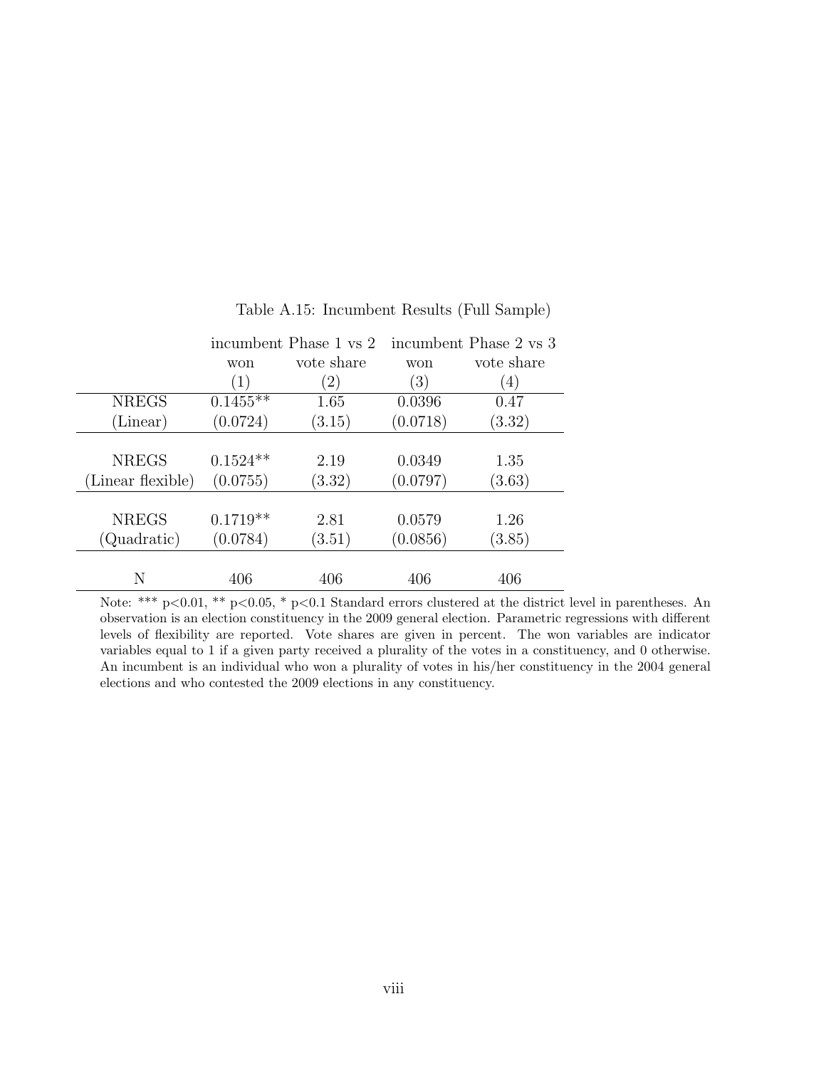Table A.15: Incumbent Results (Full Sample)

| | incumbent Phase 1 vs 2 | | incumbent Phase 2 vs 3 | |
|---|---|---|---|---|
| | won | vote share | won | vote share |
| | (1) | (2) | (3) | (4) |
| NREGS | 0.1455** | 1.65 | 0.0396 | 0.47 |
| (Linear) | (0.0724) | (3.15) | (0.0718) | (3.32) |
| NREGS | 0.1524** | 2.19 | 0.0349 | 1.35 |
| (Linear flexible) | (0.0755) | (3.32) | (0.0797) | (3.63) |
| NREGS | 0.1719** | 2.81 | 0.0579 | 1.26 |
| (Quadratic) | (0.0784) | (3.51) | (0.0856) | (3.85) |
| N | 406 | 406 | 406 | 406 |

Note: *** p<0.01, ** p<0.05, * p<0.1 Standard errors clustered at the district level in parentheses. An observation is an election constituency in the 2009 general election. Parametric regressions with different levels of flexibility are reported. Vote shares are given in percent. The won variables are indicator variables equal to 1 if a given party received a plurality of the votes in a constituency, and 0 otherwise. An incumbent is an individual who won a plurality of votes in his/her constituency in the 2004 general elections and who contested the 2009 elections in any constituency.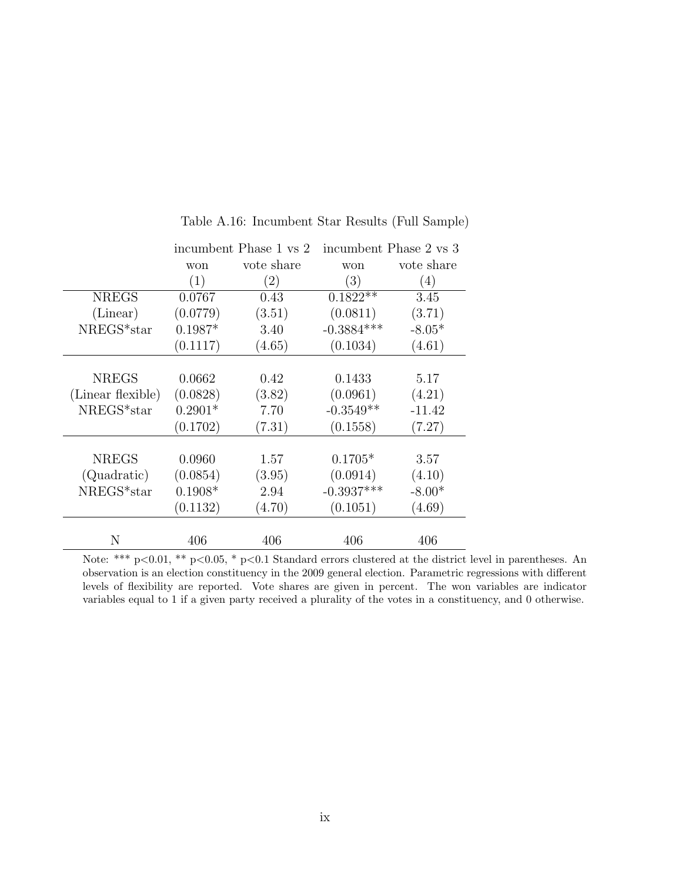Table A.16: Incumbent Star Results (Full Sample)

| | incumbent Phase 1 vs 2 | | incumbent Phase 2 vs 3 | |
|---|---|---|---|---|
| | won | vote share | won | vote share |
| | (1) | (2) | (3) | (4) |
| NREGS | 0.0767 | 0.43 | 0.1822** | 3.45 |
| (Linear) | (0.0779) | (3.51) | (0.0811) | (3.71) |
| NREGS*star | 0.1987* | 3.40 | -0.3884*** | -8.05* |
| | (0.1117) | (4.65) | (0.1034) | (4.61) |
| NREGS | 0.0662 | 0.42 | 0.1433 | 5.17 |
| (Linear flexible) | (0.0828) | (3.82) | (0.0961) | (4.21) |
| NREGS*star | 0.2901* | 7.70 | -0.3549** | -11.42 |
| | (0.1702) | (7.31) | (0.1558) | (7.27) |
| NREGS | 0.0960 | 1.57 | 0.1705* | 3.57 |
| (Quadratic) | (0.0854) | (3.95) | (0.0914) | (4.10) |
| NREGS*star | 0.1908* | 2.94 | -0.3937*** | -8.00* |
| | (0.1132) | (4.70) | (0.1051) | (4.69) |
| N | 406 | 406 | 406 | 406 |

Note: *** p<0.01, ** p<0.05, * p<0.1 Standard errors clustered at the district level in parentheses. An observation is an election constituency in the 2009 general election. Parametric regressions with different levels of flexibility are reported. Vote shares are given in percent. The won variables are indicator variables equal to 1 if a given party received a plurality of the votes in a constituency, and 0 otherwise.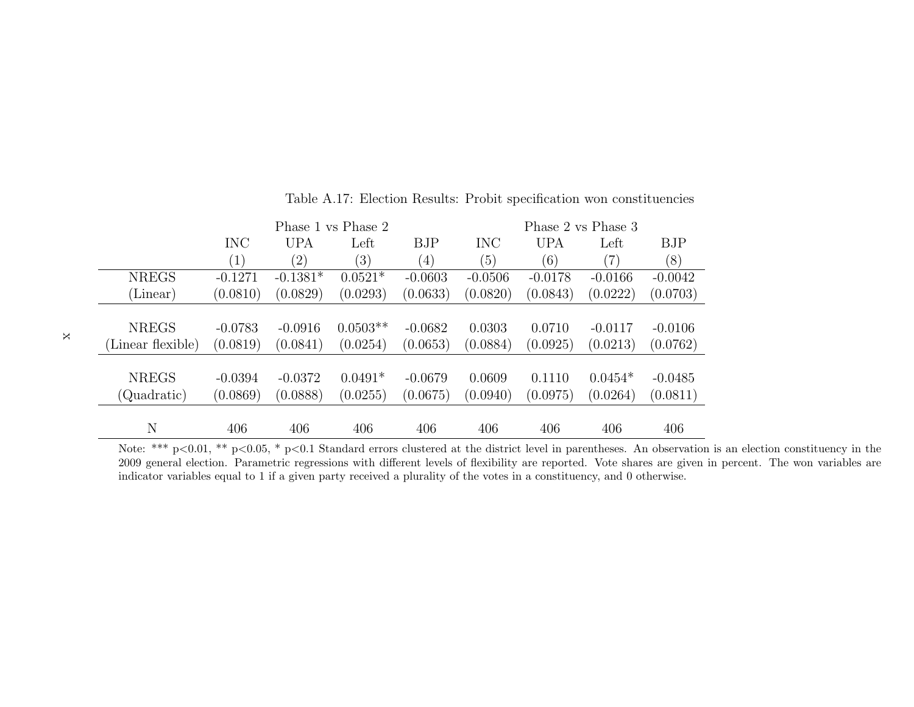Table A.17: Election Results: Probit specification won constituencies

| | Phase 1 vs Phase 2 | | | | Phase 2 vs Phase 3 | | | |
|---|---|---|---|---|---|---|---|---|
| | INC | UPA | Left | BJP | INC | UPA | Left | BJP |
| | (1) | (2) | (3) | (4) | (5) | (6) | (7) | (8) |
| NREGS | -0.1271 | -0.1381* | 0.0521* | -0.0603 | -0.0506 | -0.0178 | -0.0166 | -0.0042 |
| (Linear) | (0.0810) | (0.0829) | (0.0293) | (0.0633) | (0.0820) | (0.0843) | (0.0222) | (0.0703) |
| NREGS | -0.0783 | -0.0916 | 0.0503** | -0.0682 | 0.0303 | 0.0710 | -0.0117 | -0.0106 |
| (Linear flexible) | (0.0819) | (0.0841) | (0.0254) | (0.0653) | (0.0884) | (0.0925) | (0.0213) | (0.0762) |
| NREGS | -0.0394 | -0.0372 | 0.0491* | -0.0679 | 0.0609 | 0.1110 | 0.0454* | -0.0485 |
| (Quadratic) | (0.0869) | (0.0888) | (0.0255) | (0.0675) | (0.0940) | (0.0975) | (0.0264) | (0.0811) |
| N | 406 | 406 | 406 | 406 | 406 | 406 | 406 | 406 |

Note: *** p<0.01, ** p<0.05, * p<0.1 Standard errors clustered at the district level in parentheses. An observation is an election constituency in the 2009 general election. Parametric regressions with different levels of flexibility are reported. Vote shares are given in percent. The won variables are indicator variables equal to 1 if a given party received a plurality of the votes in a constituency, and 0 otherwise.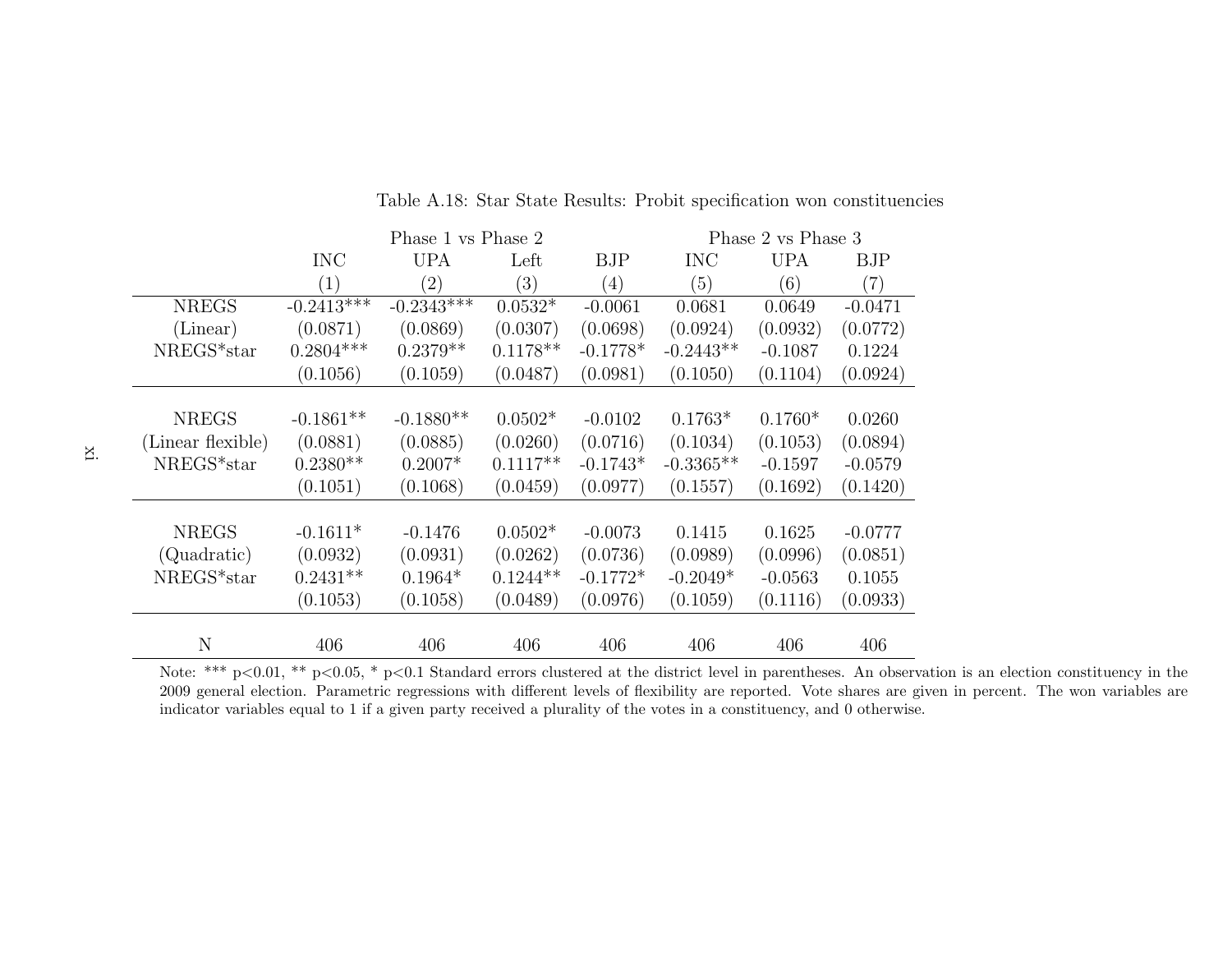Table A.18: Star State Results: Probit specification won constituencies

| | Phase 1 vs Phase 2 | | | | Phase 2 vs Phase 3 | | |
|---|---|---|---|---|---|---|---|
| | INC | UPA | Left | BJP | INC | UPA | BJP |
| | (1) | (2) | (3) | (4) | (5) | (6) | (7) |
| NREGS | -0.2413*** | -0.2343*** | 0.0532* | -0.0061 | 0.0681 | 0.0649 | -0.0471 |
| (Linear) | (0.0871) | (0.0869) | (0.0307) | (0.0698) | (0.0924) | (0.0932) | (0.0772) |
| NREGS*star | 0.2804*** | 0.2379** | 0.1178** | -0.1778* | -0.2443** | -0.1087 | 0.1224 |
| | (0.1056) | (0.1059) | (0.0487) | (0.0981) | (0.1050) | (0.1104) | (0.0924) |
| NREGS | -0.1861** | -0.1880** | 0.0502* | -0.0102 | 0.1763* | 0.1760* | 0.0260 |
| (Linear flexible) | (0.0881) | (0.0885) | (0.0260) | (0.0716) | (0.1034) | (0.1053) | (0.0894) |
| NREGS*star | 0.2380** | 0.2007* | 0.1117** | -0.1743* | -0.3365** | -0.1597 | -0.0579 |
| | (0.1051) | (0.1068) | (0.0459) | (0.0977) | (0.1557) | (0.1692) | (0.1420) |
| NREGS | -0.1611* | -0.1476 | 0.0502* | -0.0073 | 0.1415 | 0.1625 | -0.0777 |
| (Quadratic) | (0.0932) | (0.0931) | (0.0262) | (0.0736) | (0.0989) | (0.0996) | (0.0851) |
| NREGS*star | 0.2431** | 0.1964* | 0.1244** | -0.1772* | -0.2049* | -0.0563 | 0.1055 |
| | (0.1053) | (0.1058) | (0.0489) | (0.0976) | (0.1059) | (0.1116) | (0.0933) |
| N | 406 | 406 | 406 | 406 | 406 | 406 | 406 |

Note: *** p<0.01, ** p<0.05, * p<0.1 Standard errors clustered at the district level in parentheses. An observation is an election constituency in the 2009 general election. Parametric regressions with different levels of flexibility are reported. Vote shares are given in percent. The won variables are indicator variables equal to 1 if a given party received a plurality of the votes in a constituency, and 0 otherwise.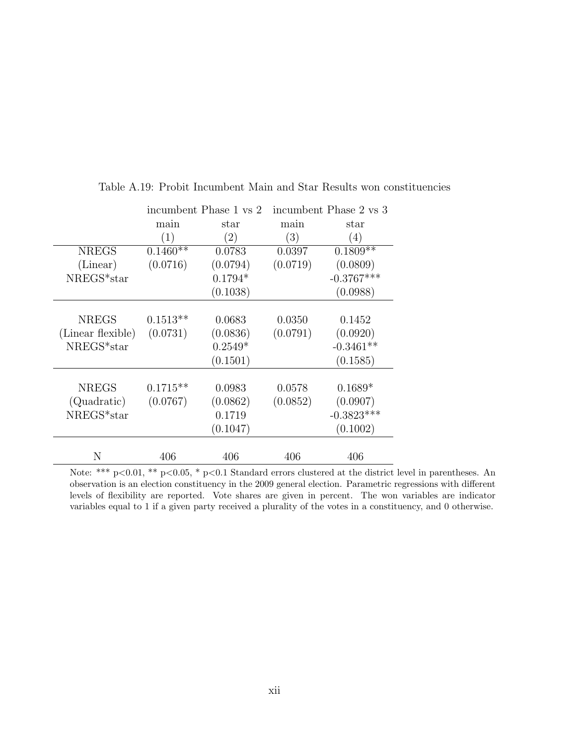Table A.19: Probit Incumbent Main and Star Results won constituencies

| | incumbent Phase 1 vs 2 | | incumbent Phase 2 vs 3 | |
|---|---|---|---|---|
| | main | star | main | star |
| | (1) | (2) | (3) | (4) |
| NREGS | 0.1460** | 0.0783 | 0.0397 | 0.1809** |
| (Linear) | (0.0716) | (0.0794) | (0.0719) | (0.0809) |
| NREGS*star | | 0.1794* | | -0.3767*** |
| | | (0.1038) | | (0.0988) |
| NREGS | 0.1513** | 0.0683 | 0.0350 | 0.1452 |
| (Linear flexible) | (0.0731) | (0.0836) | (0.0791) | (0.0920) |
| NREGS*star | | 0.2549* | | -0.3461** |
| | | (0.1501) | | (0.1585) |
| NREGS | 0.1715** | 0.0983 | 0.0578 | 0.1689* |
| (Quadratic) | (0.0767) | (0.0862) | (0.0852) | (0.0907) |
| NREGS*star | | 0.1719 | | -0.3823*** |
| | | (0.1047) | | (0.1002) |
| N | 406 | 406 | 406 | 406 |

Note: *** p<0.01, ** p<0.05, * p<0.1 Standard errors clustered at the district level in parentheses. An observation is an election constituency in the 2009 general election. Parametric regressions with different levels of flexibility are reported. Vote shares are given in percent. The won variables are indicator variables equal to 1 if a given party received a plurality of the votes in a constituency, and 0 otherwise.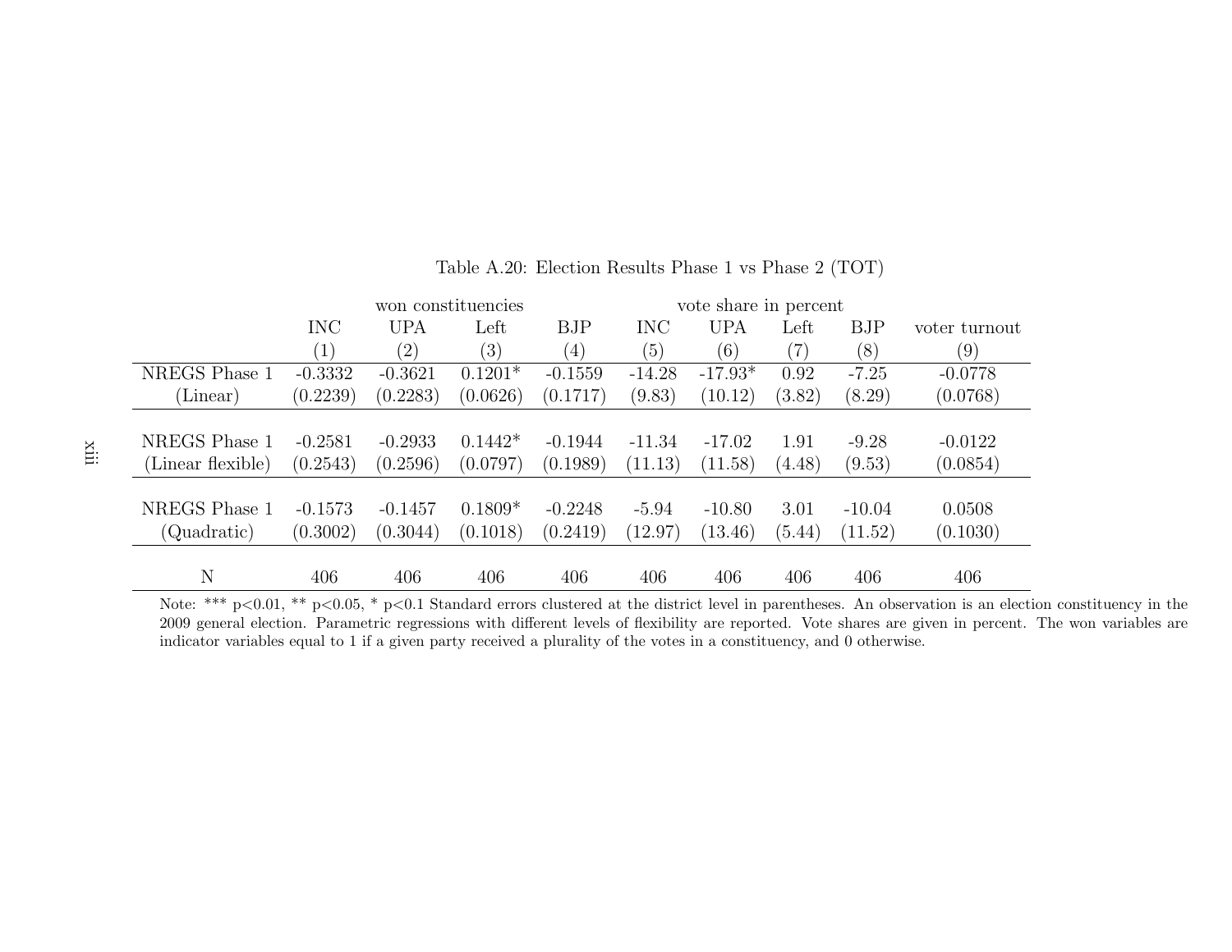Table A.20: Election Results Phase 1 vs Phase 2 (TOT)

| | won constituencies | | | | vote share in percent | | | | |
|---|---|---|---|---|---|---|---|---|---|
| | INC | UPA | Left | BJP | INC | UPA | Left | BJP | voter turnout |
| | (1) | (2) | (3) | (4) | (5) | (6) | (7) | (8) | (9) |
| NREGS Phase 1 | -0.3332 | -0.3621 | 0.1201* | -0.1559 | -14.28 | -17.93* | 0.92 | -7.25 | -0.0778 |
| (Linear) | (0.2239) | (0.2283) | (0.0626) | (0.1717) | (9.83) | (10.12) | (3.82) | (8.29) | (0.0768) |
| NREGS Phase 1 | -0.2581 | -0.2933 | 0.1442* | -0.1944 | -11.34 | -17.02 | 1.91 | -9.28 | -0.0122 |
| (Linear flexible) | (0.2543) | (0.2596) | (0.0797) | (0.1989) | (11.13) | (11.58) | (4.48) | (9.53) | (0.0854) |
| NREGS Phase 1 | -0.1573 | -0.1457 | 0.1809* | -0.2248 | -5.94 | -10.80 | 3.01 | -10.04 | 0.0508 |
| (Quadratic) | (0.3002) | (0.3044) | (0.1018) | (0.2419) | (12.97) | (13.46) | (5.44) | (11.52) | (0.1030) |
| N | 406 | 406 | 406 | 406 | 406 | 406 | 406 | 406 | 406 |

Note: *** p<0.01, ** p<0.05, * p<0.1 Standard errors clustered at the district level in parentheses. An observation is an election constituency in the 2009 general election. Parametric regressions with different levels of flexibility are reported. Vote shares are given in percent. The won variables are indicator variables equal to 1 if a given party received a plurality of the votes in a constituency, and 0 otherwise.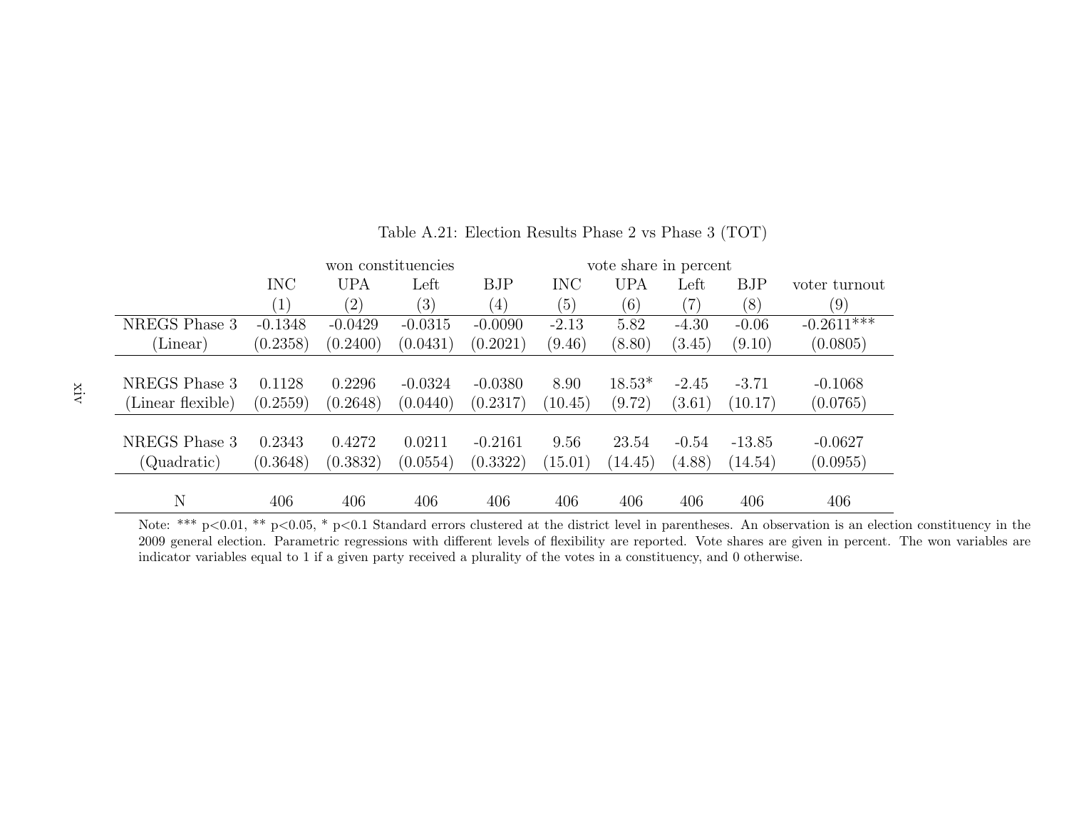Table A.21: Election Results Phase 2 vs Phase 3 (TOT)

| | won constituencies | | | | vote share in percent | | | | |
|---|---|---|---|---|---|---|---|---|---|
| | INC | UPA | Left | BJP | INC | UPA | Left | BJP | voter turnout |
| | (1) | (2) | (3) | (4) | (5) | (6) | (7) | (8) | (9) |
| NREGS Phase 3 | -0.1348 | -0.0429 | -0.0315 | -0.0090 | -2.13 | 5.82 | -4.30 | -0.06 | -0.2611*** |
| (Linear) | (0.2358) | (0.2400) | (0.0431) | (0.2021) | (9.46) | (8.80) | (3.45) | (9.10) | (0.0805) |
| NREGS Phase 3 | 0.1128 | 0.2296 | -0.0324 | -0.0380 | 8.90 | 18.53* | -2.45 | -3.71 | -0.1068 |
| (Linear flexible) | (0.2559) | (0.2648) | (0.0440) | (0.2317) | (10.45) | (9.72) | (3.61) | (10.17) | (0.0765) |
| NREGS Phase 3 | 0.2343 | 0.4272 | 0.0211 | -0.2161 | 9.56 | 23.54 | -0.54 | -13.85 | -0.0627 |
| (Quadratic) | (0.3648) | (0.3832) | (0.0554) | (0.3322) | (15.01) | (14.45) | (4.88) | (14.54) | (0.0955) |
| N | 406 | 406 | 406 | 406 | 406 | 406 | 406 | 406 | 406 |

Note: *** p<0.01, ** p<0.05, * p<0.1 Standard errors clustered at the district level in parentheses. An observation is an election constituency in the 2009 general election. Parametric regressions with different levels of flexibility are reported. Vote shares are given in percent. The won variables are indicator variables equal to 1 if a given party received a plurality of the votes in a constituency, and 0 otherwise.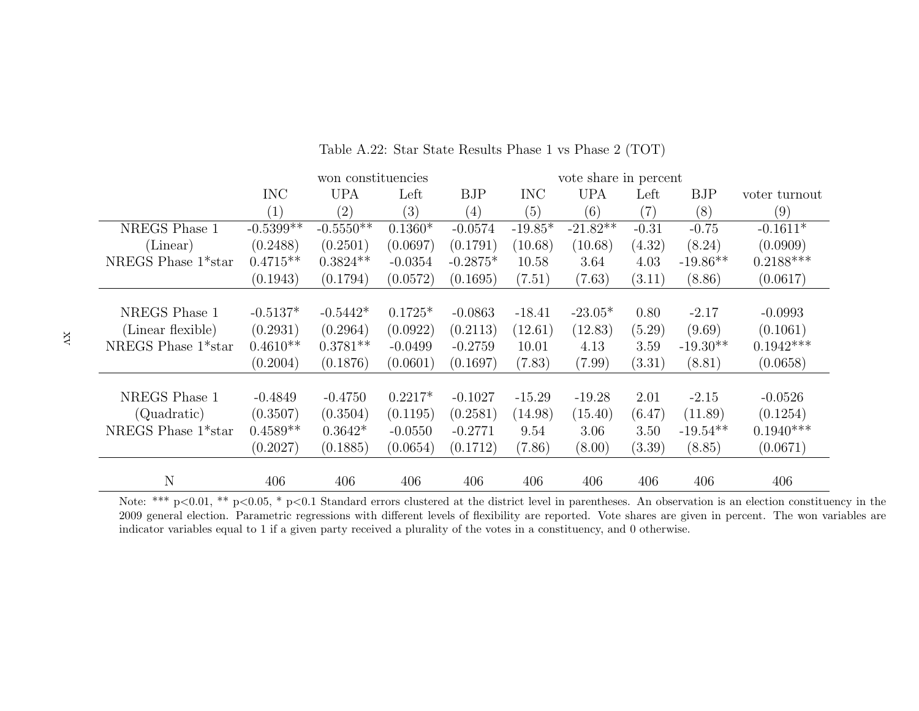Table A.22: Star State Results Phase 1 vs Phase 2 (TOT)

| | won constituencies | | | | vote share in percent | | | | |
|---|---|---|---|---|---|---|---|---|---|
| | INC | UPA | Left | BJP | INC | UPA | Left | BJP | voter turnout |
| | (1) | (2) | (3) | (4) | (5) | (6) | (7) | (8) | (9) |
| NREGS Phase 1 | -0.5399** | -0.5550** | 0.1360* | -0.0574 | -19.85* | -21.82** | -0.31 | -0.75 | -0.1611* |
| (Linear) | (0.2488) | (0.2501) | (0.0697) | (0.1791) | (10.68) | (10.68) | (4.32) | (8.24) | (0.0909) |
| NREGS Phase 1*star | 0.4715** | 0.3824** | -0.0354 | -0.2875* | 10.58 | 3.64 | 4.03 | -19.86** | 0.2188*** |
| | (0.1943) | (0.1794) | (0.0572) | (0.1695) | (7.51) | (7.63) | (3.11) | (8.86) | (0.0617) |
| NREGS Phase 1 | -0.5137* | -0.5442* | 0.1725* | -0.0863 | -18.41 | -23.05* | 0.80 | -2.17 | -0.0993 |
| (Linear flexible) | (0.2931) | (0.2964) | (0.0922) | (0.2113) | (12.61) | (12.83) | (5.29) | (9.69) | (0.1061) |
| NREGS Phase 1*star | 0.4610** | 0.3781** | -0.0499 | -0.2759 | 10.01 | 4.13 | 3.59 | -19.30** | 0.1942*** |
| | (0.2004) | (0.1876) | (0.0601) | (0.1697) | (7.83) | (7.99) | (3.31) | (8.81) | (0.0658) |
| NREGS Phase 1 | -0.4849 | -0.4750 | 0.2217* | -0.1027 | -15.29 | -19.28 | 2.01 | -2.15 | -0.0526 |
| (Quadratic) | (0.3507) | (0.3504) | (0.1195) | (0.2581) | (14.98) | (15.40) | (6.47) | (11.89) | (0.1254) |
| NREGS Phase 1*star | 0.4589** | 0.3642* | -0.0550 | -0.2771 | 9.54 | 3.06 | 3.50 | -19.54** | 0.1940*** |
| | (0.2027) | (0.1885) | (0.0654) | (0.1712) | (7.86) | (8.00) | (3.39) | (8.85) | (0.0671) |
| N | 406 | 406 | 406 | 406 | 406 | 406 | 406 | 406 | 406 |

Note: *** p<0.01, ** p<0.05, * p<0.1 Standard errors clustered at the district level in parentheses. An observation is an election constituency in the 2009 general election. Parametric regressions with different levels of flexibility are reported. Vote shares are given in percent. The won variables are indicator variables equal to 1 if a given party received a plurality of the votes in a constituency, and 0 otherwise.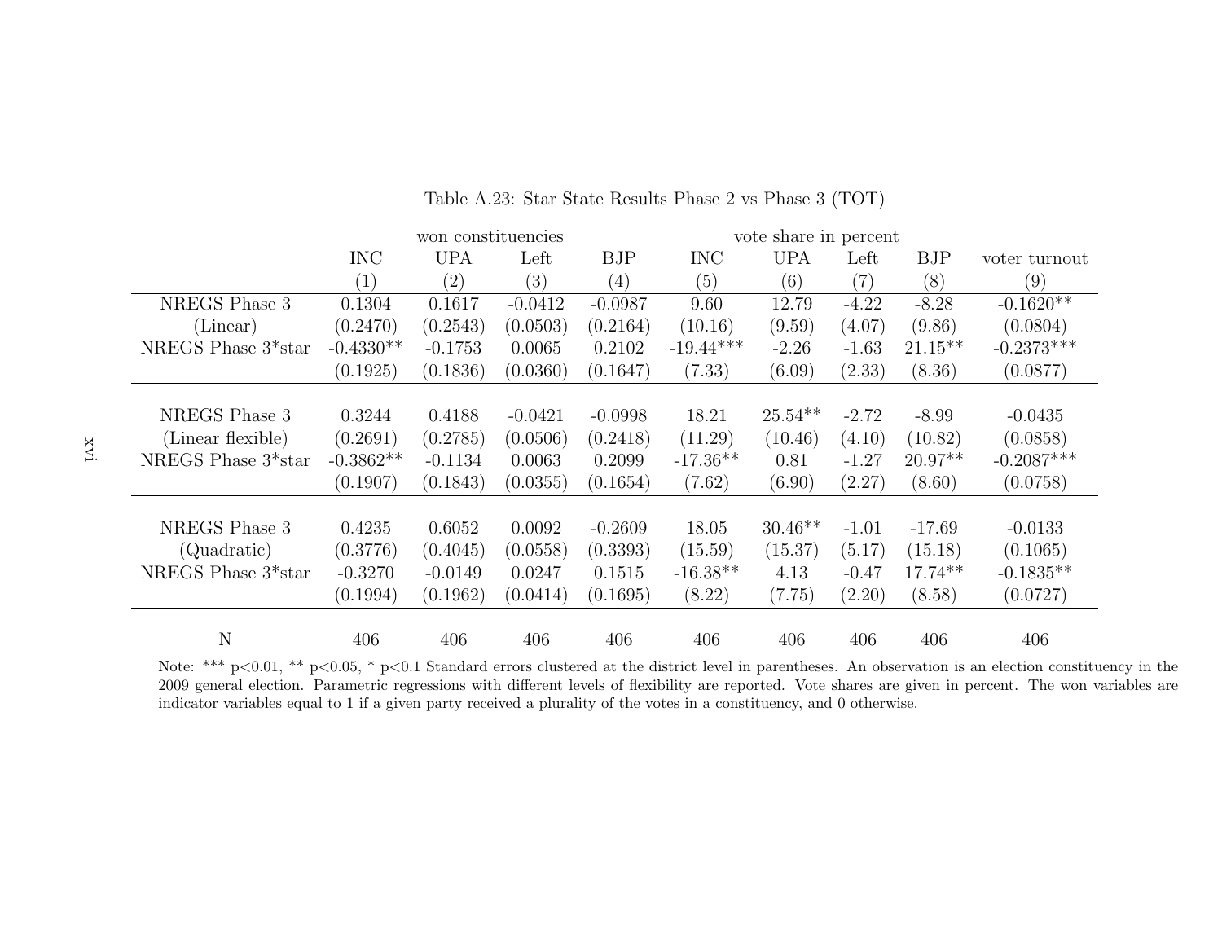Table A.23: Star State Results Phase 2 vs Phase 3 (TOT)

| | won constituencies | | | | vote share in percent | | | | |
|---|---|---|---|---|---|---|---|---|---|
| | INC | UPA | Left | BJP | INC | UPA | Left | BJP | voter turnout |
| | (1) | (2) | (3) | (4) | (5) | (6) | (7) | (8) | (9) |
| NREGS Phase 3 | 0.1304 | 0.1617 | -0.0412 | -0.0987 | 9.60 | 12.79 | -4.22 | -8.28 | -0.1620** |
| (Linear) | (0.2470) | (0.2543) | (0.0503) | (0.2164) | (10.16) | (9.59) | (4.07) | (9.86) | (0.0804) |
| NREGS Phase 3*star | -0.4330** | -0.1753 | 0.0065 | 0.2102 | -19.44*** | -2.26 | -1.63 | 21.15** | -0.2373*** |
| | (0.1925) | (0.1836) | (0.0360) | (0.1647) | (7.33) | (6.09) | (2.33) | (8.36) | (0.0877) |
| NREGS Phase 3 | 0.3244 | 0.4188 | -0.0421 | -0.0998 | 18.21 | 25.54** | -2.72 | -8.99 | -0.0435 |
| (Linear flexible) | (0.2691) | (0.2785) | (0.0506) | (0.2418) | (11.29) | (10.46) | (4.10) | (10.82) | (0.0858) |
| NREGS Phase 3*star | -0.3862** | -0.1134 | 0.0063 | 0.2099 | -17.36** | 0.81 | -1.27 | 20.97** | -0.2087*** |
| | (0.1907) | (0.1843) | (0.0355) | (0.1654) | (7.62) | (6.90) | (2.27) | (8.60) | (0.0758) |
| NREGS Phase 3 | 0.4235 | 0.6052 | 0.0092 | -0.2609 | 18.05 | 30.46** | -1.01 | -17.69 | -0.0133 |
| (Quadratic) | (0.3776) | (0.4045) | (0.0558) | (0.3393) | (15.59) | (15.37) | (5.17) | (15.18) | (0.1065) |
| NREGS Phase 3*star | -0.3270 | -0.0149 | 0.0247 | 0.1515 | -16.38** | 4.13 | -0.47 | 17.74** | -0.1835** |
| | (0.1994) | (0.1962) | (0.0414) | (0.1695) | (8.22) | (7.75) | (2.20) | (8.58) | (0.0727) |
| N | 406 | 406 | 406 | 406 | 406 | 406 | 406 | 406 | 406 |

Note: *** p<0.01, ** p<0.05, * p<0.1 Standard errors clustered at the district level in parentheses. An observation is an election constituency in the 2009 general election. Parametric regressions with different levels of flexibility are reported. Vote shares are given in percent. The won variables are indicator variables equal to 1 if a given party received a plurality of the votes in a constituency, and 0 otherwise.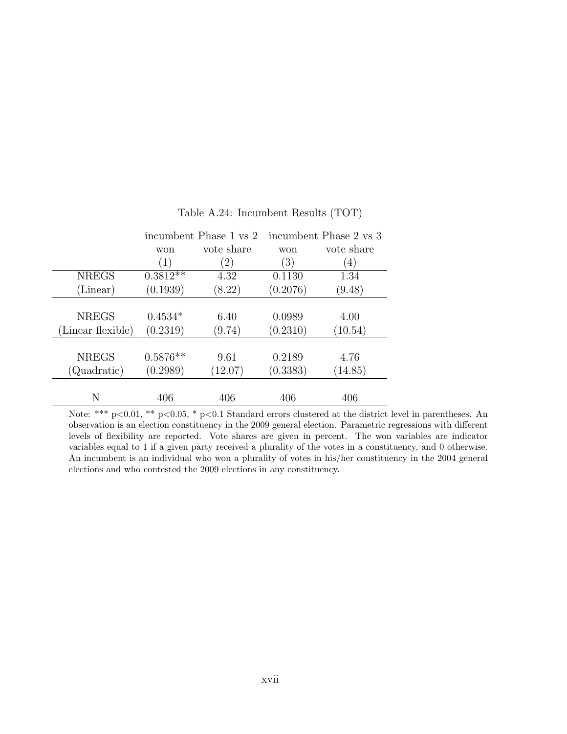Table A.24: Incumbent Results (TOT)

| | incumbent Phase 1 vs 2 | | incumbent Phase 2 vs 3 | |
|---|---|---|---|---|
| | won | vote share | won | vote share |
| | (1) | (2) | (3) | (4) |
| NREGS | 0.3812** | 4.32 | 0.1130 | 1.34 |
| (Linear) | (0.1939) | (8.22) | (0.2076) | (9.48) |
| NREGS | 0.4534* | 6.40 | 0.0989 | 4.00 |
| (Linear flexible) | (0.2319) | (9.74) | (0.2310) | (10.54) |
| NREGS | 0.5876** | 9.61 | 0.2189 | 4.76 |
| (Quadratic) | (0.2989) | (12.07) | (0.3383) | (14.85) |
| N | 406 | 406 | 406 | 406 |

Note: *** p<0.01, ** p<0.05, * p<0.1 Standard errors clustered at the district level in parentheses. An observation is an election constituency in the 2009 general election. Parametric regressions with different levels of flexibility are reported. Vote shares are given in percent. The won variables are indicator variables equal to 1 if a given party received a plurality of the votes in a constituency, and 0 otherwise. An incumbent is an individual who won a plurality of votes in his/her constituency in the 2004 general elections and who contested the 2009 elections in any constituency.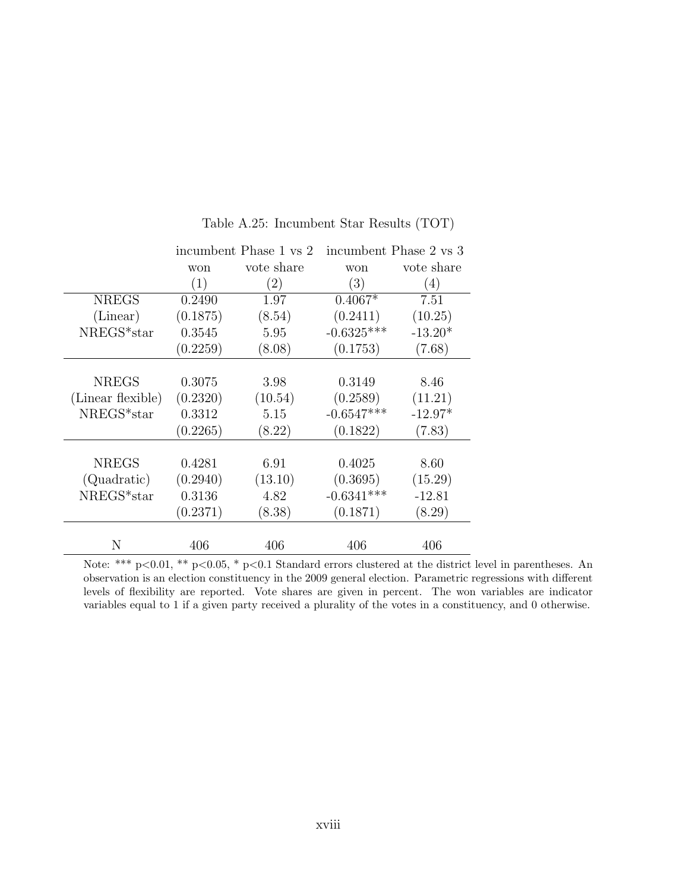Table A.25: Incumbent Star Results (TOT)

| | incumbent Phase 1 vs 2 | | incumbent Phase 2 vs 3 | |
|---|---|---|---|---|
| | won | vote share | won | vote share |
| | (1) | (2) | (3) | (4) |
| NREGS | 0.2490 | 1.97 | 0.4067* | 7.51 |
| (Linear) | (0.1875) | (8.54) | (0.2411) | (10.25) |
| NREGS*star | 0.3545 | 5.95 | -0.6325*** | -13.20* |
| | (0.2259) | (8.08) | (0.1753) | (7.68) |
| NREGS | 0.3075 | 3.98 | 0.3149 | 8.46 |
| (Linear flexible) | (0.2320) | (10.54) | (0.2589) | (11.21) |
| NREGS*star | 0.3312 | 5.15 | -0.6547*** | -12.97* |
| | (0.2265) | (8.22) | (0.1822) | (7.83) |
| NREGS | 0.4281 | 6.91 | 0.4025 | 8.60 |
| (Quadratic) | (0.2940) | (13.10) | (0.3695) | (15.29) |
| NREGS*star | 0.3136 | 4.82 | -0.6341*** | -12.81 |
| | (0.2371) | (8.38) | (0.1871) | (8.29) |
| N | 406 | 406 | 406 | 406 |

Note: *** p<0.01, ** p<0.05, * p<0.1 Standard errors clustered at the district level in parentheses. An observation is an election constituency in the 2009 general election. Parametric regressions with different levels of flexibility are reported. Vote shares are given in percent. The won variables are indicator variables equal to 1 if a given party received a plurality of the votes in a constituency, and 0 otherwise.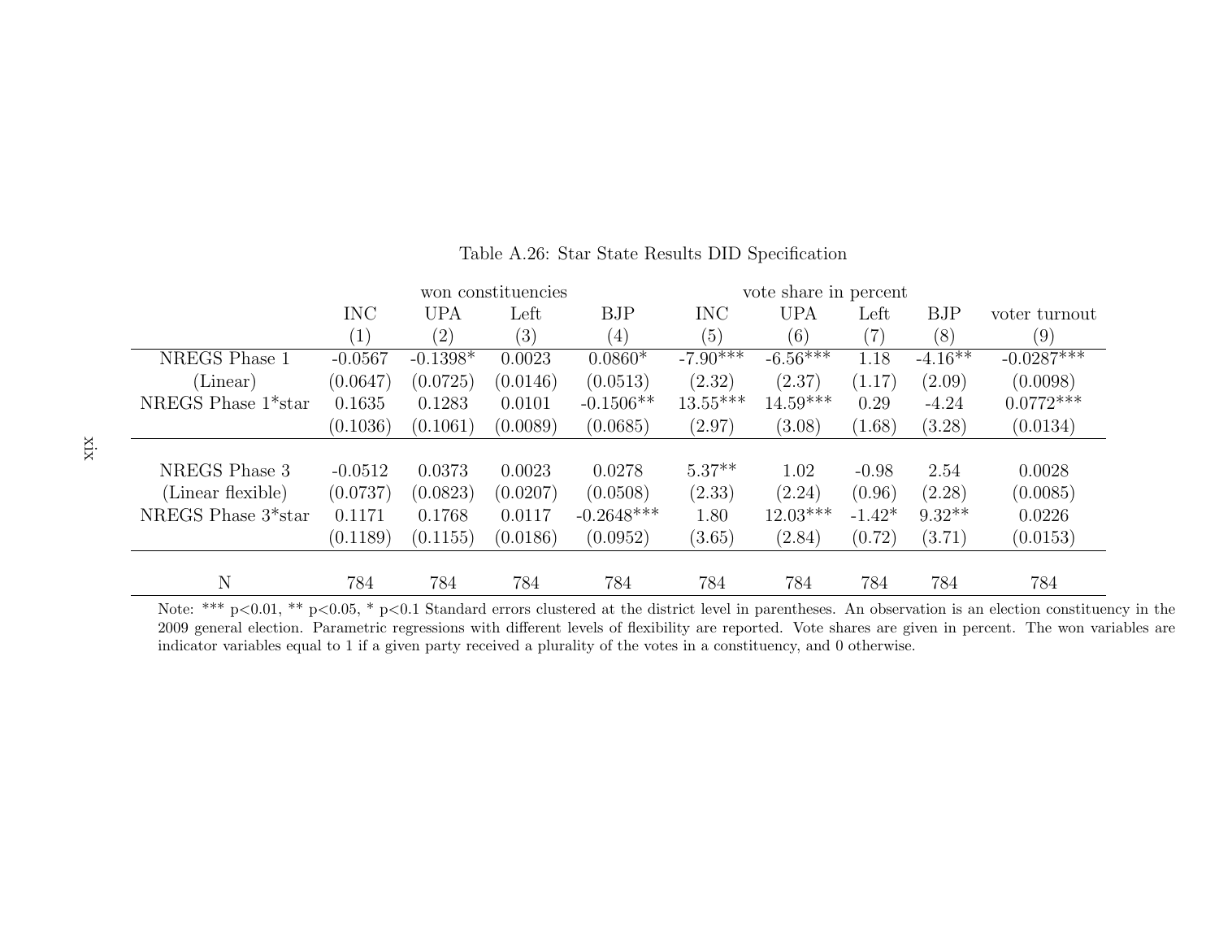Table A.26: Star State Results DID Specification

| | won constituencies | | | | vote share in percent | | | | |
|---|---|---|---|---|---|---|---|---|---|
| | INC | UPA | Left | BJP | INC | UPA | Left | BJP | voter turnout |
| | (1) | (2) | (3) | (4) | (5) | (6) | (7) | (8) | (9) |
| NREGS Phase 1 | -0.0567 | -0.1398* | 0.0023 | 0.0860* | -7.90*** | -6.56*** | 1.18 | -4.16** | -0.0287*** |
| (Linear) | (0.0647) | (0.0725) | (0.0146) | (0.0513) | (2.32) | (2.37) | (1.17) | (2.09) | (0.0098) |
| NREGS Phase 1*star | 0.1635 | 0.1283 | 0.0101 | -0.1506** | 13.55*** | 14.59*** | 0.29 | -4.24 | 0.0772*** |
| | (0.1036) | (0.1061) | (0.0089) | (0.0685) | (2.97) | (3.08) | (1.68) | (3.28) | (0.0134) |
| NREGS Phase 3 | -0.0512 | 0.0373 | 0.0023 | 0.0278 | 5.37** | 1.02 | -0.98 | 2.54 | 0.0028 |
| (Linear flexible) | (0.0737) | (0.0823) | (0.0207) | (0.0508) | (2.33) | (2.24) | (0.96) | (2.28) | (0.0085) |
| NREGS Phase 3*star | 0.1171 | 0.1768 | 0.0117 | -0.2648*** | 1.80 | 12.03*** | -1.42* | 9.32** | 0.0226 |
| | (0.1189) | (0.1155) | (0.0186) | (0.0952) | (3.65) | (2.84) | (0.72) | (3.71) | (0.0153) |
| N | 784 | 784 | 784 | 784 | 784 | 784 | 784 | 784 | 784 |

Note: *** p<0.01, ** p<0.05, * p<0.1 Standard errors clustered at the district level in parentheses. An observation is an election constituency in the 2009 general election. Parametric regressions with different levels of flexibility are reported. Vote shares are given in percent. The won variables are indicator variables equal to 1 if a given party received a plurality of the votes in a constituency, and 0 otherwise.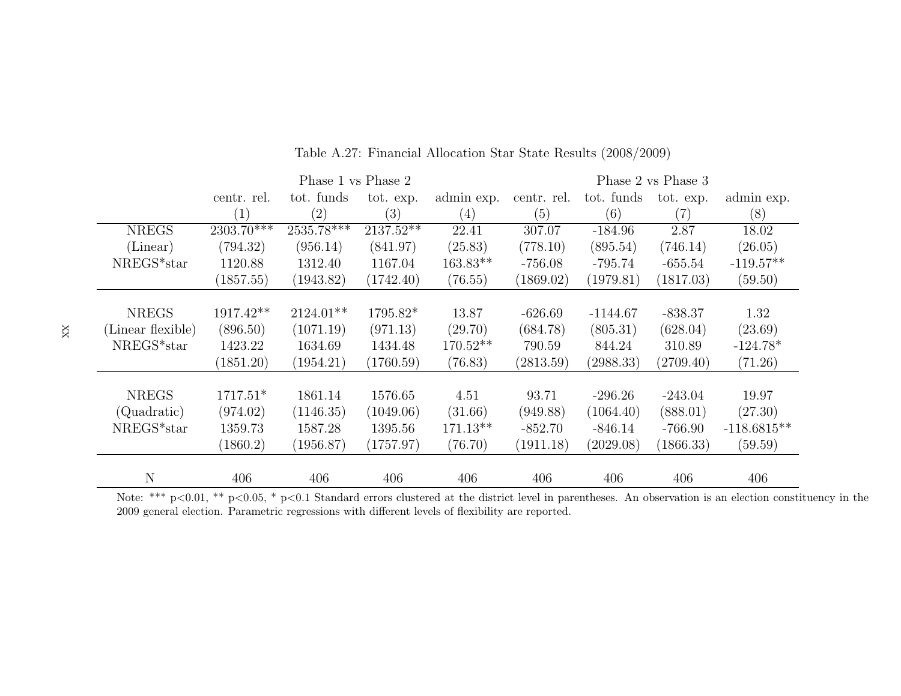Table A.27: Financial Allocation Star State Results (2008/2009)

| | Phase 1 vs Phase 2 | | | | Phase 2 vs Phase 3 | | | |
|---|---|---|---|---|---|---|---|---|
| | centr. rel. | tot. funds | tot. exp. | admin exp. | centr. rel. | tot. funds | tot. exp. | admin exp. |
| | (1) | (2) | (3) | (4) | (5) | (6) | (7) | (8) |
| NREGS | 2303.70*** | 2535.78*** | 2137.52** | 22.41 | 307.07 | -184.96 | 2.87 | 18.02 |
| (Linear) | (794.32) | (956.14) | (841.97) | (25.83) | (778.10) | (895.54) | (746.14) | (26.05) |
| NREGS*star | 1120.88 | 1312.40 | 1167.04 | 163.83** | -756.08 | -795.74 | -655.54 | -119.57** |
| | (1857.55) | (1943.82) | (1742.40) | (76.55) | (1869.02) | (1979.81) | (1817.03) | (59.50) |
| NREGS | 1917.42** | 2124.01** | 1795.82* | 13.87 | -626.69 | -1144.67 | -838.37 | 1.32 |
| (Linear flexible) | (896.50) | (1071.19) | (971.13) | (29.70) | (684.78) | (805.31) | (628.04) | (23.69) |
| NREGS*star | 1423.22 | 1634.69 | 1434.48 | 170.52** | 790.59 | 844.24 | 310.89 | -124.78* |
| | (1851.20) | (1954.21) | (1760.59) | (76.83) | (2813.59) | (2988.33) | (2709.40) | (71.26) |
| NREGS | 1717.51* | 1861.14 | 1576.65 | 4.51 | 93.71 | -296.26 | -243.04 | 19.97 |
| (Quadratic) | (974.02) | (1146.35) | (1049.06) | (31.66) | (949.88) | (1064.40) | (888.01) | (27.30) |
| NREGS*star | 1359.73 | 1587.28 | 1395.56 | 171.13** | -852.70 | -846.14 | -766.90 | -118.6815** |
| | (1860.2) | (1956.87) | (1757.97) | (76.70) | (1911.18) | (2029.08) | (1866.33) | (59.59) |
| N | 406 | 406 | 406 | 406 | 406 | 406 | 406 | 406 |

Note: *** p<0.01, ** p<0.05, * p<0.1 Standard errors clustered at the district level in parentheses. An observation is an election constituency in the 2009 general election. Parametric regressions with different levels of flexibility are reported.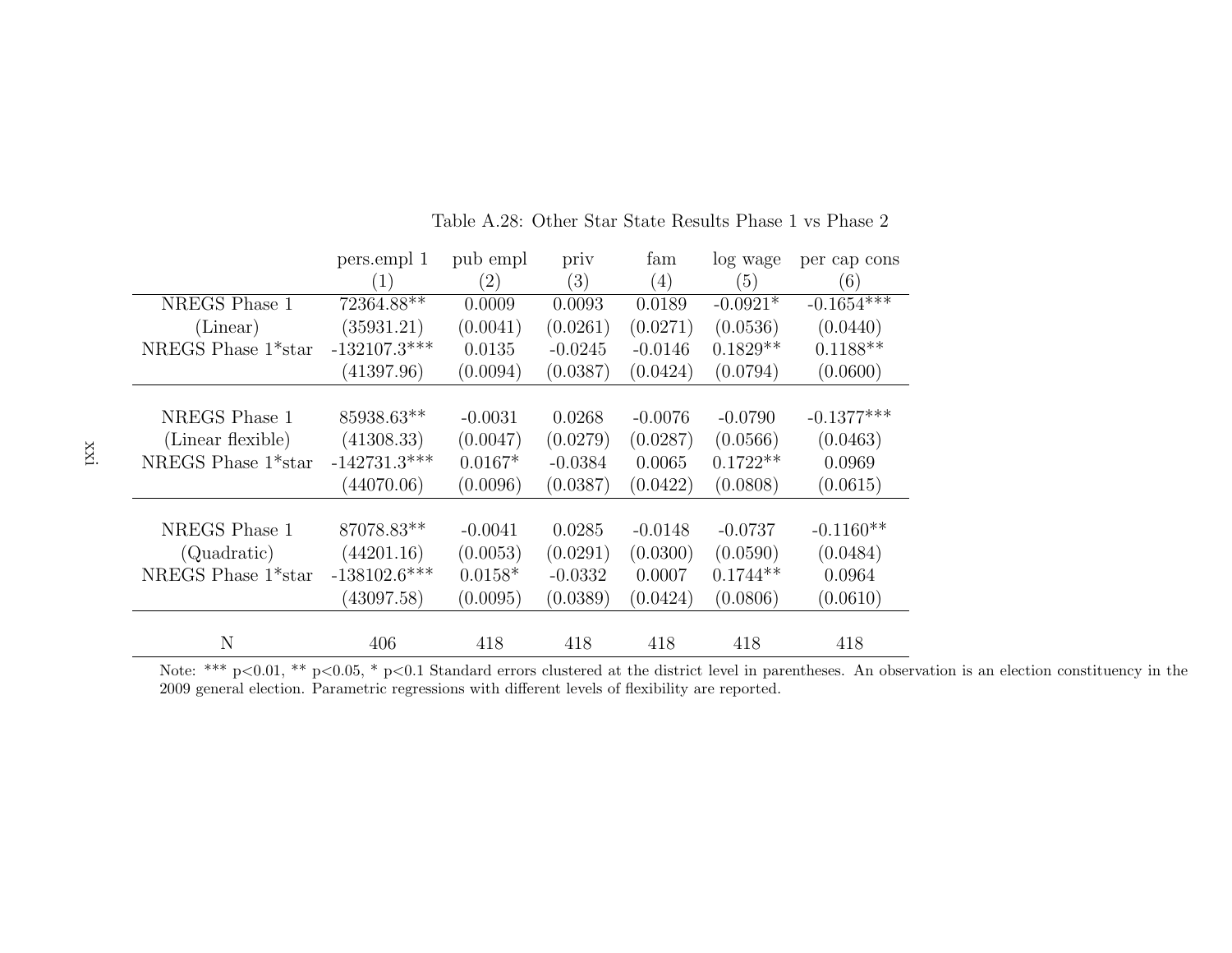Table A.28: Other Star State Results Phase 1 vs Phase 2

| | pers.empl 1 | pub empl | priv | fam | log wage | per cap cons |
|---|---|---|---|---|---|---|
| | (1) | (2) | (3) | (4) | (5) | (6) |
| NREGS Phase 1 | 72364.88** | 0.0009 | 0.0093 | 0.0189 | -0.0921* | -0.1654*** |
| (Linear) | (35931.21) | (0.0041) | (0.0261) | (0.0271) | (0.0536) | (0.0440) |
| NREGS Phase 1*star | -132107.3*** | 0.0135 | -0.0245 | -0.0146 | 0.1829** | 0.1188** |
| | (41397.96) | (0.0094) | (0.0387) | (0.0424) | (0.0794) | (0.0600) |
| NREGS Phase 1 | 85938.63** | -0.0031 | 0.0268 | -0.0076 | -0.0790 | -0.1377*** |
| (Linear flexible) | (41308.33) | (0.0047) | (0.0279) | (0.0287) | (0.0566) | (0.0463) |
| NREGS Phase 1*star | -142731.3*** | 0.0167* | -0.0384 | 0.0065 | 0.1722** | 0.0969 |
| | (44070.06) | (0.0096) | (0.0387) | (0.0422) | (0.0808) | (0.0615) |
| NREGS Phase 1 | 87078.83** | -0.0041 | 0.0285 | -0.0148 | -0.0737 | -0.1160** |
| (Quadratic) | (44201.16) | (0.0053) | (0.0291) | (0.0300) | (0.0590) | (0.0484) |
| NREGS Phase 1*star | -138102.6*** | 0.0158* | -0.0332 | 0.0007 | 0.1744** | 0.0964 |
| | (43097.58) | (0.0095) | (0.0389) | (0.0424) | (0.0806) | (0.0610) |
| N | 406 | 418 | 418 | 418 | 418 | 418 |

Note: *** p<0.01, ** p<0.05, * p<0.1 Standard errors clustered at the district level in parentheses. An observation is an election constituency in the 2009 general election. Parametric regressions with different levels of flexibility are reported.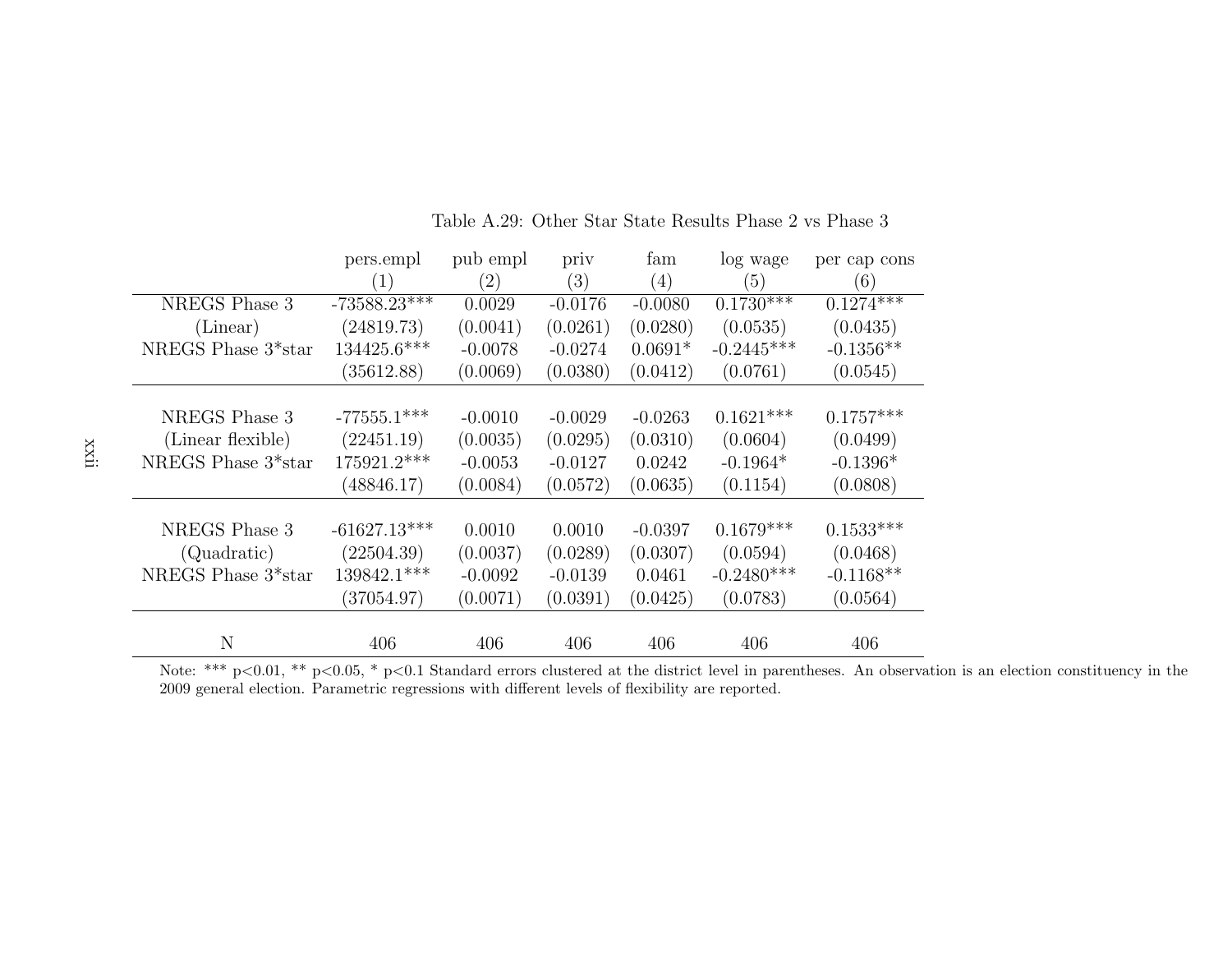Table A.29: Other Star State Results Phase 2 vs Phase 3

| | pers.empl | pub empl | priv | fam | log wage | per cap cons |
|---|---|---|---|---|---|---|
| | (1) | (2) | (3) | (4) | (5) | (6) |
| NREGS Phase 3 | -73588.23*** | 0.0029 | -0.0176 | -0.0080 | 0.1730*** | 0.1274*** |
| (Linear) | (24819.73) | (0.0041) | (0.0261) | (0.0280) | (0.0535) | (0.0435) |
| NREGS Phase 3*star | 134425.6*** | -0.0078 | -0.0274 | 0.0691* | -0.2445*** | -0.1356** |
| | (35612.88) | (0.0069) | (0.0380) | (0.0412) | (0.0761) | (0.0545) |
| NREGS Phase 3 | -77555.1*** | -0.0010 | -0.0029 | -0.0263 | 0.1621*** | 0.1757*** |
| (Linear flexible) | (22451.19) | (0.0035) | (0.0295) | (0.0310) | (0.0604) | (0.0499) |
| NREGS Phase 3*star | 175921.2*** | -0.0053 | -0.0127 | 0.0242 | -0.1964* | -0.1396* |
| | (48846.17) | (0.0084) | (0.0572) | (0.0635) | (0.1154) | (0.0808) |
| NREGS Phase 3 | -61627.13*** | 0.0010 | 0.0010 | -0.0397 | 0.1679*** | 0.1533*** |
| (Quadratic) | (22504.39) | (0.0037) | (0.0289) | (0.0307) | (0.0594) | (0.0468) |
| NREGS Phase 3*star | 139842.1*** | -0.0092 | -0.0139 | 0.0461 | -0.2480*** | -0.1168** |
| | (37054.97) | (0.0071) | (0.0391) | (0.0425) | (0.0783) | (0.0564) |
| N | 406 | 406 | 406 | 406 | 406 | 406 |

Note: *** p<0.01, ** p<0.05, * p<0.1 Standard errors clustered at the district level in parentheses. An observation is an election constituency in the 2009 general election. Parametric regressions with different levels of flexibility are reported.